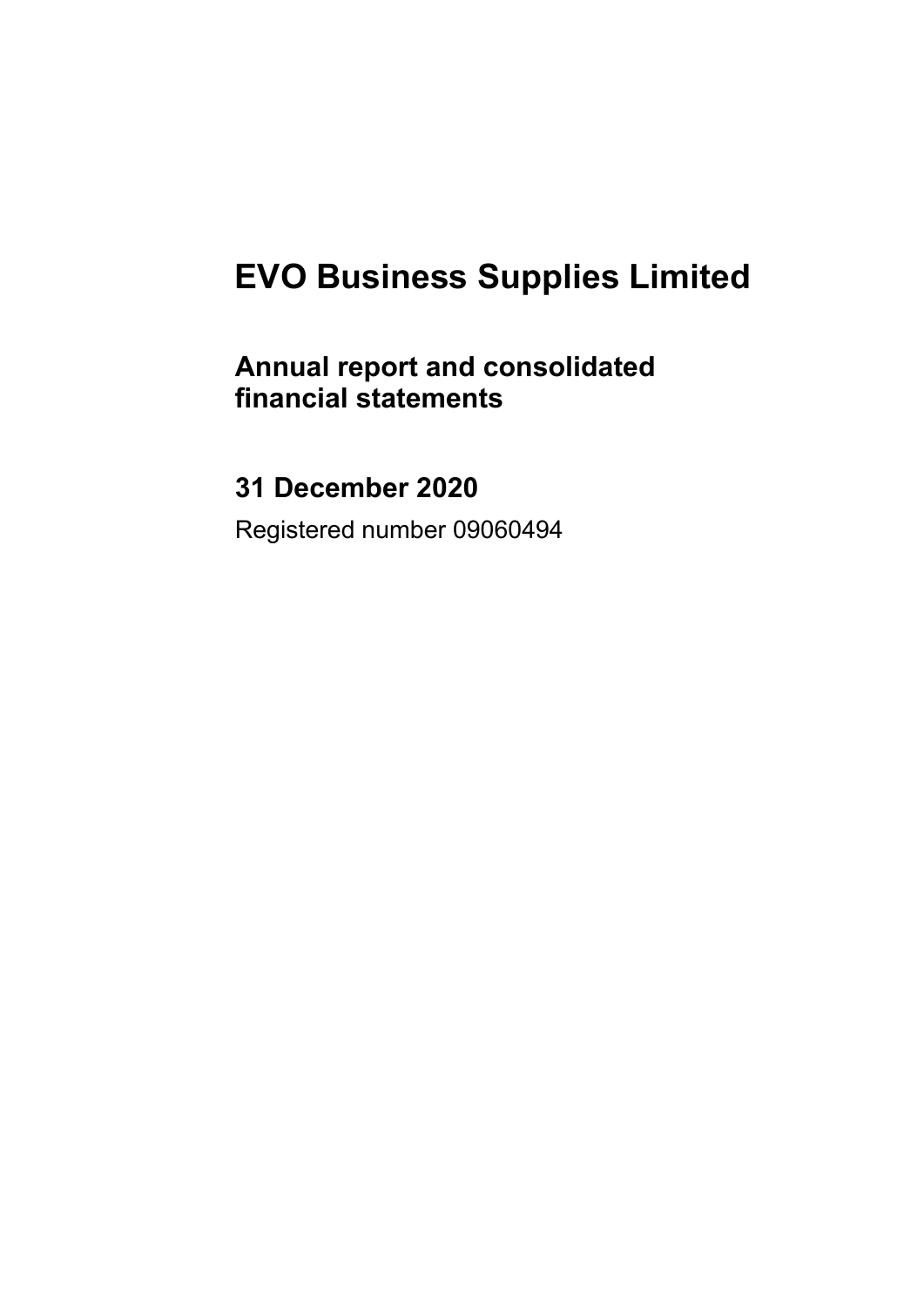# EVO Business Supplies Limited

## Annual report and consolidated financial statements

## 31 December 2020

Registered number 09060494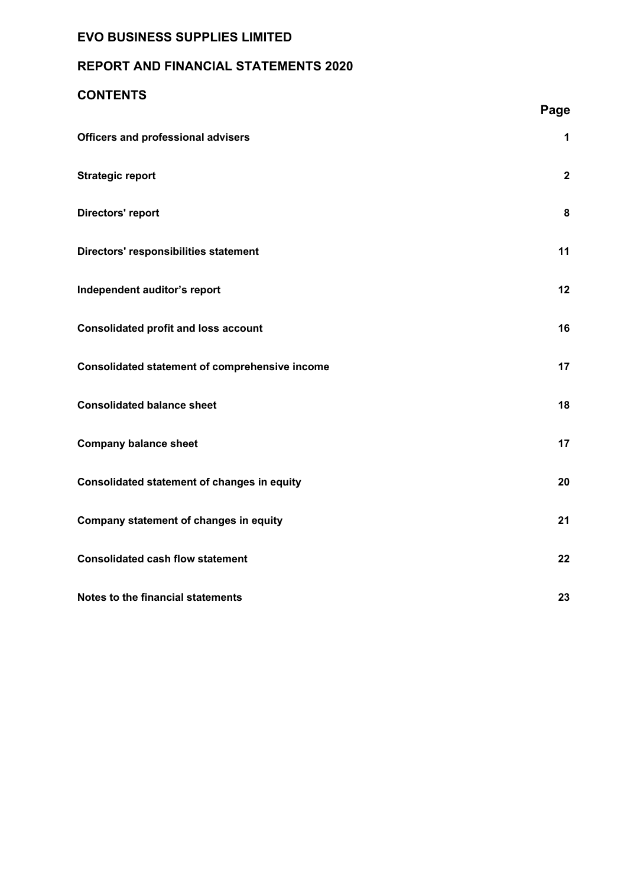# EVO BUSINESS SUPPLIES LIMITED

## REPORT AND FINANCIAL STATEMENTS 2020

## CONTENTS

| | Page |
|---|---|
| **Officers and professional advisers** | **1** |
| **Strategic report** | **2** |
| **Directors' report** | **8** |
| **Directors' responsibilities statement** | **11** |
| **Independent auditor's report** | **12** |
| **Consolidated profit and loss account** | **16** |
| **Consolidated statement of comprehensive income** | **17** |
| **Consolidated balance sheet** | **18** |
| **Company balance sheet** | **17** |
| **Consolidated statement of changes in equity** | **20** |
| **Company statement of changes in equity** | **21** |
| **Consolidated cash flow statement** | **22** |
| **Notes to the financial statements** | **23** |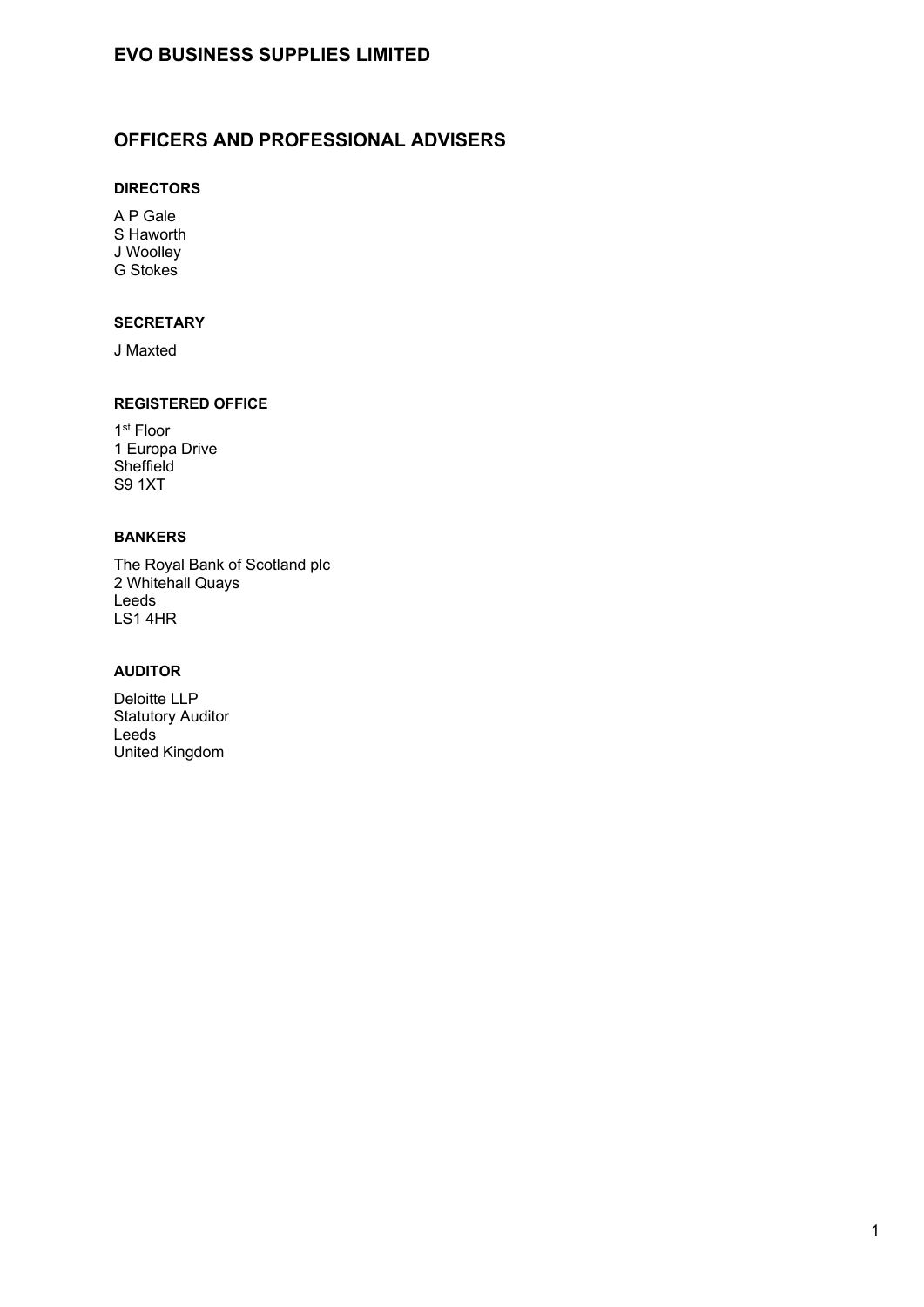# EVO BUSINESS SUPPLIES LIMITED

## OFFICERS AND PROFESSIONAL ADVISERS

### DIRECTORS

A P Gale
S Haworth
J Woolley
G Stokes

### SECRETARY

J Maxted

### REGISTERED OFFICE

1st Floor
1 Europa Drive
Sheffield
S9 1XT

### BANKERS

The Royal Bank of Scotland plc
2 Whitehall Quays
Leeds
LS1 4HR

### AUDITOR

Deloitte LLP
Statutory Auditor
Leeds
United Kingdom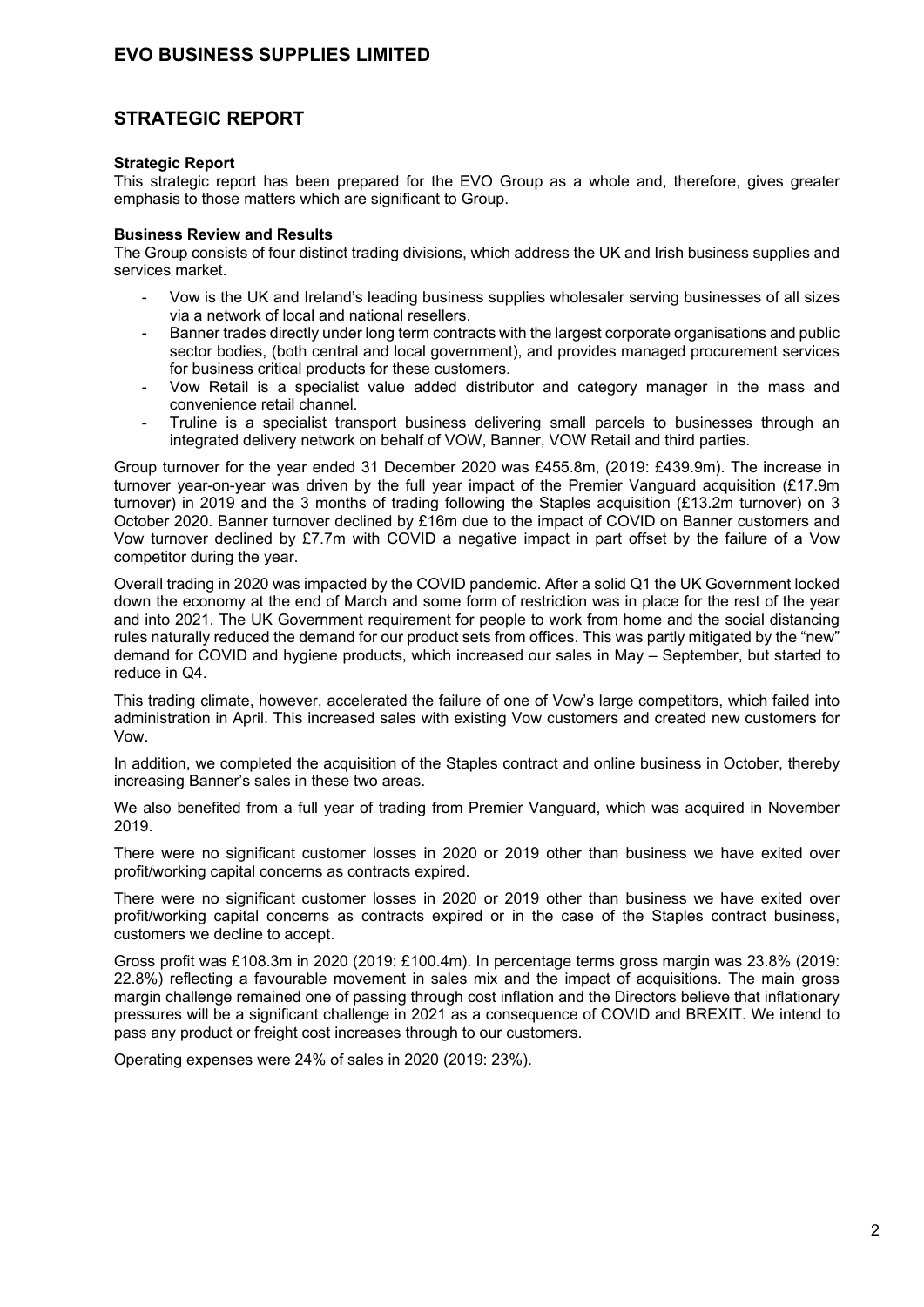# EVO BUSINESS SUPPLIES LIMITED

## STRATEGIC REPORT

**Strategic Report**
This strategic report has been prepared for the EVO Group as a whole and, therefore, gives greater emphasis to those matters which are significant to Group.

**Business Review and Results**
The Group consists of four distinct trading divisions, which address the UK and Irish business supplies and services market.

- Vow is the UK and Ireland's leading business supplies wholesaler serving businesses of all sizes via a network of local and national resellers.
- Banner trades directly under long term contracts with the largest corporate organisations and public sector bodies, (both central and local government), and provides managed procurement services for business critical products for these customers.
- Vow Retail is a specialist value added distributor and category manager in the mass and convenience retail channel.
- Truline is a specialist transport business delivering small parcels to businesses through an integrated delivery network on behalf of VOW, Banner, VOW Retail and third parties.

Group turnover for the year ended 31 December 2020 was £455.8m, (2019: £439.9m). The increase in turnover year-on-year was driven by the full year impact of the Premier Vanguard acquisition (£17.9m turnover) in 2019 and the 3 months of trading following the Staples acquisition (£13.2m turnover) on 3 October 2020. Banner turnover declined by £16m due to the impact of COVID on Banner customers and Vow turnover declined by £7.7m with COVID a negative impact in part offset by the failure of a Vow competitor during the year.

Overall trading in 2020 was impacted by the COVID pandemic. After a solid Q1 the UK Government locked down the economy at the end of March and some form of restriction was in place for the rest of the year and into 2021. The UK Government requirement for people to work from home and the social distancing rules naturally reduced the demand for our product sets from offices. This was partly mitigated by the "new" demand for COVID and hygiene products, which increased our sales in May – September, but started to reduce in Q4.

This trading climate, however, accelerated the failure of one of Vow's large competitors, which failed into administration in April. This increased sales with existing Vow customers and created new customers for Vow.

In addition, we completed the acquisition of the Staples contract and online business in October, thereby increasing Banner's sales in these two areas.

We also benefited from a full year of trading from Premier Vanguard, which was acquired in November 2019.

There were no significant customer losses in 2020 or 2019 other than business we have exited over profit/working capital concerns as contracts expired.

There were no significant customer losses in 2020 or 2019 other than business we have exited over profit/working capital concerns as contracts expired or in the case of the Staples contract business, customers we decline to accept.

Gross profit was £108.3m in 2020 (2019: £100.4m). In percentage terms gross margin was 23.8% (2019: 22.8%) reflecting a favourable movement in sales mix and the impact of acquisitions. The main gross margin challenge remained one of passing through cost inflation and the Directors believe that inflationary pressures will be a significant challenge in 2021 as a consequence of COVID and BREXIT. We intend to pass any product or freight cost increases through to our customers.

Operating expenses were 24% of sales in 2020 (2019: 23%).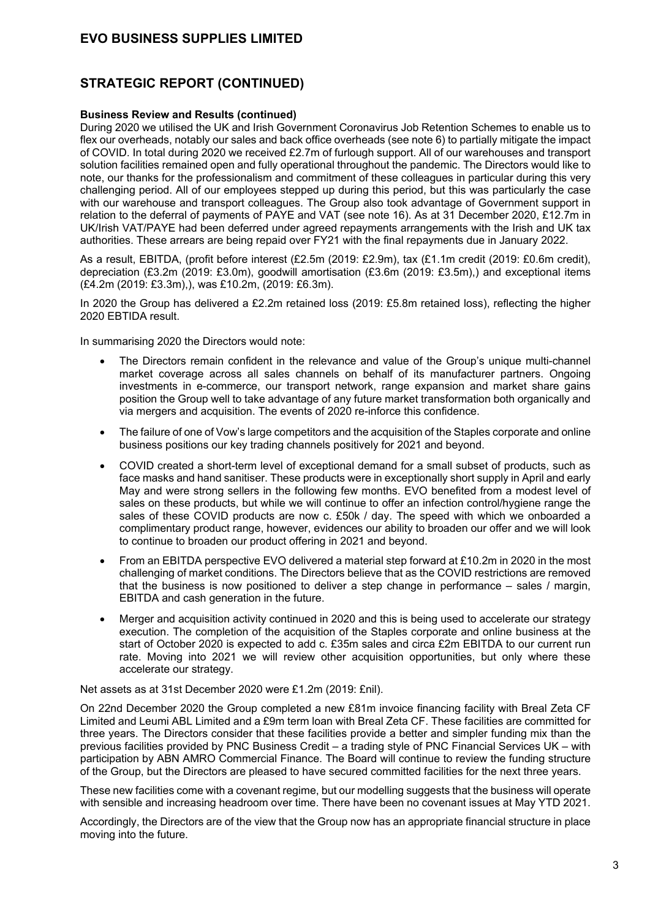# EVO BUSINESS SUPPLIES LIMITED

## STRATEGIC REPORT (CONTINUED)

**Business Review and Results (continued)**

During 2020 we utilised the UK and Irish Government Coronavirus Job Retention Schemes to enable us to flex our overheads, notably our sales and back office overheads (see note 6) to partially mitigate the impact of COVID. In total during 2020 we received £2.7m of furlough support. All of our warehouses and transport solution facilities remained open and fully operational throughout the pandemic. The Directors would like to note, our thanks for the professionalism and commitment of these colleagues in particular during this very challenging period. All of our employees stepped up during this period, but this was particularly the case with our warehouse and transport colleagues. The Group also took advantage of Government support in relation to the deferral of payments of PAYE and VAT (see note 16). As at 31 December 2020, £12.7m in UK/Irish VAT/PAYE had been deferred under agreed repayments arrangements with the Irish and UK tax authorities. These arrears are being repaid over FY21 with the final repayments due in January 2022.

As a result, EBITDA, (profit before interest (£2.5m (2019: £2.9m), tax (£1.1m credit (2019: £0.6m credit), depreciation (£3.2m (2019: £3.0m), goodwill amortisation (£3.6m (2019: £3.5m),) and exceptional items (£4.2m (2019: £3.3m),), was £10.2m, (2019: £6.3m).

In 2020 the Group has delivered a £2.2m retained loss (2019: £5.8m retained loss), reflecting the higher 2020 EBTIDA result.

In summarising 2020 the Directors would note:

- The Directors remain confident in the relevance and value of the Group's unique multi-channel market coverage across all sales channels on behalf of its manufacturer partners. Ongoing investments in e-commerce, our transport network, range expansion and market share gains position the Group well to take advantage of any future market transformation both organically and via mergers and acquisition. The events of 2020 re-inforce this confidence.
- The failure of one of Vow's large competitors and the acquisition of the Staples corporate and online business positions our key trading channels positively for 2021 and beyond.
- COVID created a short-term level of exceptional demand for a small subset of products, such as face masks and hand sanitiser. These products were in exceptionally short supply in April and early May and were strong sellers in the following few months. EVO benefited from a modest level of sales on these products, but while we will continue to offer an infection control/hygiene range the sales of these COVID products are now c. £50k / day. The speed with which we onboarded a complimentary product range, however, evidences our ability to broaden our offer and we will look to continue to broaden our product offering in 2021 and beyond.
- From an EBITDA perspective EVO delivered a material step forward at £10.2m in 2020 in the most challenging of market conditions. The Directors believe that as the COVID restrictions are removed that the business is now positioned to deliver a step change in performance – sales / margin, EBITDA and cash generation in the future.
- Merger and acquisition activity continued in 2020 and this is being used to accelerate our strategy execution. The completion of the acquisition of the Staples corporate and online business at the start of October 2020 is expected to add c. £35m sales and circa £2m EBITDA to our current run rate. Moving into 2021 we will review other acquisition opportunities, but only where these accelerate our strategy.

Net assets as at 31st December 2020 were £1.2m (2019: £nil).

On 22nd December 2020 the Group completed a new £81m invoice financing facility with Breal Zeta CF Limited and Leumi ABL Limited and a £9m term loan with Breal Zeta CF. These facilities are committed for three years. The Directors consider that these facilities provide a better and simpler funding mix than the previous facilities provided by PNC Business Credit – a trading style of PNC Financial Services UK – with participation by ABN AMRO Commercial Finance. The Board will continue to review the funding structure of the Group, but the Directors are pleased to have secured committed facilities for the next three years.

These new facilities come with a covenant regime, but our modelling suggests that the business will operate with sensible and increasing headroom over time. There have been no covenant issues at May YTD 2021.

Accordingly, the Directors are of the view that the Group now has an appropriate financial structure in place moving into the future.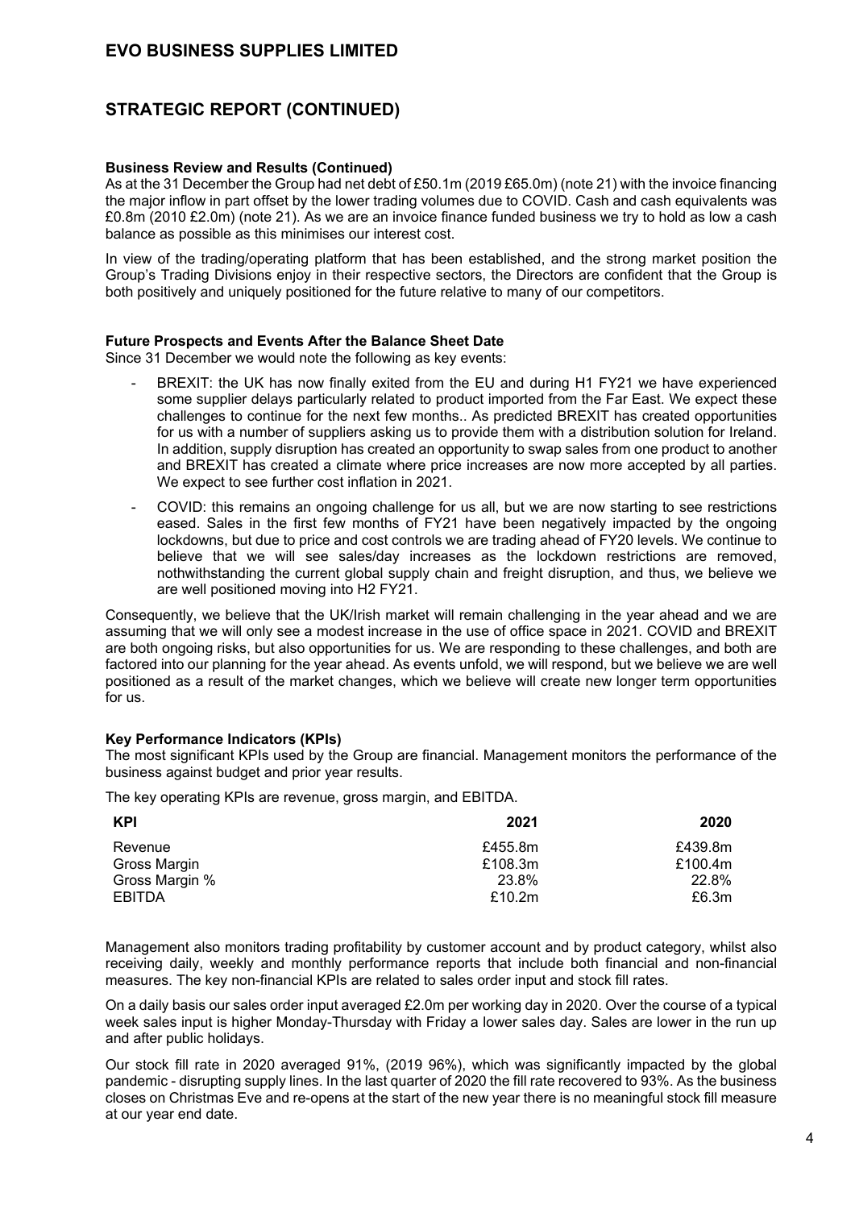# EVO BUSINESS SUPPLIES LIMITED

## STRATEGIC REPORT (CONTINUED)

**Business Review and Results (Continued)**

As at the 31 December the Group had net debt of £50.1m (2019 £65.0m) (note 21) with the invoice financing the major inflow in part offset by the lower trading volumes due to COVID. Cash and cash equivalents was £0.8m (2010 £2.0m) (note 21). As we are an invoice finance funded business we try to hold as low a cash balance as possible as this minimises our interest cost.

In view of the trading/operating platform that has been established, and the strong market position the Group's Trading Divisions enjoy in their respective sectors, the Directors are confident that the Group is both positively and uniquely positioned for the future relative to many of our competitors.

**Future Prospects and Events After the Balance Sheet Date**

Since 31 December we would note the following as key events:

- BREXIT: the UK has now finally exited from the EU and during H1 FY21 we have experienced some supplier delays particularly related to product imported from the Far East. We expect these challenges to continue for the next few months.. As predicted BREXIT has created opportunities for us with a number of suppliers asking us to provide them with a distribution solution for Ireland. In addition, supply disruption has created an opportunity to swap sales from one product to another and BREXIT has created a climate where price increases are now more accepted by all parties. We expect to see further cost inflation in 2021.
- COVID: this remains an ongoing challenge for us all, but we are now starting to see restrictions eased. Sales in the first few months of FY21 have been negatively impacted by the ongoing lockdowns, but due to price and cost controls we are trading ahead of FY20 levels. We continue to believe that we will see sales/day increases as the lockdown restrictions are removed, nothwithstanding the current global supply chain and freight disruption, and thus, we believe we are well positioned moving into H2 FY21.

Consequently, we believe that the UK/Irish market will remain challenging in the year ahead and we are assuming that we will only see a modest increase in the use of office space in 2021. COVID and BREXIT are both ongoing risks, but also opportunities for us. We are responding to these challenges, and both are factored into our planning for the year ahead. As events unfold, we will respond, but we believe we are well positioned as a result of the market changes, which we believe will create new longer term opportunities for us.

**Key Performance Indicators (KPIs)**

The most significant KPIs used by the Group are financial. Management monitors the performance of the business against budget and prior year results.

The key operating KPIs are revenue, gross margin, and EBITDA.

| KPI | 2021 | 2020 |
|---|---|---|
| Revenue | £455.8m | £439.8m |
| Gross Margin | £108.3m | £100.4m |
| Gross Margin % | 23.8% | 22.8% |
| EBITDA | £10.2m | £6.3m |

Management also monitors trading profitability by customer account and by product category, whilst also receiving daily, weekly and monthly performance reports that include both financial and non-financial measures. The key non-financial KPIs are related to sales order input and stock fill rates.

On a daily basis our sales order input averaged £2.0m per working day in 2020. Over the course of a typical week sales input is higher Monday-Thursday with Friday a lower sales day. Sales are lower in the run up and after public holidays.

Our stock fill rate in 2020 averaged 91%, (2019 96%), which was significantly impacted by the global pandemic - disrupting supply lines. In the last quarter of 2020 the fill rate recovered to 93%. As the business closes on Christmas Eve and re-opens at the start of the new year there is no meaningful stock fill measure at our year end date.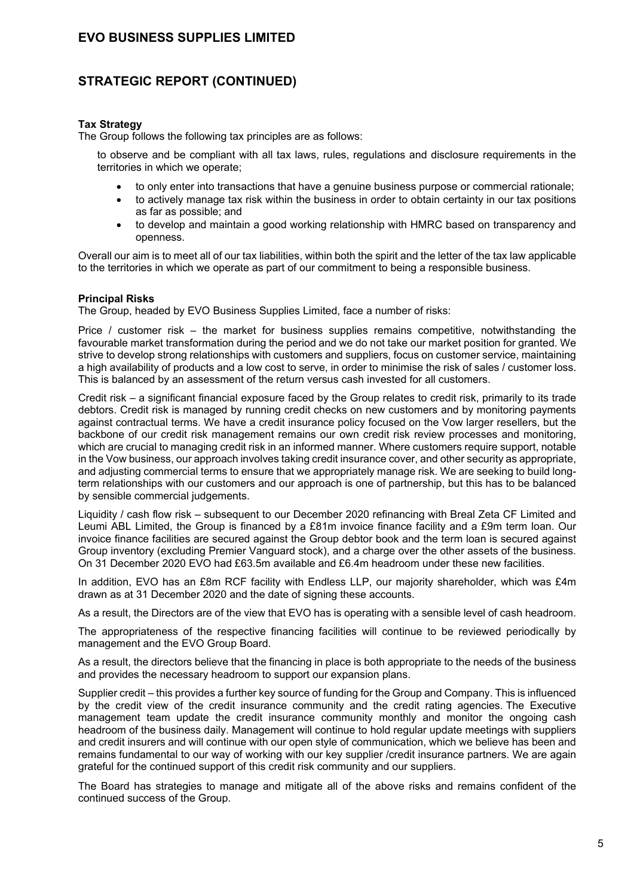## STRATEGIC REPORT (CONTINUED)

**Tax Strategy**

The Group follows the following tax principles are as follows:

to observe and be compliant with all tax laws, rules, regulations and disclosure requirements in the territories in which we operate;

- to only enter into transactions that have a genuine business purpose or commercial rationale;
- to actively manage tax risk within the business in order to obtain certainty in our tax positions as far as possible; and
- to develop and maintain a good working relationship with HMRC based on transparency and openness.

Overall our aim is to meet all of our tax liabilities, within both the spirit and the letter of the tax law applicable to the territories in which we operate as part of our commitment to being a responsible business.

**Principal Risks**

The Group, headed by EVO Business Supplies Limited, face a number of risks:

Price / customer risk – the market for business supplies remains competitive, notwithstanding the favourable market transformation during the period and we do not take our market position for granted. We strive to develop strong relationships with customers and suppliers, focus on customer service, maintaining a high availability of products and a low cost to serve, in order to minimise the risk of sales / customer loss. This is balanced by an assessment of the return versus cash invested for all customers.

Credit risk – a significant financial exposure faced by the Group relates to credit risk, primarily to its trade debtors. Credit risk is managed by running credit checks on new customers and by monitoring payments against contractual terms. We have a credit insurance policy focused on the Vow larger resellers, but the backbone of our credit risk management remains our own credit risk review processes and monitoring, which are crucial to managing credit risk in an informed manner. Where customers require support, notable in the Vow business, our approach involves taking credit insurance cover, and other security as appropriate, and adjusting commercial terms to ensure that we appropriately manage risk. We are seeking to build long-term relationships with our customers and our approach is one of partnership, but this has to be balanced by sensible commercial judgements.

Liquidity / cash flow risk – subsequent to our December 2020 refinancing with Breal Zeta CF Limited and Leumi ABL Limited, the Group is financed by a £81m invoice finance facility and a £9m term loan. Our invoice finance facilities are secured against the Group debtor book and the term loan is secured against Group inventory (excluding Premier Vanguard stock), and a charge over the other assets of the business. On 31 December 2020 EVO had £63.5m available and £6.4m headroom under these new facilities.

In addition, EVO has an £8m RCF facility with Endless LLP, our majority shareholder, which was £4m drawn as at 31 December 2020 and the date of signing these accounts.

As a result, the Directors are of the view that EVO has is operating with a sensible level of cash headroom.

The appropriateness of the respective financing facilities will continue to be reviewed periodically by management and the EVO Group Board.

As a result, the directors believe that the financing in place is both appropriate to the needs of the business and provides the necessary headroom to support our expansion plans.

Supplier credit – this provides a further key source of funding for the Group and Company. This is influenced by the credit view of the credit insurance community and the credit rating agencies. The Executive management team update the credit insurance community monthly and monitor the ongoing cash headroom of the business daily. Management will continue to hold regular update meetings with suppliers and credit insurers and will continue with our open style of communication, which we believe has been and remains fundamental to our way of working with our key supplier /credit insurance partners. We are again grateful for the continued support of this credit risk community and our suppliers.

The Board has strategies to manage and mitigate all of the above risks and remains confident of the continued success of the Group.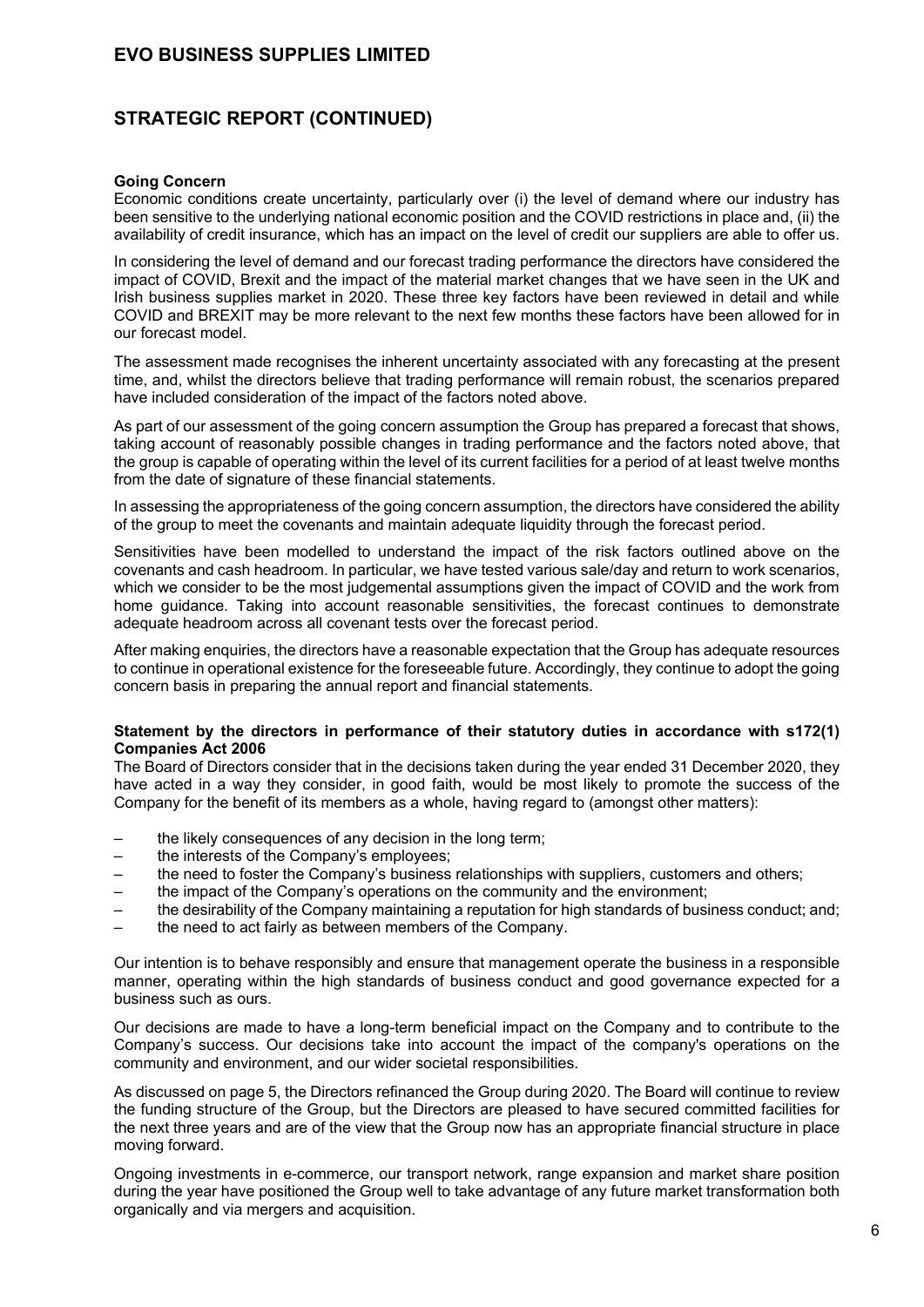**Going Concern**

Economic conditions create uncertainty, particularly over (i) the level of demand where our industry has been sensitive to the underlying national economic position and the COVID restrictions in place and, (ii) the availability of credit insurance, which has an impact on the level of credit our suppliers are able to offer us.

In considering the level of demand and our forecast trading performance the directors have considered the impact of COVID, Brexit and the impact of the material market changes that we have seen in the UK and Irish business supplies market in 2020. These three key factors have been reviewed in detail and while COVID and BREXIT may be more relevant to the next few months these factors have been allowed for in our forecast model.

The assessment made recognises the inherent uncertainty associated with any forecasting at the present time, and, whilst the directors believe that trading performance will remain robust, the scenarios prepared have included consideration of the impact of the factors noted above.

As part of our assessment of the going concern assumption the Group has prepared a forecast that shows, taking account of reasonably possible changes in trading performance and the factors noted above, that the group is capable of operating within the level of its current facilities for a period of at least twelve months from the date of signature of these financial statements.

In assessing the appropriateness of the going concern assumption, the directors have considered the ability of the group to meet the covenants and maintain adequate liquidity through the forecast period.

Sensitivities have been modelled to understand the impact of the risk factors outlined above on the covenants and cash headroom. In particular, we have tested various sale/day and return to work scenarios, which we consider to be the most judgemental assumptions given the impact of COVID and the work from home guidance. Taking into account reasonable sensitivities, the forecast continues to demonstrate adequate headroom across all covenant tests over the forecast period.

After making enquiries, the directors have a reasonable expectation that the Group has adequate resources to continue in operational existence for the foreseeable future. Accordingly, they continue to adopt the going concern basis in preparing the annual report and financial statements.

**Statement by the directors in performance of their statutory duties in accordance with s172(1) Companies Act 2006**

The Board of Directors consider that in the decisions taken during the year ended 31 December 2020, they have acted in a way they consider, in good faith, would be most likely to promote the success of the Company for the benefit of its members as a whole, having regard to (amongst other matters):

- the likely consequences of any decision in the long term;
- the interests of the Company's employees;
- the need to foster the Company's business relationships with suppliers, customers and others;
- the impact of the Company's operations on the community and the environment;
- the desirability of the Company maintaining a reputation for high standards of business conduct; and;
- the need to act fairly as between members of the Company.

Our intention is to behave responsibly and ensure that management operate the business in a responsible manner, operating within the high standards of business conduct and good governance expected for a business such as ours.

Our decisions are made to have a long-term beneficial impact on the Company and to contribute to the Company's success. Our decisions take into account the impact of the company's operations on the community and environment, and our wider societal responsibilities.

As discussed on page 5, the Directors refinanced the Group during 2020. The Board will continue to review the funding structure of the Group, but the Directors are pleased to have secured committed facilities for the next three years and are of the view that the Group now has an appropriate financial structure in place moving forward.

Ongoing investments in e-commerce, our transport network, range expansion and market share position during the year have positioned the Group well to take advantage of any future market transformation both organically and via mergers and acquisition.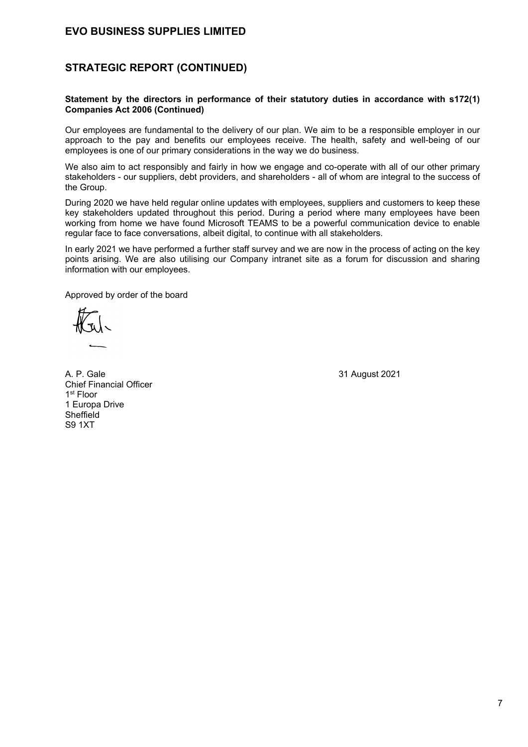# EVO BUSINESS SUPPLIES LIMITED

## STRATEGIC REPORT (CONTINUED)

**Statement by the directors in performance of their statutory duties in accordance with s172(1) Companies Act 2006 (Continued)**

Our employees are fundamental to the delivery of our plan. We aim to be a responsible employer in our approach to the pay and benefits our employees receive. The health, safety and well-being of our employees is one of our primary considerations in the way we do business.

We also aim to act responsibly and fairly in how we engage and co-operate with all of our other primary stakeholders - our suppliers, debt providers, and shareholders - all of whom are integral to the success of the Group.

During 2020 we have held regular online updates with employees, suppliers and customers to keep these key stakeholders updated throughout this period. During a period where many employees have been working from home we have found Microsoft TEAMS to be a powerful communication device to enable regular face to face conversations, albeit digital, to continue with all stakeholders.

In early 2021 we have performed a further staff survey and we are now in the process of acting on the key points arising. We are also utilising our Company intranet site as a forum for discussion and sharing information with our employees.

Approved by order of the board

A. P. Gale
Chief Financial Officer
1st Floor
1 Europa Drive
Sheffield
S9 1XT

31 August 2021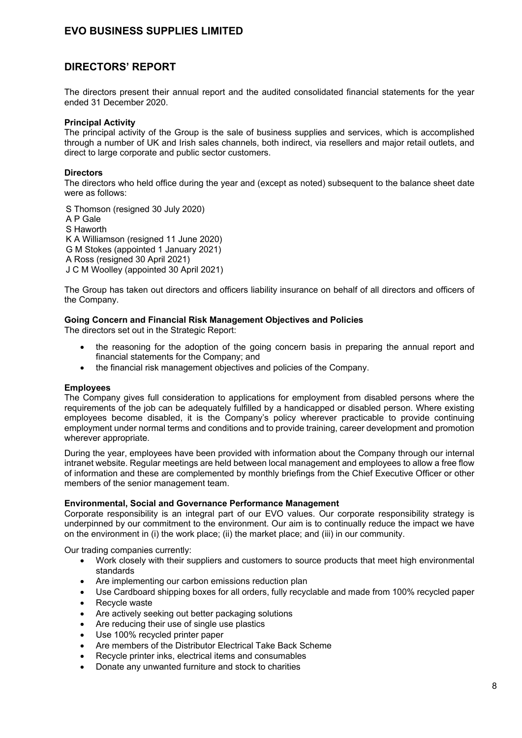# EVO BUSINESS SUPPLIES LIMITED

## DIRECTORS' REPORT

The directors present their annual report and the audited consolidated financial statements for the year ended 31 December 2020.

**Principal Activity**

The principal activity of the Group is the sale of business supplies and services, which is accomplished through a number of UK and Irish sales channels, both indirect, via resellers and major retail outlets, and direct to large corporate and public sector customers.

**Directors**

The directors who held office during the year and (except as noted) subsequent to the balance sheet date were as follows:

S Thomson (resigned 30 July 2020)
A P Gale
S Haworth
K A Williamson (resigned 11 June 2020)
G M Stokes (appointed 1 January 2021)
A Ross (resigned 30 April 2021)
J C M Woolley (appointed 30 April 2021)

The Group has taken out directors and officers liability insurance on behalf of all directors and officers of the Company.

**Going Concern and Financial Risk Management Objectives and Policies**

The directors set out in the Strategic Report:

- the reasoning for the adoption of the going concern basis in preparing the annual report and financial statements for the Company; and
- the financial risk management objectives and policies of the Company.

**Employees**

The Company gives full consideration to applications for employment from disabled persons where the requirements of the job can be adequately fulfilled by a handicapped or disabled person. Where existing employees become disabled, it is the Company's policy wherever practicable to provide continuing employment under normal terms and conditions and to provide training, career development and promotion wherever appropriate.

During the year, employees have been provided with information about the Company through our internal intranet website. Regular meetings are held between local management and employees to allow a free flow of information and these are complemented by monthly briefings from the Chief Executive Officer or other members of the senior management team.

**Environmental, Social and Governance Performance Management**

Corporate responsibility is an integral part of our EVO values. Our corporate responsibility strategy is underpinned by our commitment to the environment. Our aim is to continually reduce the impact we have on the environment in (i) the work place; (ii) the market place; and (iii) in our community.

Our trading companies currently:

- Work closely with their suppliers and customers to source products that meet high environmental standards
- Are implementing our carbon emissions reduction plan
- Use Cardboard shipping boxes for all orders, fully recyclable and made from 100% recycled paper
- Recycle waste
- Are actively seeking out better packaging solutions
- Are reducing their use of single use plastics
- Use 100% recycled printer paper
- Are members of the Distributor Electrical Take Back Scheme
- Recycle printer inks, electrical items and consumables
- Donate any unwanted furniture and stock to charities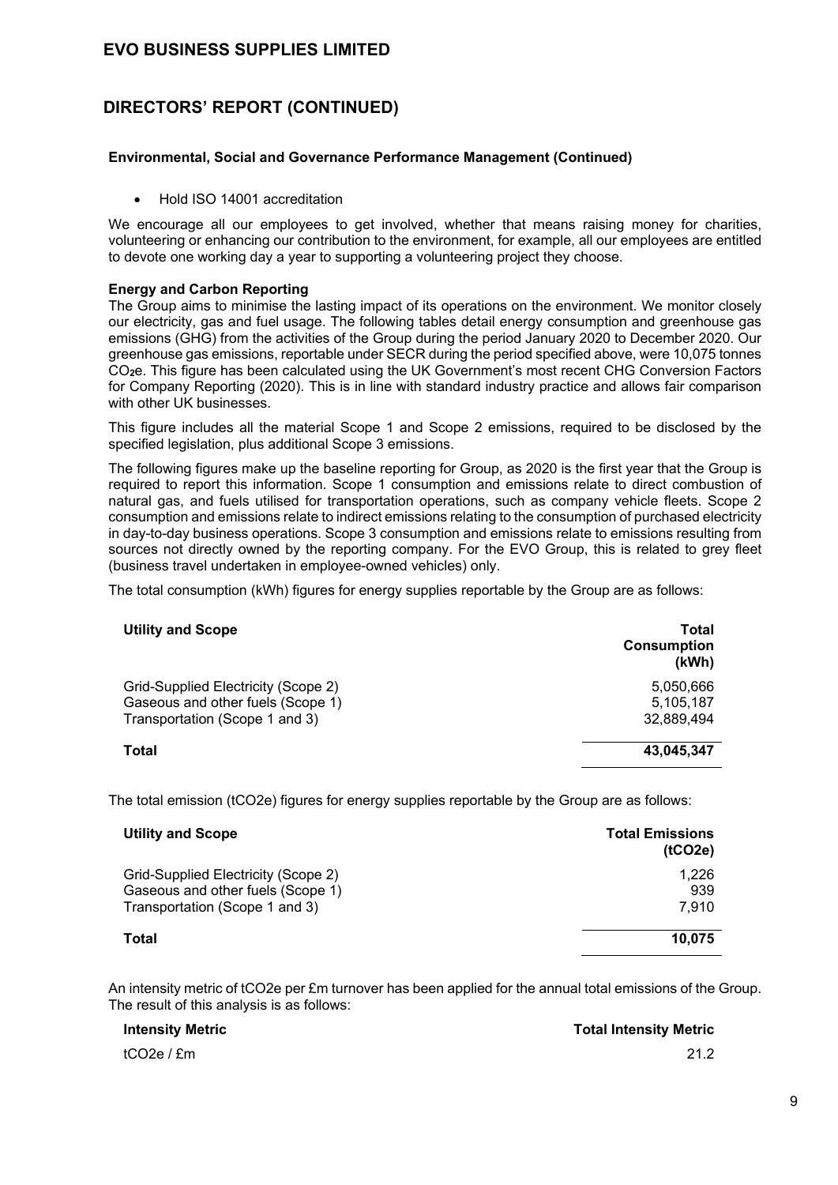# EVO BUSINESS SUPPLIES LIMITED

## DIRECTORS' REPORT (CONTINUED)

**Environmental, Social and Governance Performance Management (Continued)**

- Hold ISO 14001 accreditation

We encourage all our employees to get involved, whether that means raising money for charities, volunteering or enhancing our contribution to the environment, for example, all our employees are entitled to devote one working day a year to supporting a volunteering project they choose.

**Energy and Carbon Reporting**

The Group aims to minimise the lasting impact of its operations on the environment. We monitor closely our electricity, gas and fuel usage. The following tables detail energy consumption and greenhouse gas emissions (GHG) from the activities of the Group during the period January 2020 to December 2020. Our greenhouse gas emissions, reportable under SECR during the period specified above, were 10,075 tonnes $CO_2e$. This figure has been calculated using the UK Government's most recent CHG Conversion Factors for Company Reporting (2020). This is in line with standard industry practice and allows fair comparison with other UK businesses.

This figure includes all the material Scope 1 and Scope 2 emissions, required to be disclosed by the specified legislation, plus additional Scope 3 emissions.

The following figures make up the baseline reporting for Group, as 2020 is the first year that the Group is required to report this information. Scope 1 consumption and emissions relate to direct combustion of natural gas, and fuels utilised for transportation operations, such as company vehicle fleets. Scope 2 consumption and emissions relate to indirect emissions relating to the consumption of purchased electricity in day-to-day business operations. Scope 3 consumption and emissions relate to emissions resulting from sources not directly owned by the reporting company. For the EVO Group, this is related to grey fleet (business travel undertaken in employee-owned vehicles) only.

The total consumption (kWh) figures for energy supplies reportable by the Group are as follows:

| Utility and Scope | Total Consumption (kWh) |
|---|---|
| Grid-Supplied Electricity (Scope 2) | 5,050,666 |
| Gaseous and other fuels (Scope 1) | 5,105,187 |
| Transportation (Scope 1 and 3) | 32,889,494 |
| **Total** | **43,045,347** |

The total emission (tCO2e) figures for energy supplies reportable by the Group are as follows:

| Utility and Scope | Total Emissions (tCO2e) |
|---|---|
| Grid-Supplied Electricity (Scope 2) | 1,226 |
| Gaseous and other fuels (Scope 1) | 939 |
| Transportation (Scope 1 and 3) | 7,910 |
| **Total** | **10,075** |

An intensity metric of tCO2e per £m turnover has been applied for the annual total emissions of the Group. The result of this analysis is as follows:

| Intensity Metric | Total Intensity Metric |
|---|---|
| tCO2e / £m | 21.2 |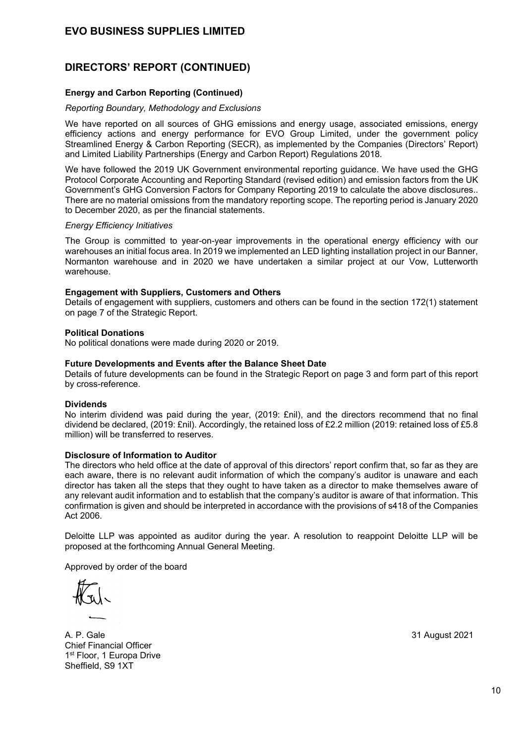# EVO BUSINESS SUPPLIES LIMITED

## DIRECTORS' REPORT (CONTINUED)

### Energy and Carbon Reporting (Continued)

*Reporting Boundary, Methodology and Exclusions*

We have reported on all sources of GHG emissions and energy usage, associated emissions, energy efficiency actions and energy performance for EVO Group Limited, under the government policy Streamlined Energy & Carbon Reporting (SECR), as implemented by the Companies (Directors' Report) and Limited Liability Partnerships (Energy and Carbon Report) Regulations 2018.

We have followed the 2019 UK Government environmental reporting guidance. We have used the GHG Protocol Corporate Accounting and Reporting Standard (revised edition) and emission factors from the UK Government's GHG Conversion Factors for Company Reporting 2019 to calculate the above disclosures.. There are no material omissions from the mandatory reporting scope. The reporting period is January 2020 to December 2020, as per the financial statements.

*Energy Efficiency Initiatives*

The Group is committed to year-on-year improvements in the operational energy efficiency with our warehouses an initial focus area. In 2019 we implemented an LED lighting installation project in our Banner, Normanton warehouse and in 2020 we have undertaken a similar project at our Vow, Lutterworth warehouse.

**Engagement with Suppliers, Customers and Others**

Details of engagement with suppliers, customers and others can be found in the section 172(1) statement on page 7 of the Strategic Report.

**Political Donations**

No political donations were made during 2020 or 2019.

**Future Developments and Events after the Balance Sheet Date**

Details of future developments can be found in the Strategic Report on page 3 and form part of this report by cross-reference.

**Dividends**

No interim dividend was paid during the year, (2019: £nil), and the directors recommend that no final dividend be declared, (2019: £nil). Accordingly, the retained loss of £2.2 million (2019: retained loss of £5.8 million) will be transferred to reserves.

**Disclosure of Information to Auditor**

The directors who held office at the date of approval of this directors' report confirm that, so far as they are each aware, there is no relevant audit information of which the company's auditor is unaware and each director has taken all the steps that they ought to have taken as a director to make themselves aware of any relevant audit information and to establish that the company's auditor is aware of that information. This confirmation is given and should be interpreted in accordance with the provisions of s418 of the Companies Act 2006.

Deloitte LLP was appointed as auditor during the year. A resolution to reappoint Deloitte LLP will be proposed at the forthcoming Annual General Meeting.

Approved by order of the board

A. P. Gale
Chief Financial Officer
1st Floor, 1 Europa Drive
Sheffield, S9 1XT

31 August 2021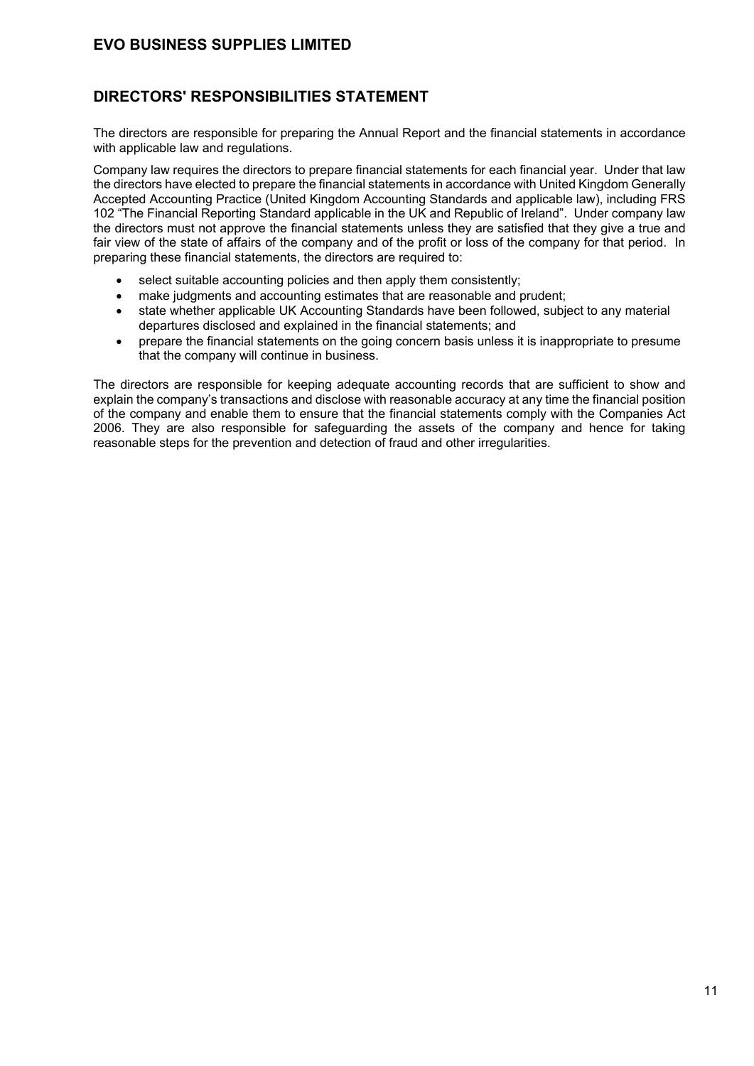## DIRECTORS' RESPONSIBILITIES STATEMENT

The directors are responsible for preparing the Annual Report and the financial statements in accordance with applicable law and regulations.

Company law requires the directors to prepare financial statements for each financial year. Under that law the directors have elected to prepare the financial statements in accordance with United Kingdom Generally Accepted Accounting Practice (United Kingdom Accounting Standards and applicable law), including FRS 102 "The Financial Reporting Standard applicable in the UK and Republic of Ireland". Under company law the directors must not approve the financial statements unless they are satisfied that they give a true and fair view of the state of affairs of the company and of the profit or loss of the company for that period. In preparing these financial statements, the directors are required to:

- select suitable accounting policies and then apply them consistently;
- make judgments and accounting estimates that are reasonable and prudent;
- state whether applicable UK Accounting Standards have been followed, subject to any material departures disclosed and explained in the financial statements; and
- prepare the financial statements on the going concern basis unless it is inappropriate to presume that the company will continue in business.

The directors are responsible for keeping adequate accounting records that are sufficient to show and explain the company's transactions and disclose with reasonable accuracy at any time the financial position of the company and enable them to ensure that the financial statements comply with the Companies Act 2006. They are also responsible for safeguarding the assets of the company and hence for taking reasonable steps for the prevention and detection of fraud and other irregularities.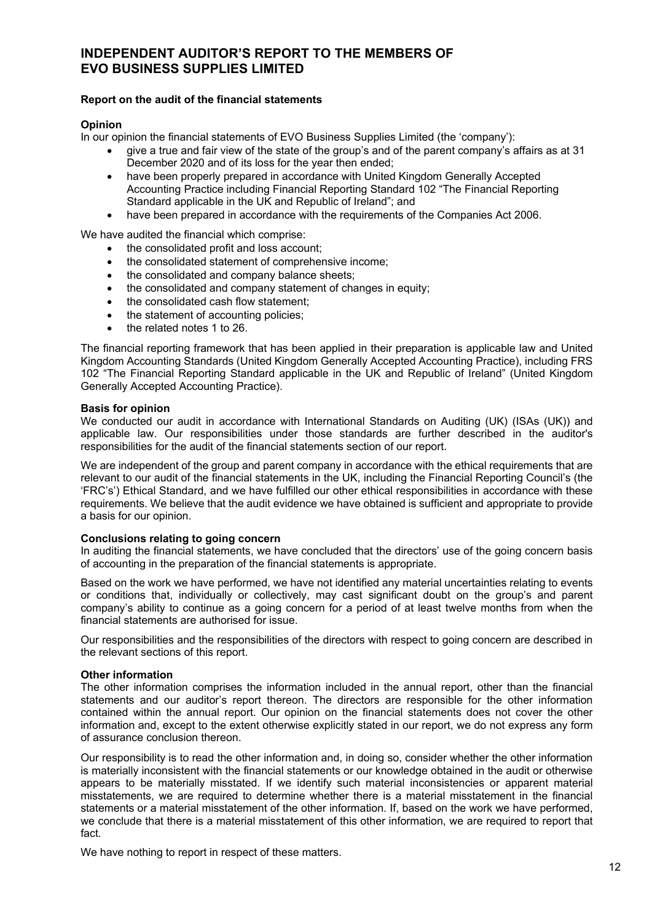# INDEPENDENT AUDITOR'S REPORT TO THE MEMBERS OF EVO BUSINESS SUPPLIES LIMITED

**Report on the audit of the financial statements**

**Opinion**

In our opinion the financial statements of EVO Business Supplies Limited (the 'company'):

- give a true and fair view of the state of the group's and of the parent company's affairs as at 31 December 2020 and of its loss for the year then ended;
- have been properly prepared in accordance with United Kingdom Generally Accepted Accounting Practice including Financial Reporting Standard 102 "The Financial Reporting Standard applicable in the UK and Republic of Ireland"; and
- have been prepared in accordance with the requirements of the Companies Act 2006.

We have audited the financial which comprise:

- the consolidated profit and loss account;
- the consolidated statement of comprehensive income;
- the consolidated and company balance sheets;
- the consolidated and company statement of changes in equity;
- the consolidated cash flow statement;
- the statement of accounting policies;
- the related notes 1 to 26.

The financial reporting framework that has been applied in their preparation is applicable law and United Kingdom Accounting Standards (United Kingdom Generally Accepted Accounting Practice), including FRS 102 "The Financial Reporting Standard applicable in the UK and Republic of Ireland" (United Kingdom Generally Accepted Accounting Practice).

**Basis for opinion**

We conducted our audit in accordance with International Standards on Auditing (UK) (ISAs (UK)) and applicable law. Our responsibilities under those standards are further described in the auditor's responsibilities for the audit of the financial statements section of our report.

We are independent of the group and parent company in accordance with the ethical requirements that are relevant to our audit of the financial statements in the UK, including the Financial Reporting Council's (the 'FRC's') Ethical Standard, and we have fulfilled our other ethical responsibilities in accordance with these requirements. We believe that the audit evidence we have obtained is sufficient and appropriate to provide a basis for our opinion.

**Conclusions relating to going concern**

In auditing the financial statements, we have concluded that the directors' use of the going concern basis of accounting in the preparation of the financial statements is appropriate.

Based on the work we have performed, we have not identified any material uncertainties relating to events or conditions that, individually or collectively, may cast significant doubt on the group's and parent company's ability to continue as a going concern for a period of at least twelve months from when the financial statements are authorised for issue.

Our responsibilities and the responsibilities of the directors with respect to going concern are described in the relevant sections of this report.

**Other information**

The other information comprises the information included in the annual report, other than the financial statements and our auditor's report thereon. The directors are responsible for the other information contained within the annual report. Our opinion on the financial statements does not cover the other information and, except to the extent otherwise explicitly stated in our report, we do not express any form of assurance conclusion thereon.

Our responsibility is to read the other information and, in doing so, consider whether the other information is materially inconsistent with the financial statements or our knowledge obtained in the audit or otherwise appears to be materially misstated. If we identify such material inconsistencies or apparent material misstatements, we are required to determine whether there is a material misstatement in the financial statements or a material misstatement of the other information. If, based on the work we have performed, we conclude that there is a material misstatement of this other information, we are required to report that fact.

We have nothing to report in respect of these matters.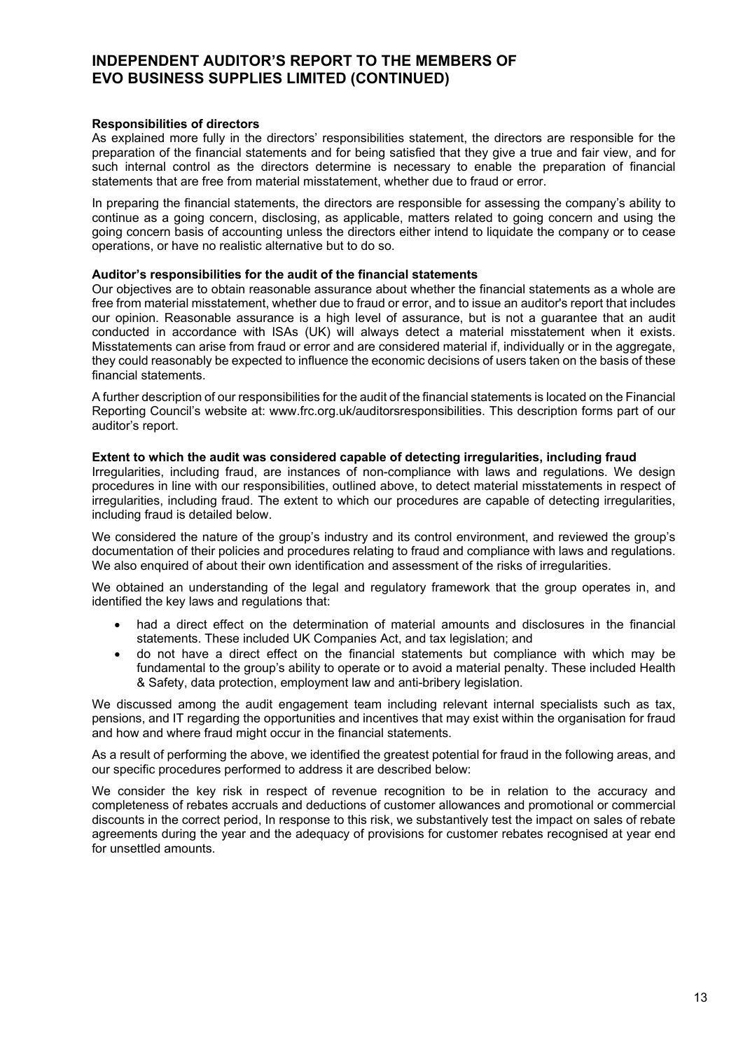## INDEPENDENT AUDITOR'S REPORT TO THE MEMBERS OF EVO BUSINESS SUPPLIES LIMITED (CONTINUED)

**Responsibilities of directors**

As explained more fully in the directors' responsibilities statement, the directors are responsible for the preparation of the financial statements and for being satisfied that they give a true and fair view, and for such internal control as the directors determine is necessary to enable the preparation of financial statements that are free from material misstatement, whether due to fraud or error.

In preparing the financial statements, the directors are responsible for assessing the company's ability to continue as a going concern, disclosing, as applicable, matters related to going concern and using the going concern basis of accounting unless the directors either intend to liquidate the company or to cease operations, or have no realistic alternative but to do so.

**Auditor's responsibilities for the audit of the financial statements**

Our objectives are to obtain reasonable assurance about whether the financial statements as a whole are free from material misstatement, whether due to fraud or error, and to issue an auditor's report that includes our opinion. Reasonable assurance is a high level of assurance, but is not a guarantee that an audit conducted in accordance with ISAs (UK) will always detect a material misstatement when it exists. Misstatements can arise from fraud or error and are considered material if, individually or in the aggregate, they could reasonably be expected to influence the economic decisions of users taken on the basis of these financial statements.

A further description of our responsibilities for the audit of the financial statements is located on the Financial Reporting Council's website at: www.frc.org.uk/auditorsresponsibilities. This description forms part of our auditor's report.

**Extent to which the audit was considered capable of detecting irregularities, including fraud**

Irregularities, including fraud, are instances of non-compliance with laws and regulations. We design procedures in line with our responsibilities, outlined above, to detect material misstatements in respect of irregularities, including fraud. The extent to which our procedures are capable of detecting irregularities, including fraud is detailed below.

We considered the nature of the group's industry and its control environment, and reviewed the group's documentation of their policies and procedures relating to fraud and compliance with laws and regulations. We also enquired of about their own identification and assessment of the risks of irregularities.

We obtained an understanding of the legal and regulatory framework that the group operates in, and identified the key laws and regulations that:

- had a direct effect on the determination of material amounts and disclosures in the financial statements. These included UK Companies Act, and tax legislation; and
- do not have a direct effect on the financial statements but compliance with which may be fundamental to the group's ability to operate or to avoid a material penalty. These included Health & Safety, data protection, employment law and anti-bribery legislation.

We discussed among the audit engagement team including relevant internal specialists such as tax, pensions, and IT regarding the opportunities and incentives that may exist within the organisation for fraud and how and where fraud might occur in the financial statements.

As a result of performing the above, we identified the greatest potential for fraud in the following areas, and our specific procedures performed to address it are described below:

We consider the key risk in respect of revenue recognition to be in relation to the accuracy and completeness of rebates accruals and deductions of customer allowances and promotional or commercial discounts in the correct period, In response to this risk, we substantively test the impact on sales of rebate agreements during the year and the adequacy of provisions for customer rebates recognised at year end for unsettled amounts.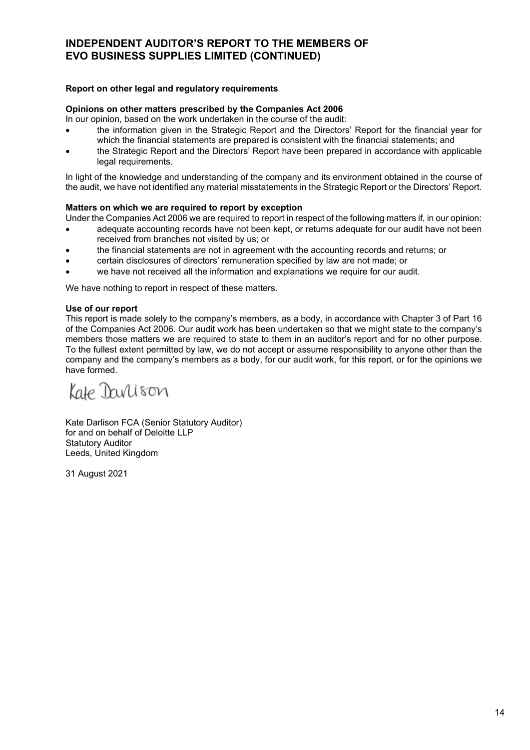# INDEPENDENT AUDITOR'S REPORT TO THE MEMBERS OF EVO BUSINESS SUPPLIES LIMITED (CONTINUED)

**Report on other legal and regulatory requirements**

**Opinions on other matters prescribed by the Companies Act 2006**

In our opinion, based on the work undertaken in the course of the audit:

- the information given in the Strategic Report and the Directors' Report for the financial year for which the financial statements are prepared is consistent with the financial statements; and
- the Strategic Report and the Directors' Report have been prepared in accordance with applicable legal requirements.

In light of the knowledge and understanding of the company and its environment obtained in the course of the audit, we have not identified any material misstatements in the Strategic Report or the Directors' Report.

**Matters on which we are required to report by exception**

Under the Companies Act 2006 we are required to report in respect of the following matters if, in our opinion:

- adequate accounting records have not been kept, or returns adequate for our audit have not been received from branches not visited by us; or
- the financial statements are not in agreement with the accounting records and returns; or
- certain disclosures of directors' remuneration specified by law are not made; or
- we have not received all the information and explanations we require for our audit.

We have nothing to report in respect of these matters.

**Use of our report**

This report is made solely to the company's members, as a body, in accordance with Chapter 3 of Part 16 of the Companies Act 2006. Our audit work has been undertaken so that we might state to the company's members those matters we are required to state to them in an auditor's report and for no other purpose. To the fullest extent permitted by law, we do not accept or assume responsibility to anyone other than the company and the company's members as a body, for our audit work, for this report, or for the opinions we have formed.

Kate Darlison

Kate Darlison FCA (Senior Statutory Auditor)
for and on behalf of Deloitte LLP
Statutory Auditor
Leeds, United Kingdom

31 August 2021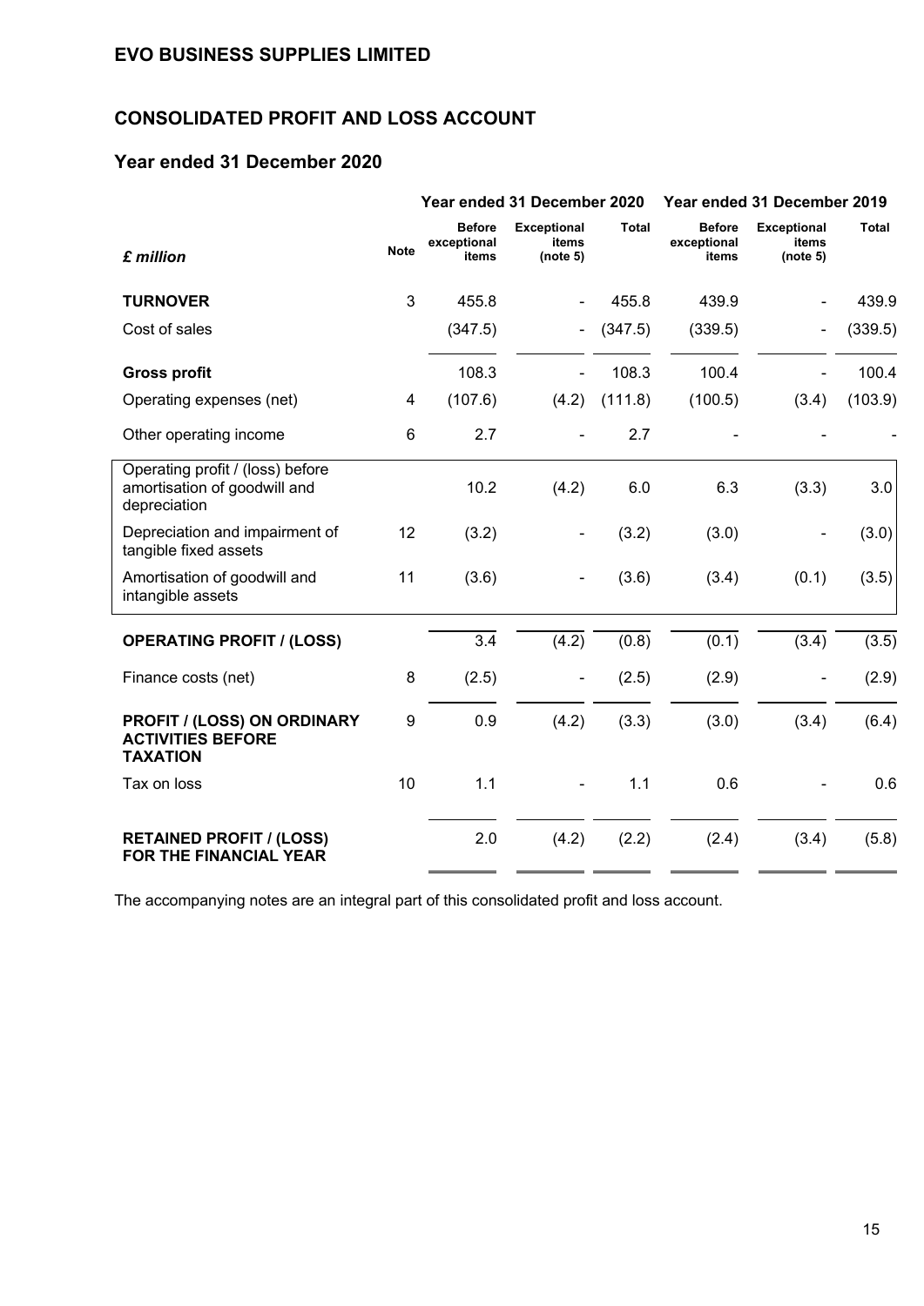# EVO BUSINESS SUPPLIES LIMITED

## CONSOLIDATED PROFIT AND LOSS ACCOUNT

### Year ended 31 December 2020

| *£ million* | Note | Year ended 31 December 2020 | | | Year ended 31 December 2019 | | |
|---|---|---|---|---|---|---|---|
| | | Before exceptional items | Exceptional items (note 5) | Total | Before exceptional items | Exceptional items (note 5) | Total |
| **TURNOVER** | 3 | 455.8 | - | 455.8 | 439.9 | - | 439.9 |
| Cost of sales | | (347.5) | - | (347.5) | (339.5) | - | (339.5) |
| **Gross profit** | | 108.3 | - | 108.3 | 100.4 | - | 100.4 |
| Operating expenses (net) | 4 | (107.6) | (4.2) | (111.8) | (100.5) | (3.4) | (103.9) |
| Other operating income | 6 | 2.7 | - | 2.7 | - | - | - |
| Operating profit / (loss) before amortisation of goodwill and depreciation | | 10.2 | (4.2) | 6.0 | 6.3 | (3.3) | 3.0 |
| Depreciation and impairment of tangible fixed assets | 12 | (3.2) | - | (3.2) | (3.0) | - | (3.0) |
| Amortisation of goodwill and intangible assets | 11 | (3.6) | - | (3.6) | (3.4) | (0.1) | (3.5) |
| **OPERATING PROFIT / (LOSS)** | | 3.4 | (4.2) | (0.8) | (0.1) | (3.4) | (3.5) |
| Finance costs (net) | 8 | (2.5) | - | (2.5) | (2.9) | - | (2.9) |
| **PROFIT / (LOSS) ON ORDINARY ACTIVITIES BEFORE TAXATION** | 9 | 0.9 | (4.2) | (3.3) | (3.0) | (3.4) | (6.4) |
| Tax on loss | 10 | 1.1 | - | 1.1 | 0.6 | - | 0.6 |
| **RETAINED PROFIT / (LOSS) FOR THE FINANCIAL YEAR** | | 2.0 | (4.2) | (2.2) | (2.4) | (3.4) | (5.8) |

The accompanying notes are an integral part of this consolidated profit and loss account.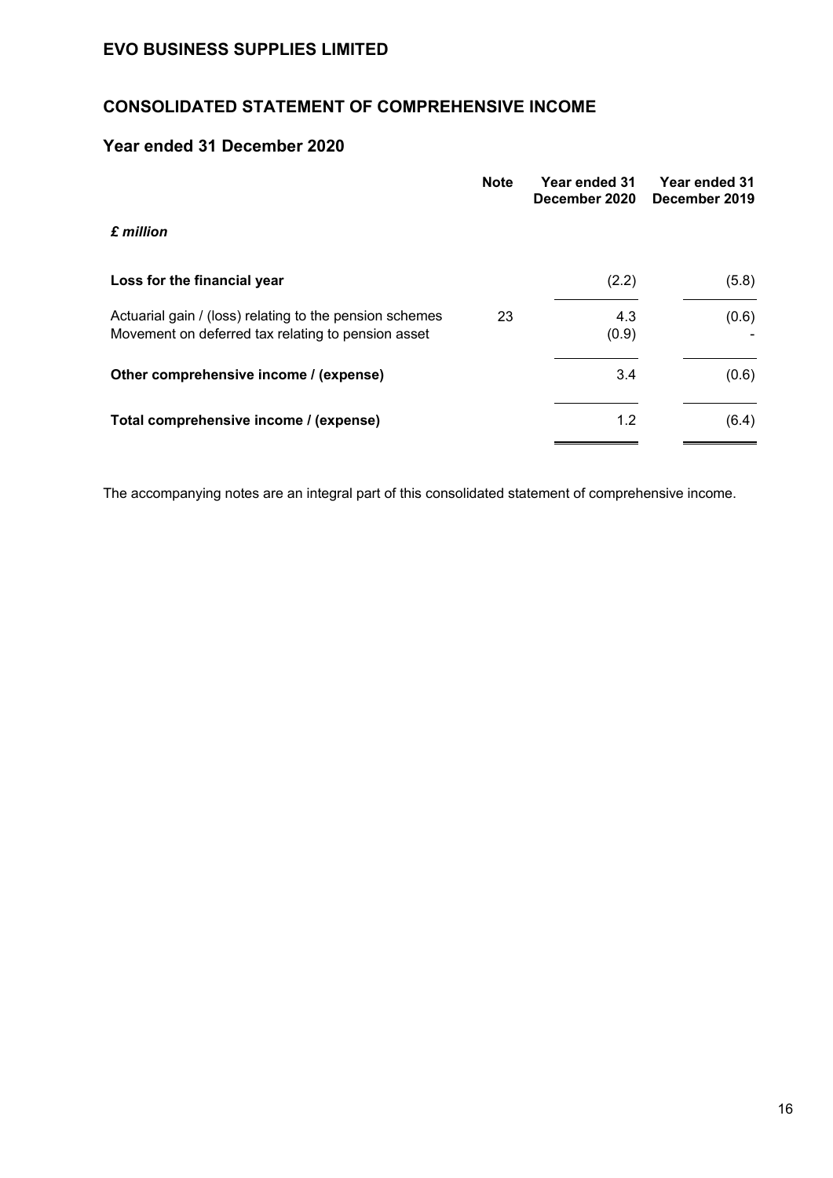# EVO BUSINESS SUPPLIES LIMITED

## CONSOLIDATED STATEMENT OF COMPREHENSIVE INCOME

## Year ended 31 December 2020

| *£ million* | Note | Year ended 31 December 2020 | Year ended 31 December 2019 |
|---|---|---|---|
| **Loss for the financial year** | | (2.2) | (5.8) |
| Actuarial gain / (loss) relating to the pension schemes | 23 | 4.3 | (0.6) |
| Movement on deferred tax relating to pension asset | | (0.9) | - |
| **Other comprehensive income / (expense)** | | 3.4 | (0.6) |
| **Total comprehensive income / (expense)** | | 1.2 | (6.4) |

The accompanying notes are an integral part of this consolidated statement of comprehensive income.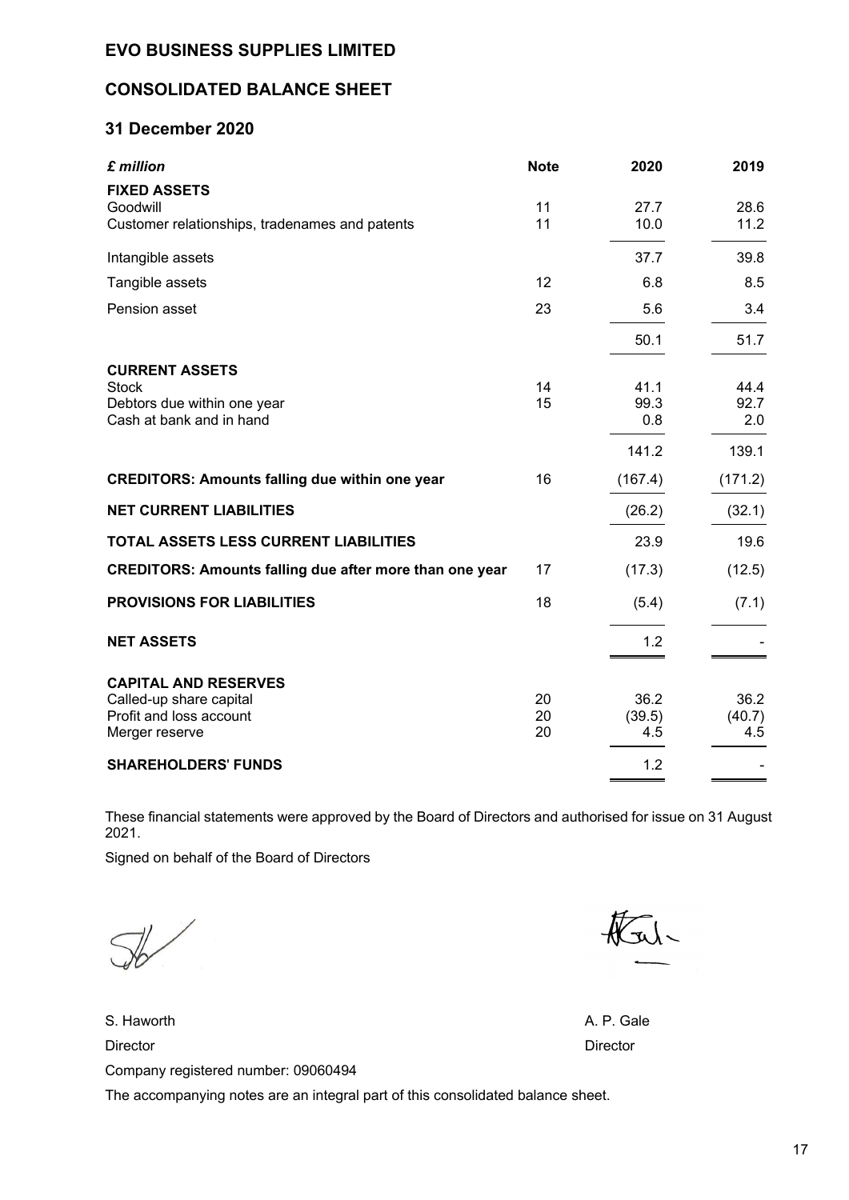# EVO BUSINESS SUPPLIES LIMITED

## CONSOLIDATED BALANCE SHEET

### 31 December 2020

| *£ million* | Note | 2020 | 2019 |
|---|---|---|---|
| **FIXED ASSETS** | | | |
| Goodwill | 11 | 27.7 | 28.6 |
| Customer relationships, tradenames and patents | 11 | 10.0 | 11.2 |
| Intangible assets | | 37.7 | 39.8 |
| Tangible assets | 12 | 6.8 | 8.5 |
| Pension asset | 23 | 5.6 | 3.4 |
| | | 50.1 | 51.7 |
| **CURRENT ASSETS** | | | |
| Stock | 14 | 41.1 | 44.4 |
| Debtors due within one year | 15 | 99.3 | 92.7 |
| Cash at bank and in hand | | 0.8 | 2.0 |
| | | 141.2 | 139.1 |
| **CREDITORS: Amounts falling due within one year** | 16 | (167.4) | (171.2) |
| **NET CURRENT LIABILITIES** | | (26.2) | (32.1) |
| **TOTAL ASSETS LESS CURRENT LIABILITIES** | | 23.9 | 19.6 |
| **CREDITORS: Amounts falling due after more than one year** | 17 | (17.3) | (12.5) |
| **PROVISIONS FOR LIABILITIES** | 18 | (5.4) | (7.1) |
| **NET ASSETS** | | 1.2 | - |
| **CAPITAL AND RESERVES** | | | |
| Called-up share capital | 20 | 36.2 | 36.2 |
| Profit and loss account | 20 | (39.5) | (40.7) |
| Merger reserve | 20 | 4.5 | 4.5 |
| **SHAREHOLDERS' FUNDS** | | 1.2 | - |

These financial statements were approved by the Board of Directors and authorised for issue on 31 August 2021.

Signed on behalf of the Board of Directors

S. Haworth
Director

A. P. Gale
Director

Company registered number: 09060494

The accompanying notes are an integral part of this consolidated balance sheet.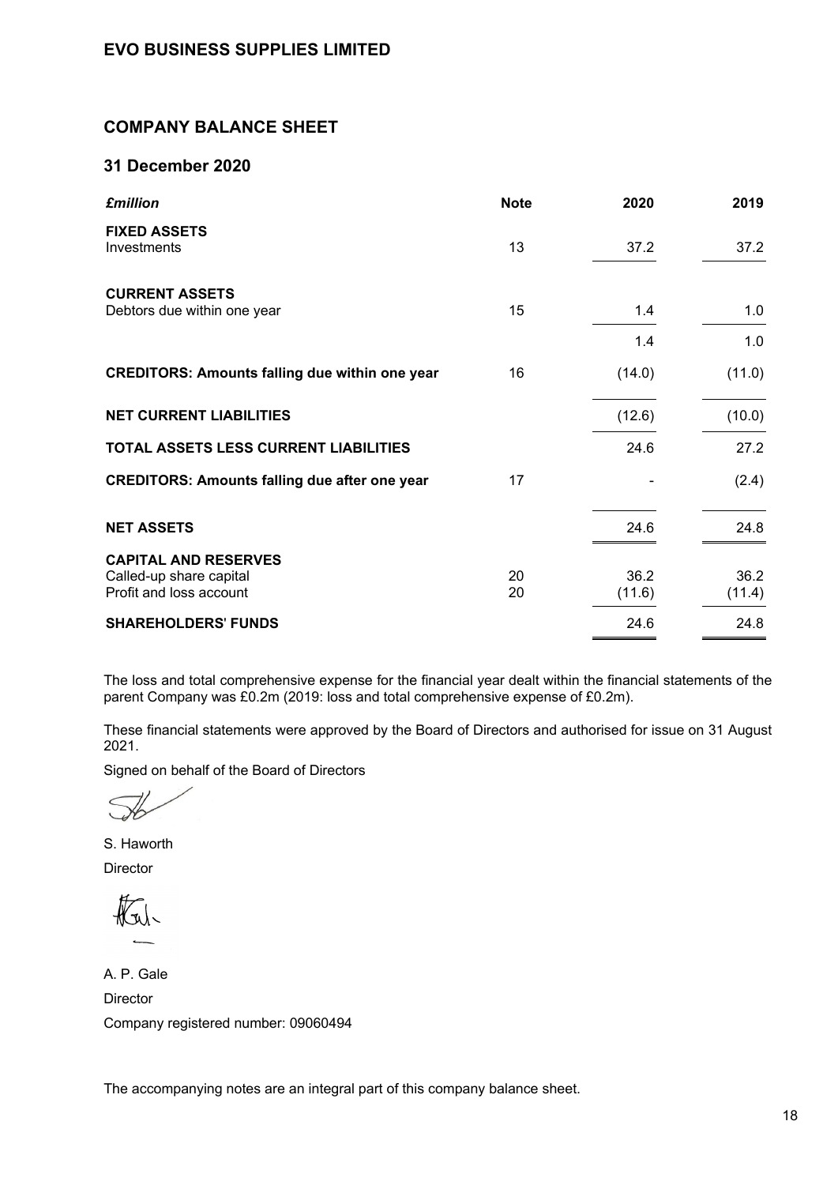# EVO BUSINESS SUPPLIES LIMITED

## COMPANY BALANCE SHEET

## 31 December 2020

| *£million* | Note | 2020 | 2019 |
|---|---|---|---|
| **FIXED ASSETS** | | | |
| Investments | 13 | 37.2 | 37.2 |
| **CURRENT ASSETS** | | | |
| Debtors due within one year | 15 | 1.4 | 1.0 |
| | | 1.4 | 1.0 |
| **CREDITORS: Amounts falling due within one year** | 16 | (14.0) | (11.0) |
| **NET CURRENT LIABILITIES** | | (12.6) | (10.0) |
| **TOTAL ASSETS LESS CURRENT LIABILITIES** | | 24.6 | 27.2 |
| **CREDITORS: Amounts falling due after one year** | 17 | - | (2.4) |
| **NET ASSETS** | | 24.6 | 24.8 |
| **CAPITAL AND RESERVES** | | | |
| Called-up share capital | 20 | 36.2 | 36.2 |
| Profit and loss account | 20 | (11.6) | (11.4) |
| **SHAREHOLDERS' FUNDS** | | 24.6 | 24.8 |

The loss and total comprehensive expense for the financial year dealt within the financial statements of the parent Company was £0.2m (2019: loss and total comprehensive expense of £0.2m).

These financial statements were approved by the Board of Directors and authorised for issue on 31 August 2021.

Signed on behalf of the Board of Directors

S. Haworth

Director

A. P. Gale

Director

Company registered number: 09060494

The accompanying notes are an integral part of this company balance sheet.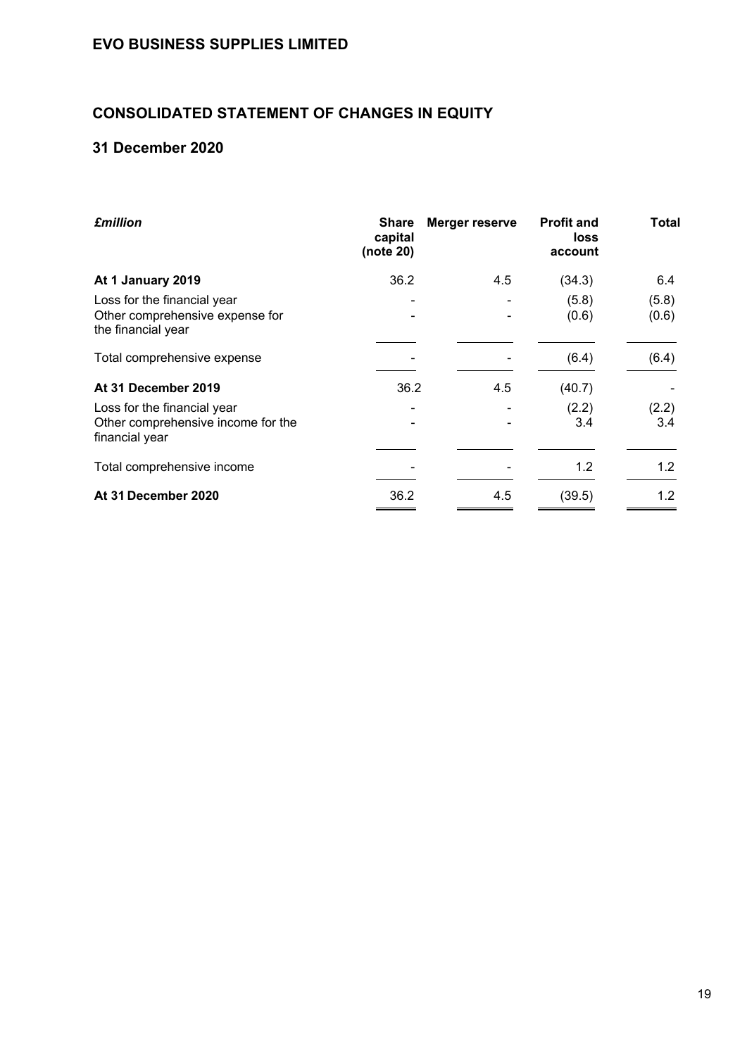# EVO BUSINESS SUPPLIES LIMITED

## CONSOLIDATED STATEMENT OF CHANGES IN EQUITY

## 31 December 2020

| *£million* | Share capital (note 20) | Merger reserve | Profit and loss account | Total |
|---|---|---|---|---|
| **At 1 January 2019** | 36.2 | 4.5 | (34.3) | 6.4 |
| Loss for the financial year | - | - | (5.8) | (5.8) |
| Other comprehensive expense for the financial year | - | - | (0.6) | (0.6) |
| Total comprehensive expense | - | - | (6.4) | (6.4) |
| **At 31 December 2019** | 36.2 | 4.5 | (40.7) | - |
| Loss for the financial year | - | - | (2.2) | (2.2) |
| Other comprehensive income for the financial year | - | - | 3.4 | 3.4 |
| Total comprehensive income | - | - | 1.2 | 1.2 |
| **At 31 December 2020** | 36.2 | 4.5 | (39.5) | 1.2 |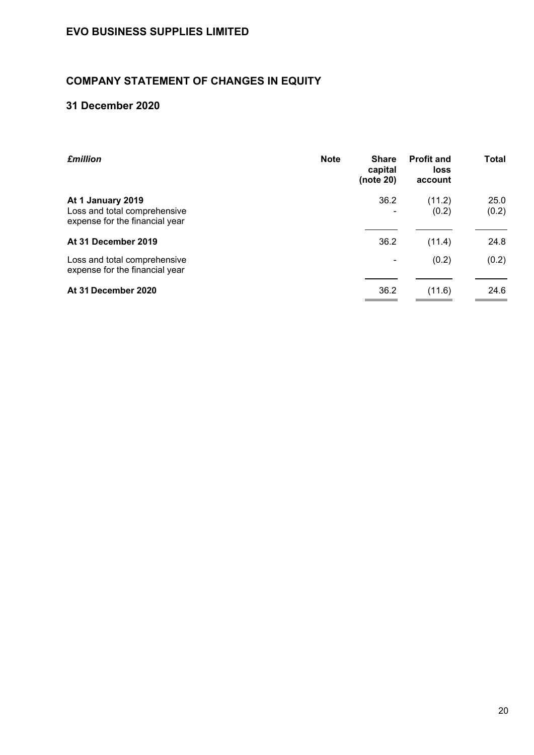## EVO BUSINESS SUPPLIES LIMITED

## COMPANY STATEMENT OF CHANGES IN EQUITY

## 31 December 2020

| *£million* | Note | Share capital (note 20) | Profit and loss account | Total |
|---|---|---|---|---|
| **At 1 January 2019** | | 36.2 | (11.2) | 25.0 |
| Loss and total comprehensive expense for the financial year | | - | (0.2) | (0.2) |
| **At 31 December 2019** | | 36.2 | (11.4) | 24.8 |
| Loss and total comprehensive expense for the financial year | | - | (0.2) | (0.2) |
| **At 31 December 2020** | | 36.2 | (11.6) | 24.6 |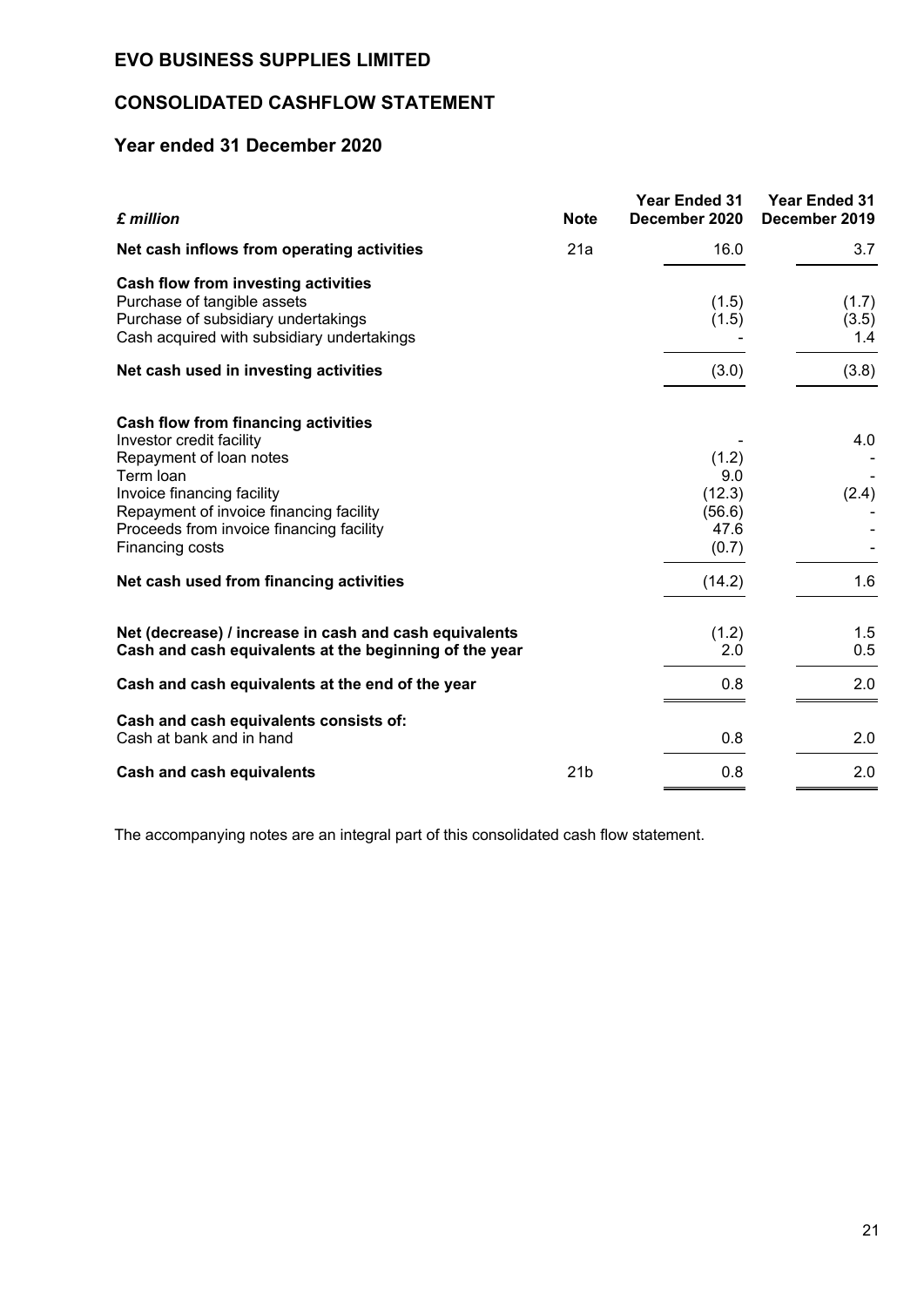# EVO BUSINESS SUPPLIES LIMITED

## CONSOLIDATED CASHFLOW STATEMENT

### Year ended 31 December 2020

| *£ million* | Note | Year Ended 31 December 2020 | Year Ended 31 December 2019 |
|---|---|---|---|
| **Net cash inflows from operating activities** | 21a | 16.0 | 3.7 |
| **Cash flow from investing activities** | | | |
| Purchase of tangible assets | | (1.5) | (1.7) |
| Purchase of subsidiary undertakings | | (1.5) | (3.5) |
| Cash acquired with subsidiary undertakings | | - | 1.4 |
| **Net cash used in investing activities** | | (3.0) | (3.8) |
| **Cash flow from financing activities** | | | |
| Investor credit facility | | - | 4.0 |
| Repayment of loan notes | | (1.2) | - |
| Term loan | | 9.0 | - |
| Invoice financing facility | | (12.3) | (2.4) |
| Repayment of invoice financing facility | | (56.6) | - |
| Proceeds from invoice financing facility | | 47.6 | - |
| Financing costs | | (0.7) | - |
| **Net cash used from financing activities** | | (14.2) | 1.6 |
| **Net (decrease) / increase in cash and cash equivalents** | | (1.2) | 1.5 |
| **Cash and cash equivalents at the beginning of the year** | | 2.0 | 0.5 |
| **Cash and cash equivalents at the end of the year** | | 0.8 | 2.0 |
| **Cash and cash equivalents consists of:** | | | |
| Cash at bank and in hand | | 0.8 | 2.0 |
| **Cash and cash equivalents** | 21b | 0.8 | 2.0 |

The accompanying notes are an integral part of this consolidated cash flow statement.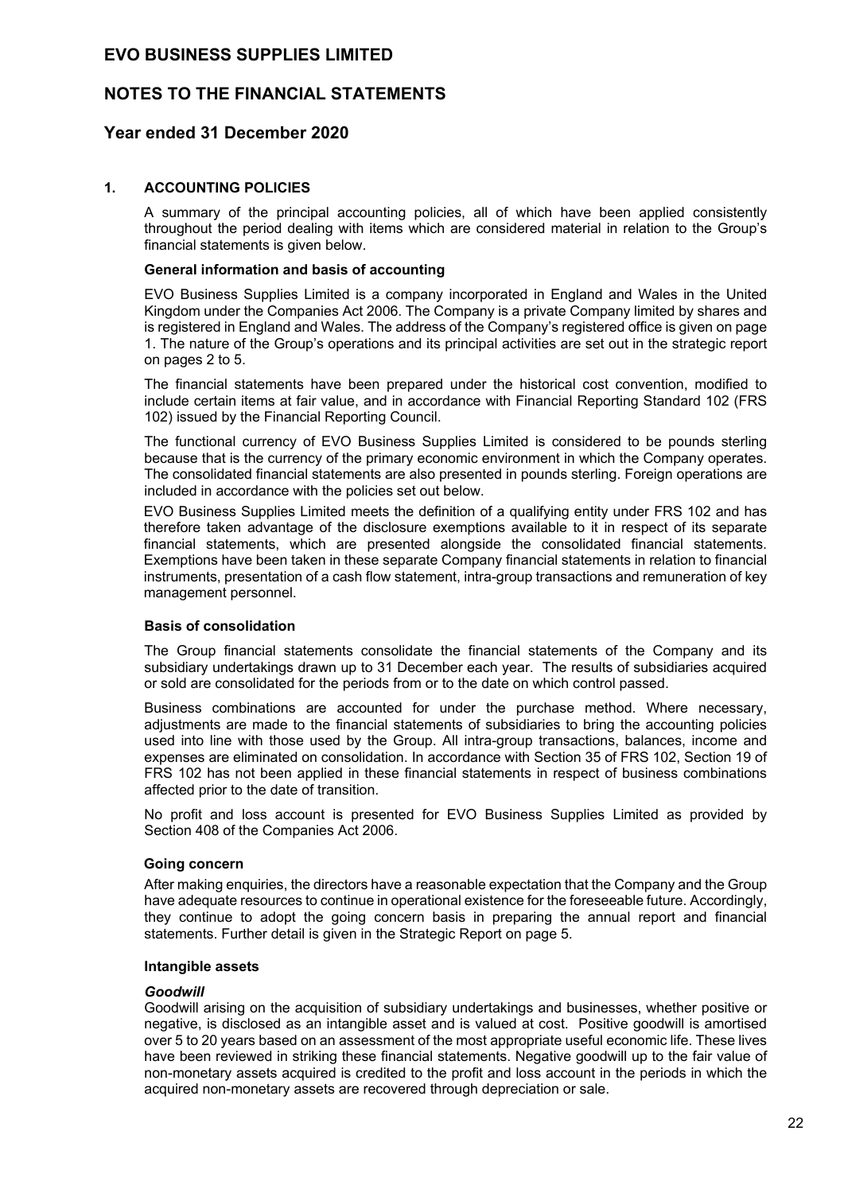# EVO BUSINESS SUPPLIES LIMITED

## NOTES TO THE FINANCIAL STATEMENTS

## Year ended 31 December 2020

### 1. ACCOUNTING POLICIES

A summary of the principal accounting policies, all of which have been applied consistently throughout the period dealing with items which are considered material in relation to the Group's financial statements is given below.

**General information and basis of accounting**

EVO Business Supplies Limited is a company incorporated in England and Wales in the United Kingdom under the Companies Act 2006. The Company is a private Company limited by shares and is registered in England and Wales. The address of the Company's registered office is given on page 1. The nature of the Group's operations and its principal activities are set out in the strategic report on pages 2 to 5.

The financial statements have been prepared under the historical cost convention, modified to include certain items at fair value, and in accordance with Financial Reporting Standard 102 (FRS 102) issued by the Financial Reporting Council.

The functional currency of EVO Business Supplies Limited is considered to be pounds sterling because that is the currency of the primary economic environment in which the Company operates. The consolidated financial statements are also presented in pounds sterling. Foreign operations are included in accordance with the policies set out below.

EVO Business Supplies Limited meets the definition of a qualifying entity under FRS 102 and has therefore taken advantage of the disclosure exemptions available to it in respect of its separate financial statements, which are presented alongside the consolidated financial statements. Exemptions have been taken in these separate Company financial statements in relation to financial instruments, presentation of a cash flow statement, intra-group transactions and remuneration of key management personnel.

**Basis of consolidation**

The Group financial statements consolidate the financial statements of the Company and its subsidiary undertakings drawn up to 31 December each year. The results of subsidiaries acquired or sold are consolidated for the periods from or to the date on which control passed.

Business combinations are accounted for under the purchase method. Where necessary, adjustments are made to the financial statements of subsidiaries to bring the accounting policies used into line with those used by the Group. All intra-group transactions, balances, income and expenses are eliminated on consolidation. In accordance with Section 35 of FRS 102, Section 19 of FRS 102 has not been applied in these financial statements in respect of business combinations affected prior to the date of transition.

No profit and loss account is presented for EVO Business Supplies Limited as provided by Section 408 of the Companies Act 2006.

**Going concern**

After making enquiries, the directors have a reasonable expectation that the Company and the Group have adequate resources to continue in operational existence for the foreseeable future. Accordingly, they continue to adopt the going concern basis in preparing the annual report and financial statements. Further detail is given in the Strategic Report on page 5.

**Intangible assets**

***Goodwill***

Goodwill arising on the acquisition of subsidiary undertakings and businesses, whether positive or negative, is disclosed as an intangible asset and is valued at cost. Positive goodwill is amortised over 5 to 20 years based on an assessment of the most appropriate useful economic life. These lives have been reviewed in striking these financial statements. Negative goodwill up to the fair value of non-monetary assets acquired is credited to the profit and loss account in the periods in which the acquired non-monetary assets are recovered through depreciation or sale.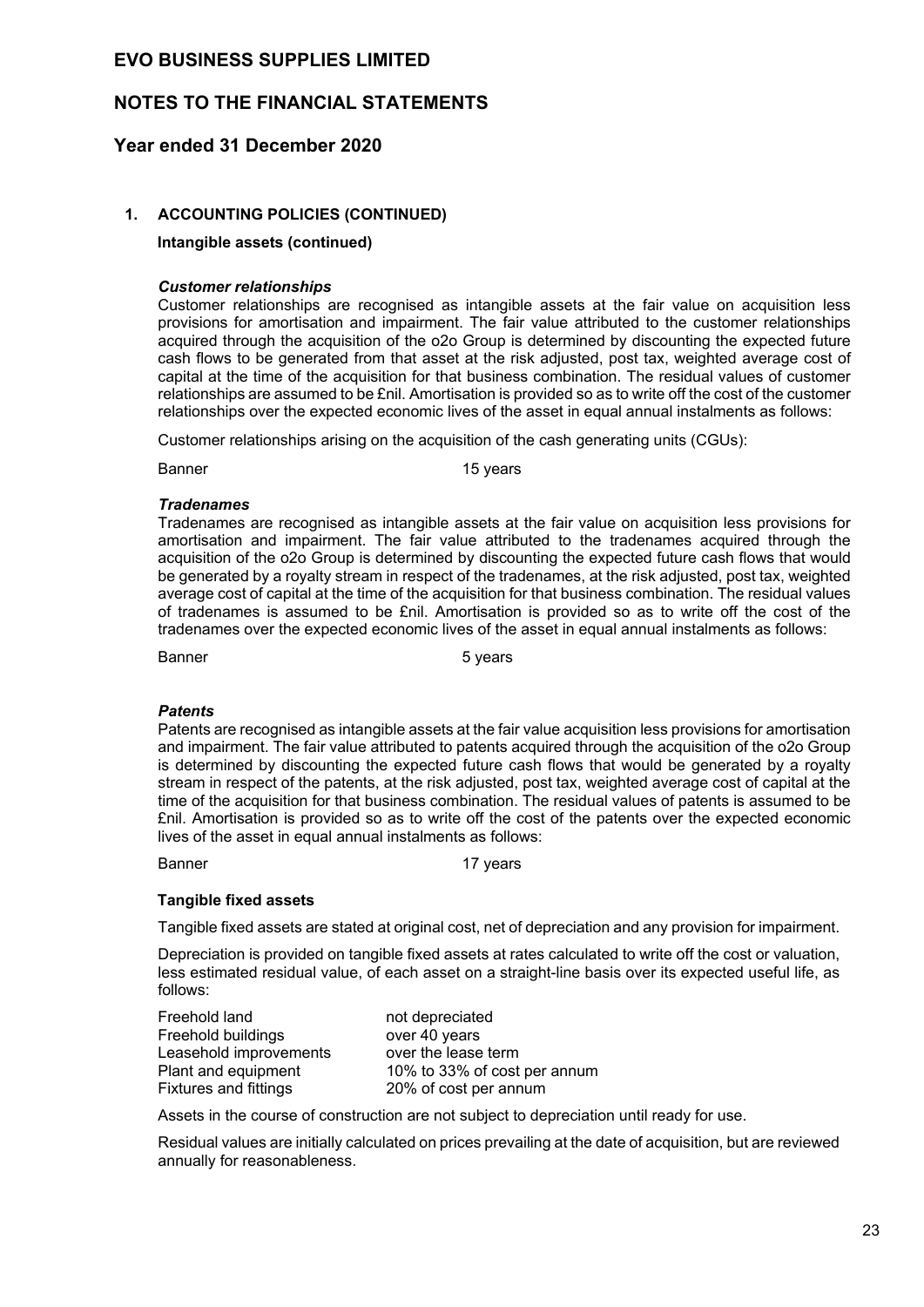# EVO BUSINESS SUPPLIES LIMITED

## NOTES TO THE FINANCIAL STATEMENTS

## Year ended 31 December 2020

### 1. ACCOUNTING POLICIES (CONTINUED)

**Intangible assets (continued)**

***Customer relationships***

Customer relationships are recognised as intangible assets at the fair value on acquisition less provisions for amortisation and impairment. The fair value attributed to the customer relationships acquired through the acquisition of the o2o Group is determined by discounting the expected future cash flows to be generated from that asset at the risk adjusted, post tax, weighted average cost of capital at the time of the acquisition for that business combination. The residual values of customer relationships are assumed to be £nil. Amortisation is provided so as to write off the cost of the customer relationships over the expected economic lives of the asset in equal annual instalments as follows:

Customer relationships arising on the acquisition of the cash generating units (CGUs):

| | |
|---|---|
| Banner | 15 years |

***Tradenames***

Tradenames are recognised as intangible assets at the fair value on acquisition less provisions for amortisation and impairment. The fair value attributed to the tradenames acquired through the acquisition of the o2o Group is determined by discounting the expected future cash flows that would be generated by a royalty stream in respect of the tradenames, at the risk adjusted, post tax, weighted average cost of capital at the time of the acquisition for that business combination. The residual values of tradenames is assumed to be £nil. Amortisation is provided so as to write off the cost of the tradenames over the expected economic lives of the asset in equal annual instalments as follows:

| | |
|---|---|
| Banner | 5 years |

***Patents***

Patents are recognised as intangible assets at the fair value acquisition less provisions for amortisation and impairment. The fair value attributed to patents acquired through the acquisition of the o2o Group is determined by discounting the expected future cash flows that would be generated by a royalty stream in respect of the patents, at the risk adjusted, post tax, weighted average cost of capital at the time of the acquisition for that business combination. The residual values of patents is assumed to be £nil. Amortisation is provided so as to write off the cost of the patents over the expected economic lives of the asset in equal annual instalments as follows:

| | |
|---|---|
| Banner | 17 years |

**Tangible fixed assets**

Tangible fixed assets are stated at original cost, net of depreciation and any provision for impairment.

Depreciation is provided on tangible fixed assets at rates calculated to write off the cost or valuation, less estimated residual value, of each asset on a straight-line basis over its expected useful life, as follows:

| | |
|---|---|
| Freehold land | not depreciated |
| Freehold buildings | over 40 years |
| Leasehold improvements | over the lease term |
| Plant and equipment | 10% to 33% of cost per annum |
| Fixtures and fittings | 20% of cost per annum |

Assets in the course of construction are not subject to depreciation until ready for use.

Residual values are initially calculated on prices prevailing at the date of acquisition, but are reviewed annually for reasonableness.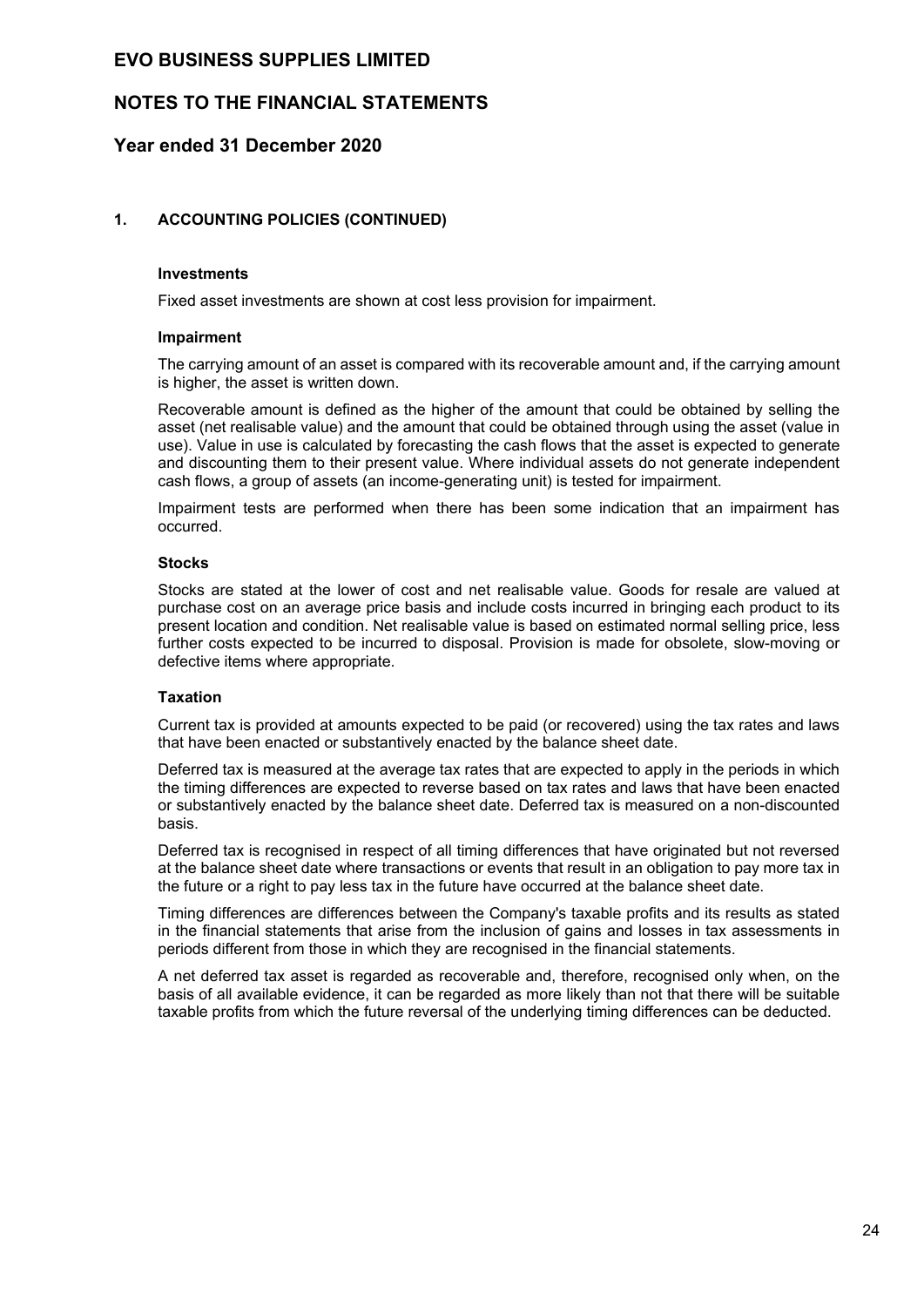## 1. ACCOUNTING POLICIES (CONTINUED)

### Investments

Fixed asset investments are shown at cost less provision for impairment.

### Impairment

The carrying amount of an asset is compared with its recoverable amount and, if the carrying amount is higher, the asset is written down.

Recoverable amount is defined as the higher of the amount that could be obtained by selling the asset (net realisable value) and the amount that could be obtained through using the asset (value in use). Value in use is calculated by forecasting the cash flows that the asset is expected to generate and discounting them to their present value. Where individual assets do not generate independent cash flows, a group of assets (an income-generating unit) is tested for impairment.

Impairment tests are performed when there has been some indication that an impairment has occurred.

### Stocks

Stocks are stated at the lower of cost and net realisable value. Goods for resale are valued at purchase cost on an average price basis and include costs incurred in bringing each product to its present location and condition. Net realisable value is based on estimated normal selling price, less further costs expected to be incurred to disposal. Provision is made for obsolete, slow-moving or defective items where appropriate.

### Taxation

Current tax is provided at amounts expected to be paid (or recovered) using the tax rates and laws that have been enacted or substantively enacted by the balance sheet date.

Deferred tax is measured at the average tax rates that are expected to apply in the periods in which the timing differences are expected to reverse based on tax rates and laws that have been enacted or substantively enacted by the balance sheet date. Deferred tax is measured on a non-discounted basis.

Deferred tax is recognised in respect of all timing differences that have originated but not reversed at the balance sheet date where transactions or events that result in an obligation to pay more tax in the future or a right to pay less tax in the future have occurred at the balance sheet date.

Timing differences are differences between the Company's taxable profits and its results as stated in the financial statements that arise from the inclusion of gains and losses in tax assessments in periods different from those in which they are recognised in the financial statements.

A net deferred tax asset is regarded as recoverable and, therefore, recognised only when, on the basis of all available evidence, it can be regarded as more likely than not that there will be suitable taxable profits from which the future reversal of the underlying timing differences can be deducted.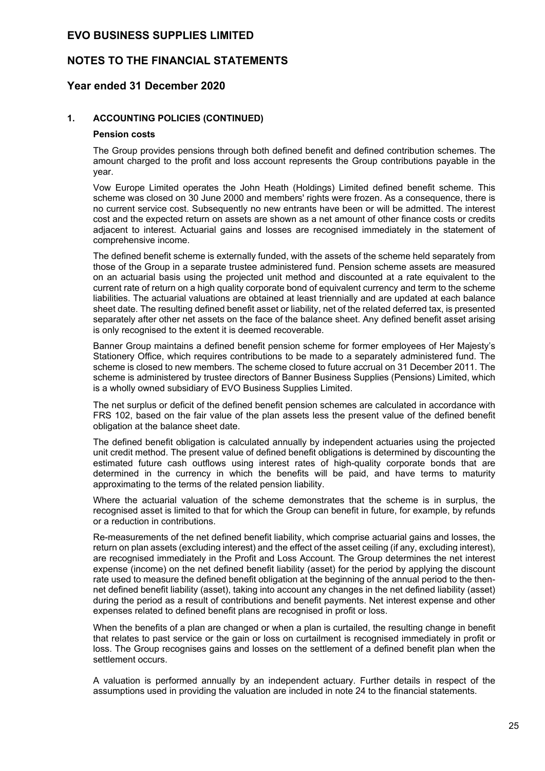# EVO BUSINESS SUPPLIES LIMITED

## NOTES TO THE FINANCIAL STATEMENTS

## Year ended 31 December 2020

### 1. ACCOUNTING POLICIES (CONTINUED)

**Pension costs**

The Group provides pensions through both defined benefit and defined contribution schemes. The amount charged to the profit and loss account represents the Group contributions payable in the year.

Vow Europe Limited operates the John Heath (Holdings) Limited defined benefit scheme. This scheme was closed on 30 June 2000 and members' rights were frozen. As a consequence, there is no current service cost. Subsequently no new entrants have been or will be admitted. The interest cost and the expected return on assets are shown as a net amount of other finance costs or credits adjacent to interest. Actuarial gains and losses are recognised immediately in the statement of comprehensive income.

The defined benefit scheme is externally funded, with the assets of the scheme held separately from those of the Group in a separate trustee administered fund. Pension scheme assets are measured on an actuarial basis using the projected unit method and discounted at a rate equivalent to the current rate of return on a high quality corporate bond of equivalent currency and term to the scheme liabilities. The actuarial valuations are obtained at least triennially and are updated at each balance sheet date. The resulting defined benefit asset or liability, net of the related deferred tax, is presented separately after other net assets on the face of the balance sheet. Any defined benefit asset arising is only recognised to the extent it is deemed recoverable.

Banner Group maintains a defined benefit pension scheme for former employees of Her Majesty's Stationery Office, which requires contributions to be made to a separately administered fund. The scheme is closed to new members. The scheme closed to future accrual on 31 December 2011. The scheme is administered by trustee directors of Banner Business Supplies (Pensions) Limited, which is a wholly owned subsidiary of EVO Business Supplies Limited.

The net surplus or deficit of the defined benefit pension schemes are calculated in accordance with FRS 102, based on the fair value of the plan assets less the present value of the defined benefit obligation at the balance sheet date.

The defined benefit obligation is calculated annually by independent actuaries using the projected unit credit method. The present value of defined benefit obligations is determined by discounting the estimated future cash outflows using interest rates of high-quality corporate bonds that are determined in the currency in which the benefits will be paid, and have terms to maturity approximating to the terms of the related pension liability.

Where the actuarial valuation of the scheme demonstrates that the scheme is in surplus, the recognised asset is limited to that for which the Group can benefit in future, for example, by refunds or a reduction in contributions.

Re-measurements of the net defined benefit liability, which comprise actuarial gains and losses, the return on plan assets (excluding interest) and the effect of the asset ceiling (if any, excluding interest), are recognised immediately in the Profit and Loss Account. The Group determines the net interest expense (income) on the net defined benefit liability (asset) for the period by applying the discount rate used to measure the defined benefit obligation at the beginning of the annual period to the then-net defined benefit liability (asset), taking into account any changes in the net defined liability (asset) during the period as a result of contributions and benefit payments. Net interest expense and other expenses related to defined benefit plans are recognised in profit or loss.

When the benefits of a plan are changed or when a plan is curtailed, the resulting change in benefit that relates to past service or the gain or loss on curtailment is recognised immediately in profit or loss. The Group recognises gains and losses on the settlement of a defined benefit plan when the settlement occurs.

A valuation is performed annually by an independent actuary. Further details in respect of the assumptions used in providing the valuation are included in note 24 to the financial statements.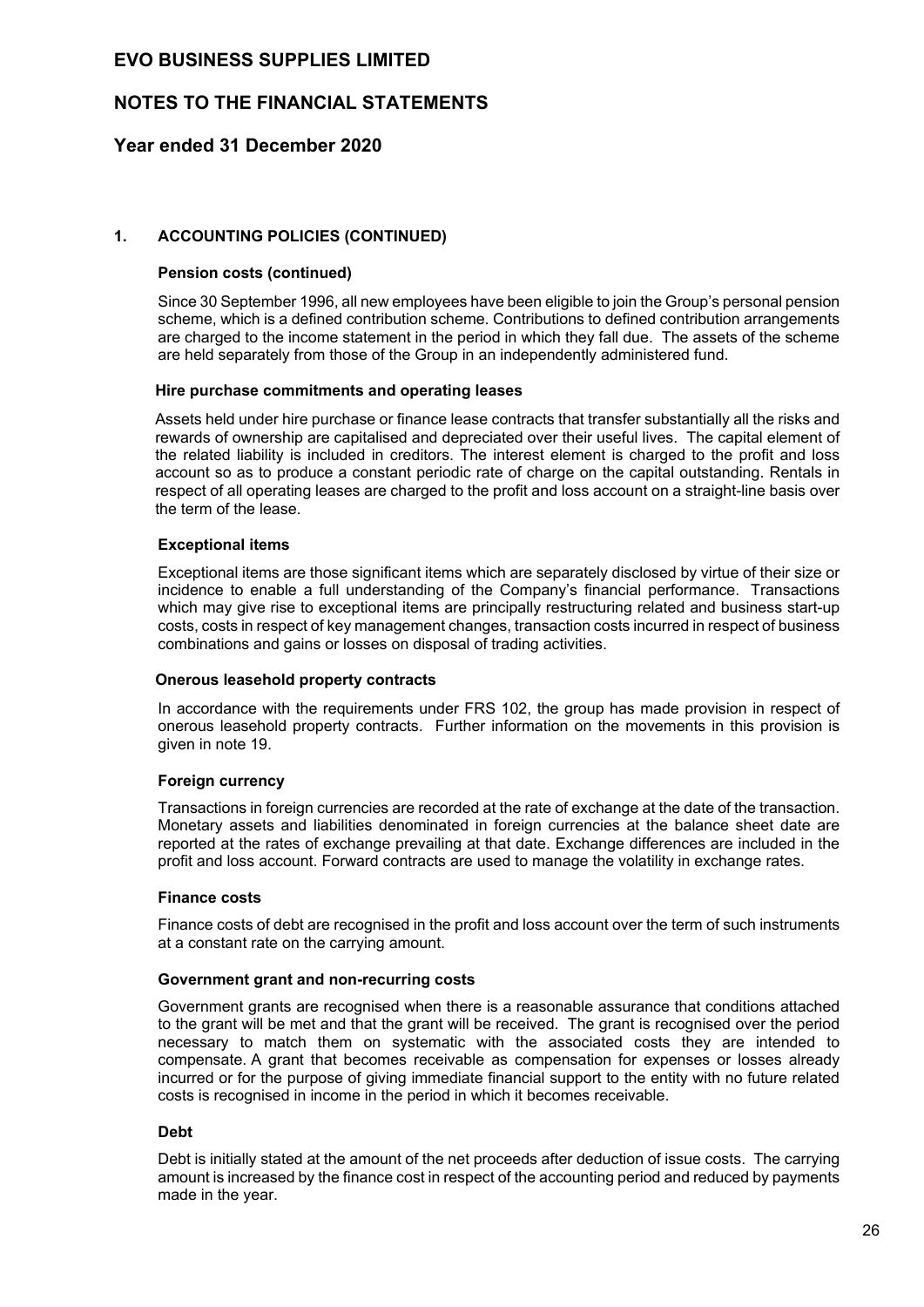# EVO BUSINESS SUPPLIES LIMITED

## NOTES TO THE FINANCIAL STATEMENTS

## Year ended 31 December 2020

### 1. ACCOUNTING POLICIES (CONTINUED)

**Pension costs (continued)**

Since 30 September 1996, all new employees have been eligible to join the Group's personal pension scheme, which is a defined contribution scheme. Contributions to defined contribution arrangements are charged to the income statement in the period in which they fall due. The assets of the scheme are held separately from those of the Group in an independently administered fund.

**Hire purchase commitments and operating leases**

Assets held under hire purchase or finance lease contracts that transfer substantially all the risks and rewards of ownership are capitalised and depreciated over their useful lives. The capital element of the related liability is included in creditors. The interest element is charged to the profit and loss account so as to produce a constant periodic rate of charge on the capital outstanding. Rentals in respect of all operating leases are charged to the profit and loss account on a straight-line basis over the term of the lease.

**Exceptional items**

Exceptional items are those significant items which are separately disclosed by virtue of their size or incidence to enable a full understanding of the Company's financial performance. Transactions which may give rise to exceptional items are principally restructuring related and business start-up costs, costs in respect of key management changes, transaction costs incurred in respect of business combinations and gains or losses on disposal of trading activities.

**Onerous leasehold property contracts**

In accordance with the requirements under FRS 102, the group has made provision in respect of onerous leasehold property contracts. Further information on the movements in this provision is given in note 19.

**Foreign currency**

Transactions in foreign currencies are recorded at the rate of exchange at the date of the transaction. Monetary assets and liabilities denominated in foreign currencies at the balance sheet date are reported at the rates of exchange prevailing at that date. Exchange differences are included in the profit and loss account. Forward contracts are used to manage the volatility in exchange rates.

**Finance costs**

Finance costs of debt are recognised in the profit and loss account over the term of such instruments at a constant rate on the carrying amount.

**Government grant and non-recurring costs**

Government grants are recognised when there is a reasonable assurance that conditions attached to the grant will be met and that the grant will be received. The grant is recognised over the period necessary to match them on systematic with the associated costs they are intended to compensate. A grant that becomes receivable as compensation for expenses or losses already incurred or for the purpose of giving immediate financial support to the entity with no future related costs is recognised in income in the period in which it becomes receivable.

**Debt**

Debt is initially stated at the amount of the net proceeds after deduction of issue costs. The carrying amount is increased by the finance cost in respect of the accounting period and reduced by payments made in the year.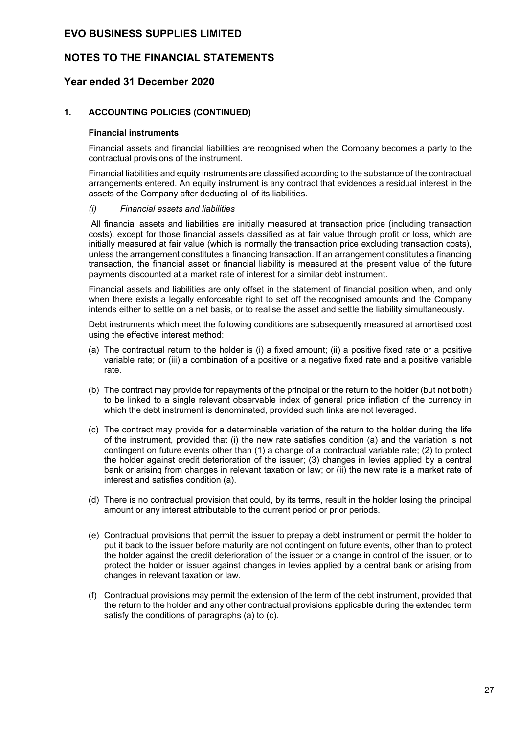# EVO BUSINESS SUPPLIES LIMITED

## NOTES TO THE FINANCIAL STATEMENTS

## Year ended 31 December 2020

### 1. ACCOUNTING POLICIES (CONTINUED)

**Financial instruments**

Financial assets and financial liabilities are recognised when the Company becomes a party to the contractual provisions of the instrument.

Financial liabilities and equity instruments are classified according to the substance of the contractual arrangements entered. An equity instrument is any contract that evidences a residual interest in the assets of the Company after deducting all of its liabilities.

*(i) Financial assets and liabilities*

All financial assets and liabilities are initially measured at transaction price (including transaction costs), except for those financial assets classified as at fair value through profit or loss, which are initially measured at fair value (which is normally the transaction price excluding transaction costs), unless the arrangement constitutes a financing transaction. If an arrangement constitutes a financing transaction, the financial asset or financial liability is measured at the present value of the future payments discounted at a market rate of interest for a similar debt instrument.

Financial assets and liabilities are only offset in the statement of financial position when, and only when there exists a legally enforceable right to set off the recognised amounts and the Company intends either to settle on a net basis, or to realise the asset and settle the liability simultaneously.

Debt instruments which meet the following conditions are subsequently measured at amortised cost using the effective interest method:

(a) The contractual return to the holder is (i) a fixed amount; (ii) a positive fixed rate or a positive variable rate; or (iii) a combination of a positive or a negative fixed rate and a positive variable rate.

(b) The contract may provide for repayments of the principal or the return to the holder (but not both) to be linked to a single relevant observable index of general price inflation of the currency in which the debt instrument is denominated, provided such links are not leveraged.

(c) The contract may provide for a determinable variation of the return to the holder during the life of the instrument, provided that (i) the new rate satisfies condition (a) and the variation is not contingent on future events other than (1) a change of a contractual variable rate; (2) to protect the holder against credit deterioration of the issuer; (3) changes in levies applied by a central bank or arising from changes in relevant taxation or law; or (ii) the new rate is a market rate of interest and satisfies condition (a).

(d) There is no contractual provision that could, by its terms, result in the holder losing the principal amount or any interest attributable to the current period or prior periods.

(e) Contractual provisions that permit the issuer to prepay a debt instrument or permit the holder to put it back to the issuer before maturity are not contingent on future events, other than to protect the holder against the credit deterioration of the issuer or a change in control of the issuer, or to protect the holder or issuer against changes in levies applied by a central bank or arising from changes in relevant taxation or law.

(f) Contractual provisions may permit the extension of the term of the debt instrument, provided that the return to the holder and any other contractual provisions applicable during the extended term satisfy the conditions of paragraphs (a) to (c).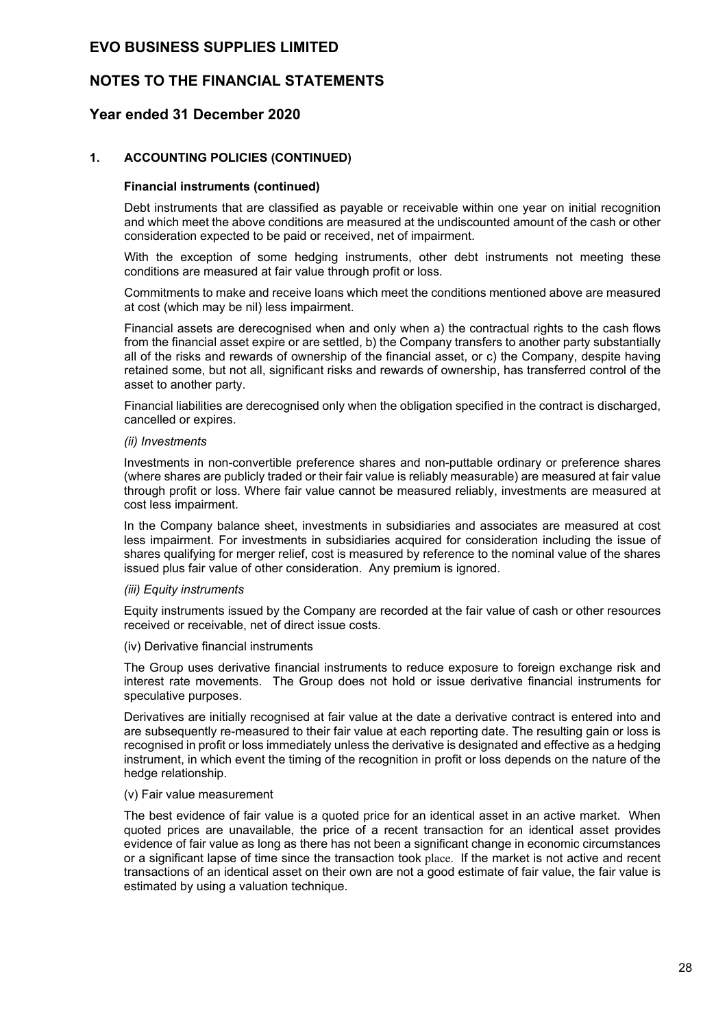## 1. ACCOUNTING POLICIES (CONTINUED)

**Financial instruments (continued)**

Debt instruments that are classified as payable or receivable within one year on initial recognition and which meet the above conditions are measured at the undiscounted amount of the cash or other consideration expected to be paid or received, net of impairment.

With the exception of some hedging instruments, other debt instruments not meeting these conditions are measured at fair value through profit or loss.

Commitments to make and receive loans which meet the conditions mentioned above are measured at cost (which may be nil) less impairment.

Financial assets are derecognised when and only when a) the contractual rights to the cash flows from the financial asset expire or are settled, b) the Company transfers to another party substantially all of the risks and rewards of ownership of the financial asset, or c) the Company, despite having retained some, but not all, significant risks and rewards of ownership, has transferred control of the asset to another party.

Financial liabilities are derecognised only when the obligation specified in the contract is discharged, cancelled or expires.

*(ii) Investments*

Investments in non-convertible preference shares and non-puttable ordinary or preference shares (where shares are publicly traded or their fair value is reliably measurable) are measured at fair value through profit or loss. Where fair value cannot be measured reliably, investments are measured at cost less impairment.

In the Company balance sheet, investments in subsidiaries and associates are measured at cost less impairment. For investments in subsidiaries acquired for consideration including the issue of shares qualifying for merger relief, cost is measured by reference to the nominal value of the shares issued plus fair value of other consideration. Any premium is ignored.

*(iii) Equity instruments*

Equity instruments issued by the Company are recorded at the fair value of cash or other resources received or receivable, net of direct issue costs.

(iv) Derivative financial instruments

The Group uses derivative financial instruments to reduce exposure to foreign exchange risk and interest rate movements. The Group does not hold or issue derivative financial instruments for speculative purposes.

Derivatives are initially recognised at fair value at the date a derivative contract is entered into and are subsequently re-measured to their fair value at each reporting date. The resulting gain or loss is recognised in profit or loss immediately unless the derivative is designated and effective as a hedging instrument, in which event the timing of the recognition in profit or loss depends on the nature of the hedge relationship.

(v) Fair value measurement

The best evidence of fair value is a quoted price for an identical asset in an active market. When quoted prices are unavailable, the price of a recent transaction for an identical asset provides evidence of fair value as long as there has not been a significant change in economic circumstances or a significant lapse of time since the transaction took place. If the market is not active and recent transactions of an identical asset on their own are not a good estimate of fair value, the fair value is estimated by using a valuation technique.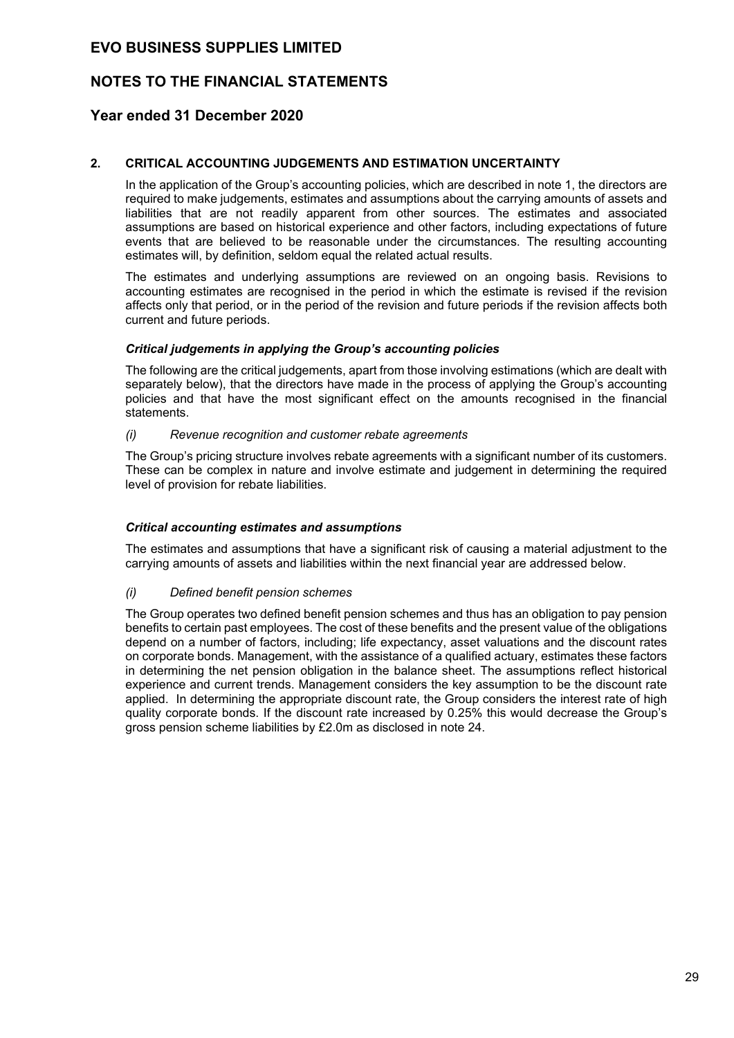## 2. CRITICAL ACCOUNTING JUDGEMENTS AND ESTIMATION UNCERTAINTY

In the application of the Group's accounting policies, which are described in note 1, the directors are required to make judgements, estimates and assumptions about the carrying amounts of assets and liabilities that are not readily apparent from other sources. The estimates and associated assumptions are based on historical experience and other factors, including expectations of future events that are believed to be reasonable under the circumstances. The resulting accounting estimates will, by definition, seldom equal the related actual results.

The estimates and underlying assumptions are reviewed on an ongoing basis. Revisions to accounting estimates are recognised in the period in which the estimate is revised if the revision affects only that period, or in the period of the revision and future periods if the revision affects both current and future periods.

### *Critical judgements in applying the Group's accounting policies*

The following are the critical judgements, apart from those involving estimations (which are dealt with separately below), that the directors have made in the process of applying the Group's accounting policies and that have the most significant effect on the amounts recognised in the financial statements.

*(i) Revenue recognition and customer rebate agreements*

The Group's pricing structure involves rebate agreements with a significant number of its customers. These can be complex in nature and involve estimate and judgement in determining the required level of provision for rebate liabilities.

### *Critical accounting estimates and assumptions*

The estimates and assumptions that have a significant risk of causing a material adjustment to the carrying amounts of assets and liabilities within the next financial year are addressed below.

*(i) Defined benefit pension schemes*

The Group operates two defined benefit pension schemes and thus has an obligation to pay pension benefits to certain past employees. The cost of these benefits and the present value of the obligations depend on a number of factors, including; life expectancy, asset valuations and the discount rates on corporate bonds. Management, with the assistance of a qualified actuary, estimates these factors in determining the net pension obligation in the balance sheet. The assumptions reflect historical experience and current trends. Management considers the key assumption to be the discount rate applied. In determining the appropriate discount rate, the Group considers the interest rate of high quality corporate bonds. If the discount rate increased by 0.25% this would decrease the Group's gross pension scheme liabilities by £2.0m as disclosed in note 24.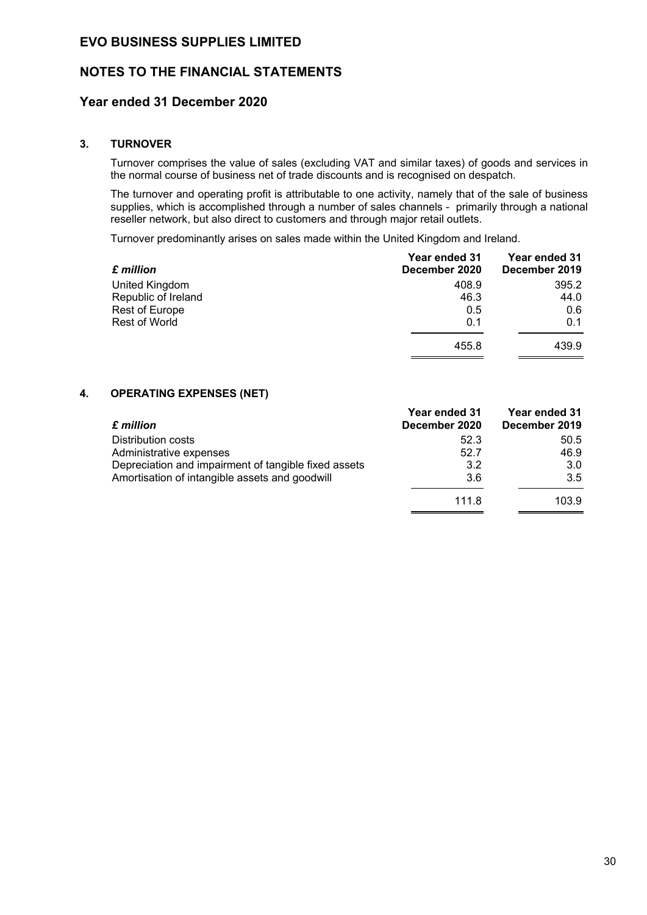# EVO BUSINESS SUPPLIES LIMITED

## NOTES TO THE FINANCIAL STATEMENTS

## Year ended 31 December 2020

### 3. TURNOVER

Turnover comprises the value of sales (excluding VAT and similar taxes) of goods and services in the normal course of business net of trade discounts and is recognised on despatch.

The turnover and operating profit is attributable to one activity, namely that of the sale of business supplies, which is accomplished through a number of sales channels - primarily through a national reseller network, but also direct to customers and through major retail outlets.

Turnover predominantly arises on sales made within the United Kingdom and Ireland.

| ***£ million*** | **Year ended 31 December 2020** | **Year ended 31 December 2019** |
|---|---|---|
| United Kingdom | 408.9 | 395.2 |
| Republic of Ireland | 46.3 | 44.0 |
| Rest of Europe | 0.5 | 0.6 |
| Rest of World | 0.1 | 0.1 |
| | 455.8 | 439.9 |

### 4. OPERATING EXPENSES (NET)

| ***£ million*** | **Year ended 31 December 2020** | **Year ended 31 December 2019** |
|---|---|---|
| Distribution costs | 52.3 | 50.5 |
| Administrative expenses | 52.7 | 46.9 |
| Depreciation and impairment of tangible fixed assets | 3.2 | 3.0 |
| Amortisation of intangible assets and goodwill | 3.6 | 3.5 |
| | 111.8 | 103.9 |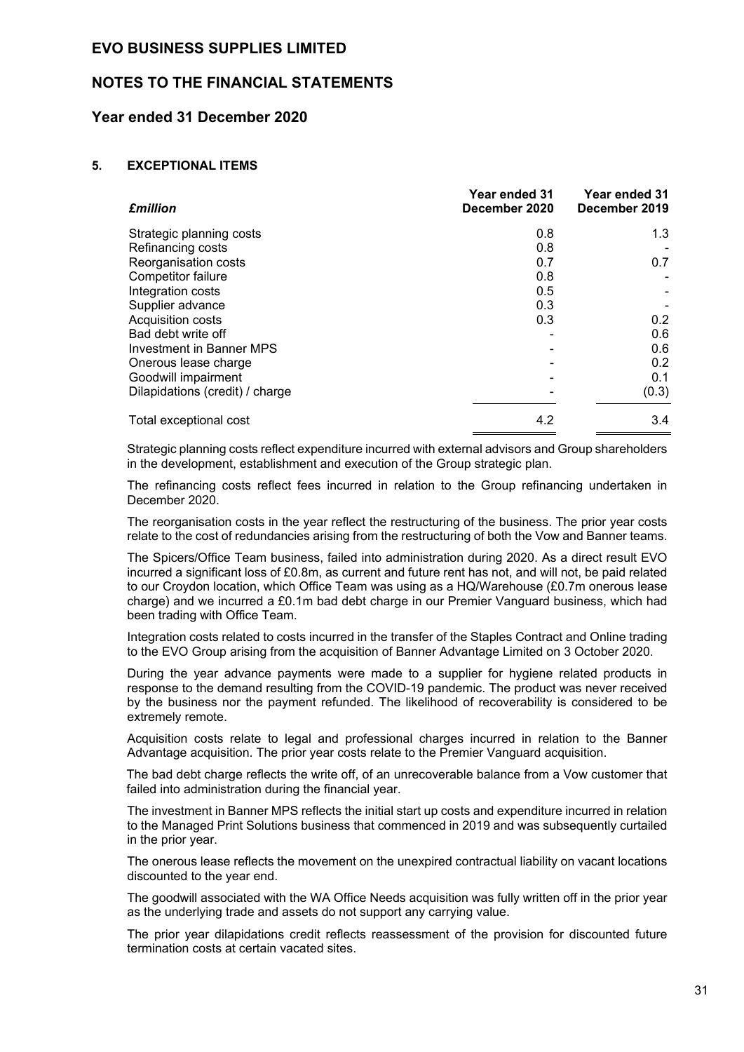# EVO BUSINESS SUPPLIES LIMITED

## NOTES TO THE FINANCIAL STATEMENTS

## Year ended 31 December 2020

### 5. EXCEPTIONAL ITEMS

| *£million* | Year ended 31 December 2020 | Year ended 31 December 2019 |
|---|---|---|
| Strategic planning costs | 0.8 | 1.3 |
| Refinancing costs | 0.8 | - |
| Reorganisation costs | 0.7 | 0.7 |
| Competitor failure | 0.8 | - |
| Integration costs | 0.5 | - |
| Supplier advance | 0.3 | - |
| Acquisition costs | 0.3 | 0.2 |
| Bad debt write off | - | 0.6 |
| Investment in Banner MPS | - | 0.6 |
| Onerous lease charge | - | 0.2 |
| Goodwill impairment | - | 0.1 |
| Dilapidations (credit) / charge | - | (0.3) |
| Total exceptional cost | 4.2 | 3.4 |

Strategic planning costs reflect expenditure incurred with external advisors and Group shareholders in the development, establishment and execution of the Group strategic plan.

The refinancing costs reflect fees incurred in relation to the Group refinancing undertaken in December 2020.

The reorganisation costs in the year reflect the restructuring of the business. The prior year costs relate to the cost of redundancies arising from the restructuring of both the Vow and Banner teams.

The Spicers/Office Team business, failed into administration during 2020. As a direct result EVO incurred a significant loss of £0.8m, as current and future rent has not, and will not, be paid related to our Croydon location, which Office Team was using as a HQ/Warehouse (£0.7m onerous lease charge) and we incurred a £0.1m bad debt charge in our Premier Vanguard business, which had been trading with Office Team.

Integration costs related to costs incurred in the transfer of the Staples Contract and Online trading to the EVO Group arising from the acquisition of Banner Advantage Limited on 3 October 2020.

During the year advance payments were made to a supplier for hygiene related products in response to the demand resulting from the COVID-19 pandemic. The product was never received by the business nor the payment refunded. The likelihood of recoverability is considered to be extremely remote.

Acquisition costs relate to legal and professional charges incurred in relation to the Banner Advantage acquisition. The prior year costs relate to the Premier Vanguard acquisition.

The bad debt charge reflects the write off, of an unrecoverable balance from a Vow customer that failed into administration during the financial year.

The investment in Banner MPS reflects the initial start up costs and expenditure incurred in relation to the Managed Print Solutions business that commenced in 2019 and was subsequently curtailed in the prior year.

The onerous lease reflects the movement on the unexpired contractual liability on vacant locations discounted to the year end.

The goodwill associated with the WA Office Needs acquisition was fully written off in the prior year as the underlying trade and assets do not support any carrying value.

The prior year dilapidations credit reflects reassessment of the provision for discounted future termination costs at certain vacated sites.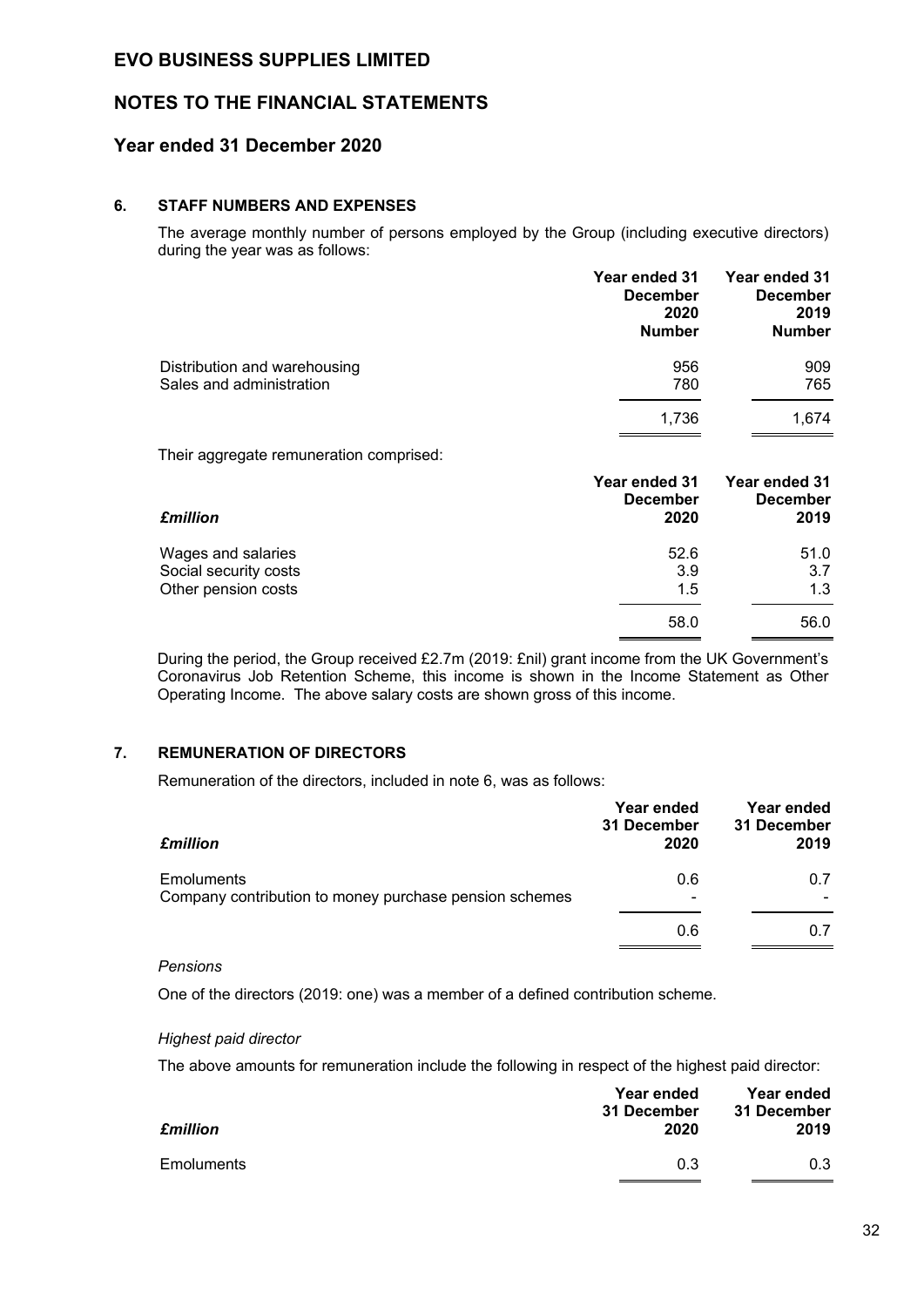# EVO BUSINESS SUPPLIES LIMITED

## NOTES TO THE FINANCIAL STATEMENTS

## Year ended 31 December 2020

### 6. STAFF NUMBERS AND EXPENSES

The average monthly number of persons employed by the Group (including executive directors) during the year was as follows:

| | Year ended 31 December 2020 Number | Year ended 31 December 2019 Number |
|---|---|---|
| Distribution and warehousing | 956 | 909 |
| Sales and administration | 780 | 765 |
| | 1,736 | 1,674 |

Their aggregate remuneration comprised:

| *£million* | Year ended 31 December 2020 | Year ended 31 December 2019 |
|---|---|---|
| Wages and salaries | 52.6 | 51.0 |
| Social security costs | 3.9 | 3.7 |
| Other pension costs | 1.5 | 1.3 |
| | 58.0 | 56.0 |

During the period, the Group received £2.7m (2019: £nil) grant income from the UK Government's Coronavirus Job Retention Scheme, this income is shown in the Income Statement as Other Operating Income. The above salary costs are shown gross of this income.

### 7. REMUNERATION OF DIRECTORS

Remuneration of the directors, included in note 6, was as follows:

| *£million* | Year ended 31 December 2020 | Year ended 31 December 2019 |
|---|---|---|
| Emoluments | 0.6 | 0.7 |
| Company contribution to money purchase pension schemes | - | - |
| | 0.6 | 0.7 |

*Pensions*

One of the directors (2019: one) was a member of a defined contribution scheme.

*Highest paid director*

The above amounts for remuneration include the following in respect of the highest paid director:

| *£million* | Year ended 31 December 2020 | Year ended 31 December 2019 |
|---|---|---|
| Emoluments | 0.3 | 0.3 |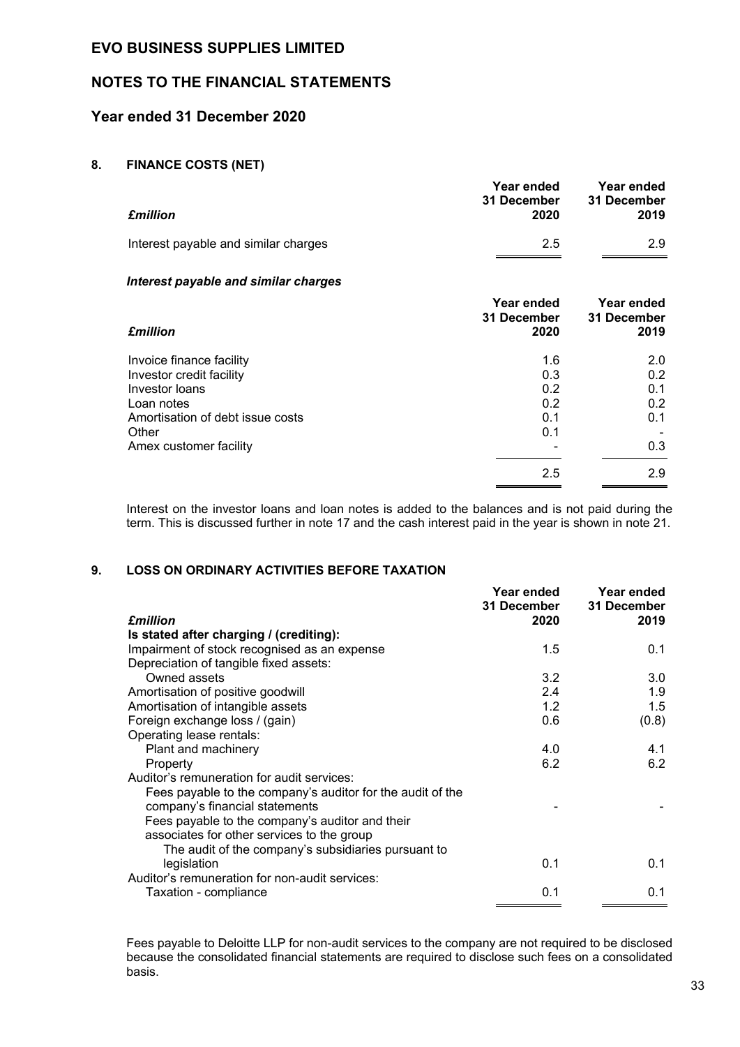# EVO BUSINESS SUPPLIES LIMITED

## NOTES TO THE FINANCIAL STATEMENTS

## Year ended 31 December 2020

### 8. FINANCE COSTS (NET)

| *£million* | Year ended 31 December 2020 | Year ended 31 December 2019 |
|---|---|---|
| Interest payable and similar charges | 2.5 | 2.9 |

***Interest payable and similar charges***

| *£million* | Year ended 31 December 2020 | Year ended 31 December 2019 |
|---|---|---|
| Invoice finance facility | 1.6 | 2.0 |
| Investor credit facility | 0.3 | 0.2 |
| Investor loans | 0.2 | 0.1 |
| Loan notes | 0.2 | 0.2 |
| Amortisation of debt issue costs | 0.1 | 0.1 |
| Other | 0.1 | - |
| Amex customer facility | - | 0.3 |
| | 2.5 | 2.9 |

Interest on the investor loans and loan notes is added to the balances and is not paid during the term. This is discussed further in note 17 and the cash interest paid in the year is shown in note 21.

### 9. LOSS ON ORDINARY ACTIVITIES BEFORE TAXATION

| *£million* | Year ended 31 December 2020 | Year ended 31 December 2019 |
|---|---|---|
| **Is stated after charging / (crediting):** | | |
| Impairment of stock recognised as an expense | 1.5 | 0.1 |
| Depreciation of tangible fixed assets: | | |
| Owned assets | 3.2 | 3.0 |
| Amortisation of positive goodwill | 2.4 | 1.9 |
| Amortisation of intangible assets | 1.2 | 1.5 |
| Foreign exchange loss / (gain) | 0.6 | (0.8) |
| Operating lease rentals: | | |
| Plant and machinery | 4.0 | 4.1 |
| Property | 6.2 | 6.2 |
| Auditor's remuneration for audit services: | | |
| Fees payable to the company's auditor for the audit of the company's financial statements | - | - |
| Fees payable to the company's auditor and their associates for other services to the group | | |
| The audit of the company's subsidiaries pursuant to legislation | 0.1 | 0.1 |
| Auditor's remuneration for non-audit services: | | |
| Taxation - compliance | 0.1 | 0.1 |

Fees payable to Deloitte LLP for non-audit services to the company are not required to be disclosed because the consolidated financial statements are required to disclose such fees on a consolidated basis.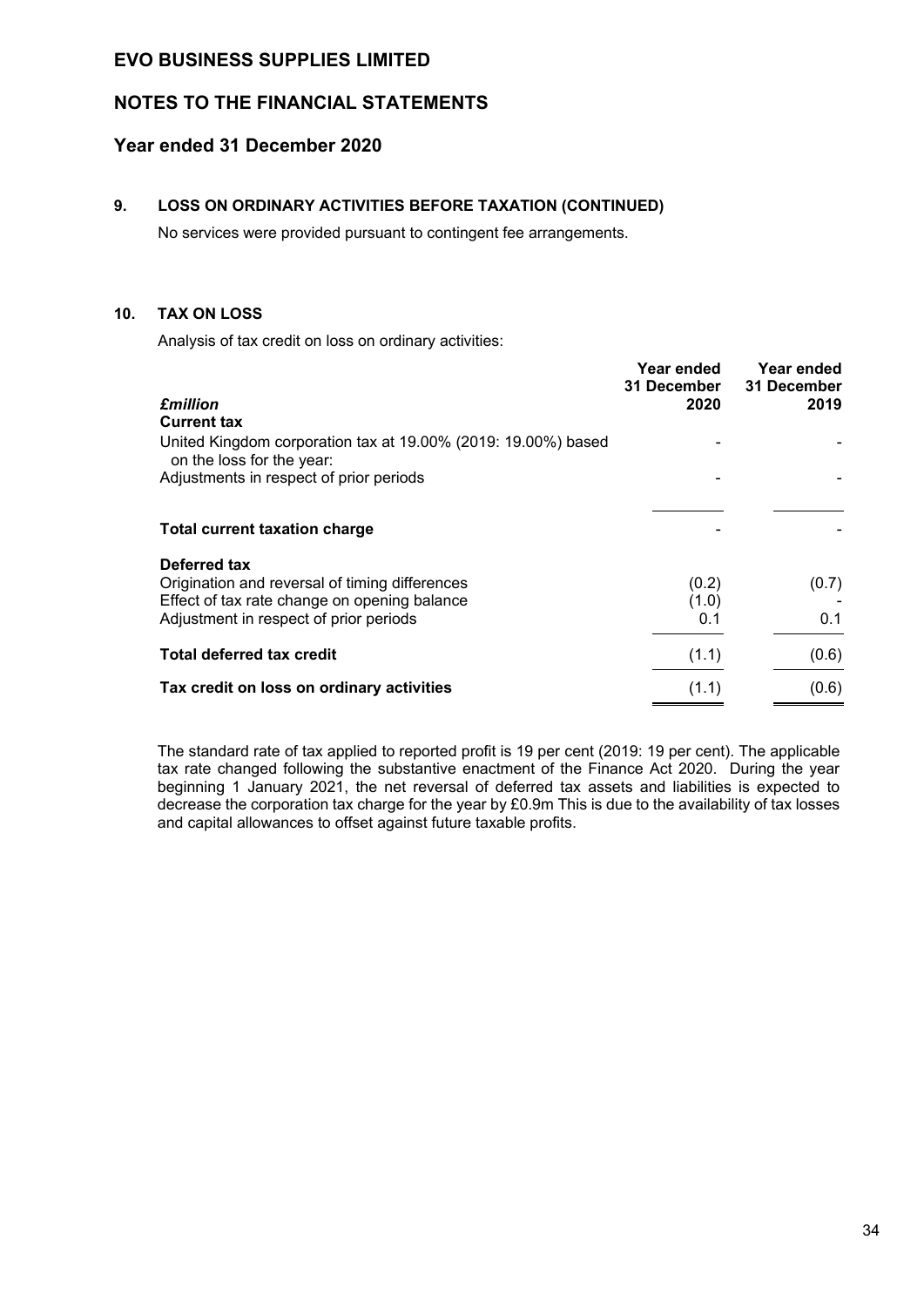# EVO BUSINESS SUPPLIES LIMITED

## NOTES TO THE FINANCIAL STATEMENTS

## Year ended 31 December 2020

### 9. LOSS ON ORDINARY ACTIVITIES BEFORE TAXATION (CONTINUED)

No services were provided pursuant to contingent fee arrangements.

### 10. TAX ON LOSS

Analysis of tax credit on loss on ordinary activities:

| *£million* | Year ended 31 December 2020 | Year ended 31 December 2019 |
|---|---|---|
| **Current tax** | | |
| United Kingdom corporation tax at 19.00% (2019: 19.00%) based on the loss for the year: | - | - |
| Adjustments in respect of prior periods | - | - |
| **Total current taxation charge** | - | - |
| **Deferred tax** | | |
| Origination and reversal of timing differences | (0.2) | (0.7) |
| Effect of tax rate change on opening balance | (1.0) | - |
| Adjustment in respect of prior periods | 0.1 | 0.1 |
| **Total deferred tax credit** | (1.1) | (0.6) |
| **Tax credit on loss on ordinary activities** | (1.1) | (0.6) |

The standard rate of tax applied to reported profit is 19 per cent (2019: 19 per cent). The applicable tax rate changed following the substantive enactment of the Finance Act 2020. During the year beginning 1 January 2021, the net reversal of deferred tax assets and liabilities is expected to decrease the corporation tax charge for the year by £0.9m This is due to the availability of tax losses and capital allowances to offset against future taxable profits.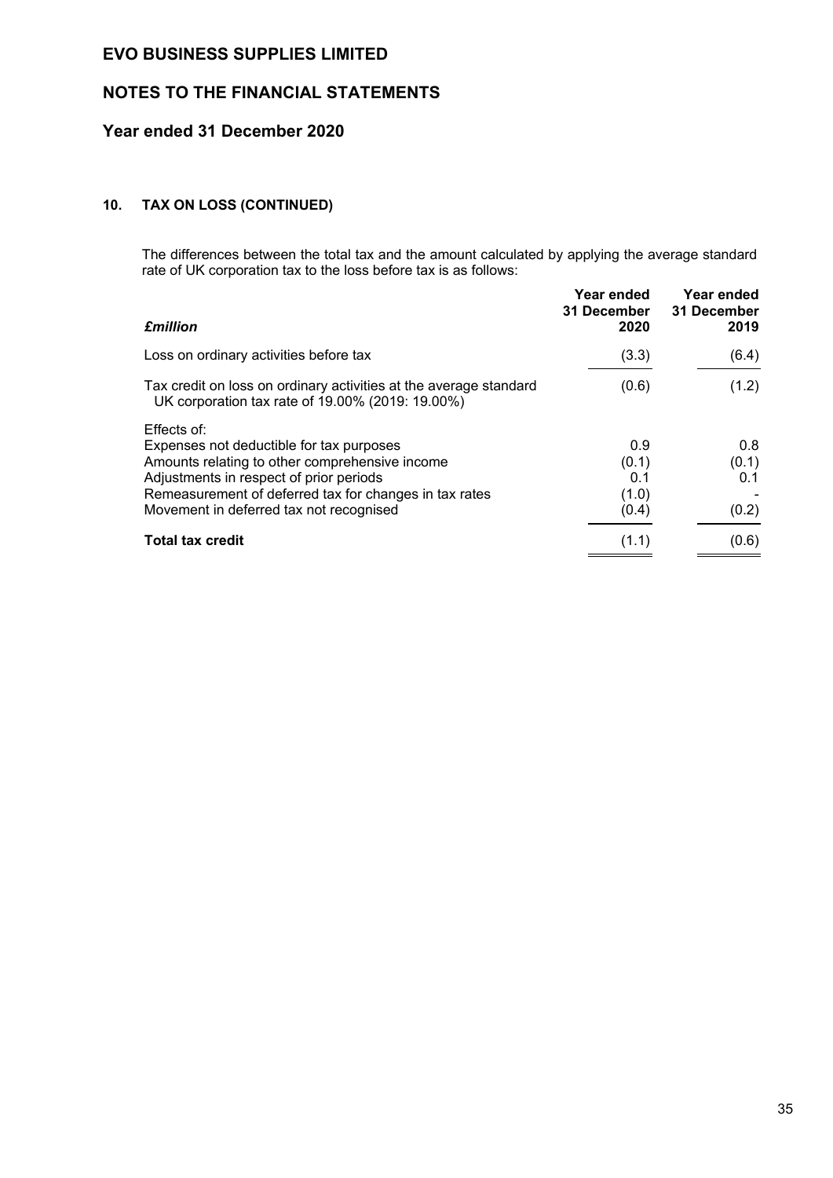# EVO BUSINESS SUPPLIES LIMITED

## NOTES TO THE FINANCIAL STATEMENTS

## Year ended 31 December 2020

### 10. TAX ON LOSS (CONTINUED)

The differences between the total tax and the amount calculated by applying the average standard rate of UK corporation tax to the loss before tax is as follows:

| *£million* | **Year ended 31 December 2020** | **Year ended 31 December 2019** |
|---|---|---|
| Loss on ordinary activities before tax | (3.3) | (6.4) |
| Tax credit on loss on ordinary activities at the average standard UK corporation tax rate of 19.00% (2019: 19.00%) | (0.6) | (1.2) |
| Effects of: | | |
| Expenses not deductible for tax purposes | 0.9 | 0.8 |
| Amounts relating to other comprehensive income | (0.1) | (0.1) |
| Adjustments in respect of prior periods | 0.1 | 0.1 |
| Remeasurement of deferred tax for changes in tax rates | (1.0) | - |
| Movement in deferred tax not recognised | (0.4) | (0.2) |
| **Total tax credit** | (1.1) | (0.6) |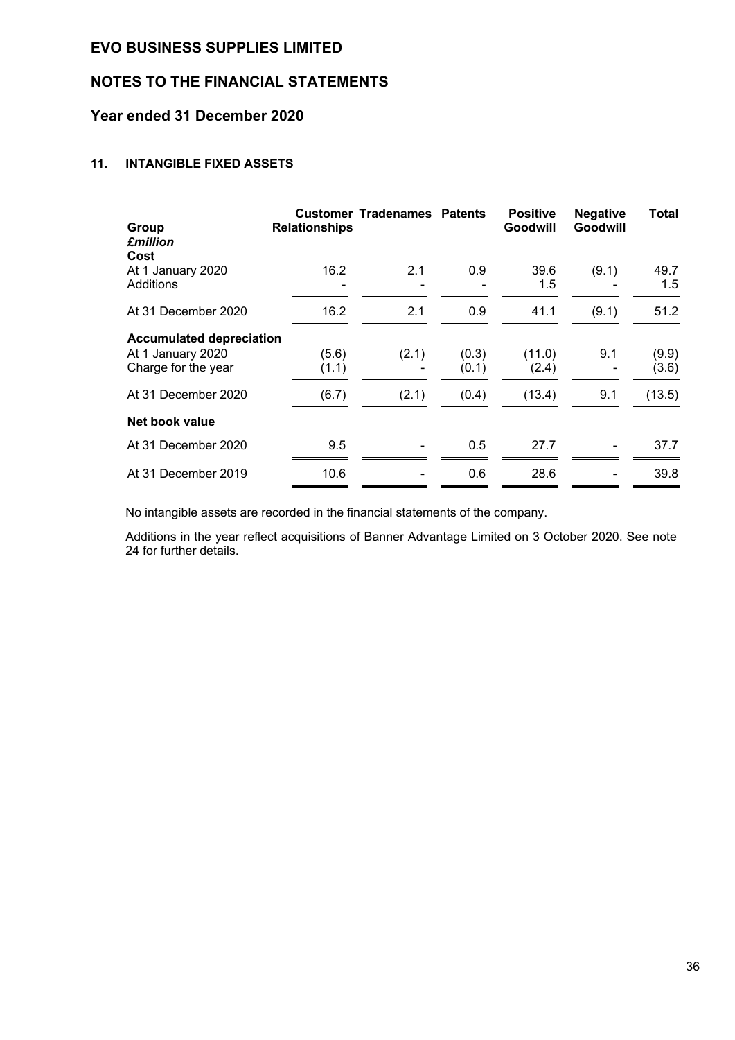# EVO BUSINESS SUPPLIES LIMITED

## NOTES TO THE FINANCIAL STATEMENTS

## Year ended 31 December 2020

### 11. INTANGIBLE FIXED ASSETS

| Group<br>*£million* | Customer Relationships | Tradenames | Patents | Positive Goodwill | Negative Goodwill | Total |
|---|---|---|---|---|---|---|
| **Cost** | | | | | | |
| At 1 January 2020 | 16.2 | 2.1 | 0.9 | 39.6 | (9.1) | 49.7 |
| Additions | - | - | - | 1.5 | - | 1.5 |
| At 31 December 2020 | 16.2 | 2.1 | 0.9 | 41.1 | (9.1) | 51.2 |
| **Accumulated depreciation** | | | | | | |
| At 1 January 2020 | (5.6) | (2.1) | (0.3) | (11.0) | 9.1 | (9.9) |
| Charge for the year | (1.1) | - | (0.1) | (2.4) | - | (3.6) |
| At 31 December 2020 | (6.7) | (2.1) | (0.4) | (13.4) | 9.1 | (13.5) |
| **Net book value** | | | | | | |
| At 31 December 2020 | 9.5 | - | 0.5 | 27.7 | - | 37.7 |
| At 31 December 2019 | 10.6 | - | 0.6 | 28.6 | - | 39.8 |

No intangible assets are recorded in the financial statements of the company.

Additions in the year reflect acquisitions of Banner Advantage Limited on 3 October 2020. See note 24 for further details.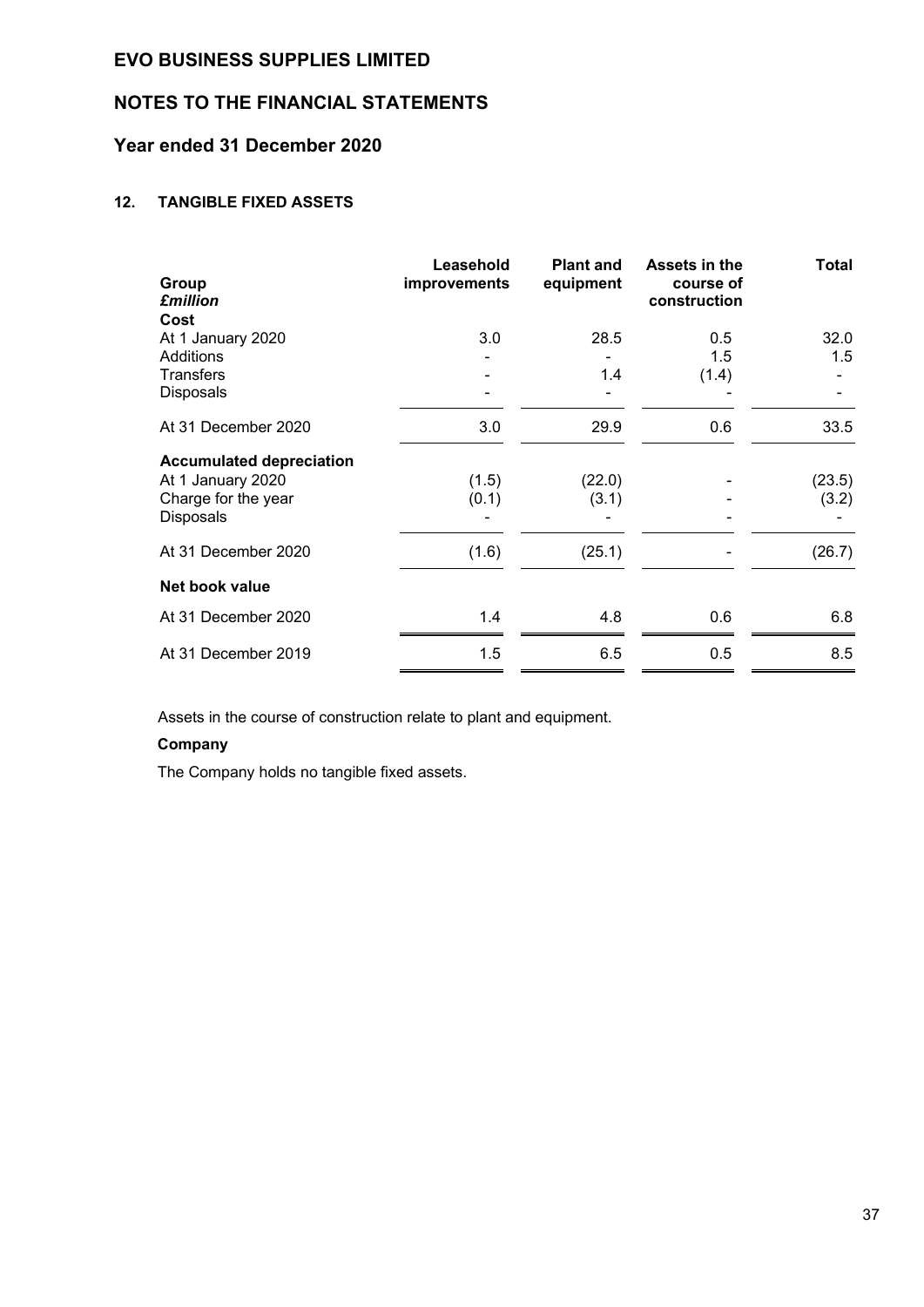# EVO BUSINESS SUPPLIES LIMITED

## NOTES TO THE FINANCIAL STATEMENTS

## Year ended 31 December 2020

### 12. TANGIBLE FIXED ASSETS

| Group *£million* | Leasehold improvements | Plant and equipment | Assets in the course of construction | Total |
|---|---|---|---|---|
| **Cost** | | | | |
| At 1 January 2020 | 3.0 | 28.5 | 0.5 | 32.0 |
| Additions | - | - | 1.5 | 1.5 |
| Transfers | - | 1.4 | (1.4) | - |
| Disposals | - | - | - | - |
| At 31 December 2020 | 3.0 | 29.9 | 0.6 | 33.5 |
| **Accumulated depreciation** | | | | |
| At 1 January 2020 | (1.5) | (22.0) | - | (23.5) |
| Charge for the year | (0.1) | (3.1) | - | (3.2) |
| Disposals | - | - | - | - |
| At 31 December 2020 | (1.6) | (25.1) | - | (26.7) |
| **Net book value** | | | | |
| At 31 December 2020 | 1.4 | 4.8 | 0.6 | 6.8 |
| At 31 December 2019 | 1.5 | 6.5 | 0.5 | 8.5 |

Assets in the course of construction relate to plant and equipment.

**Company**

The Company holds no tangible fixed assets.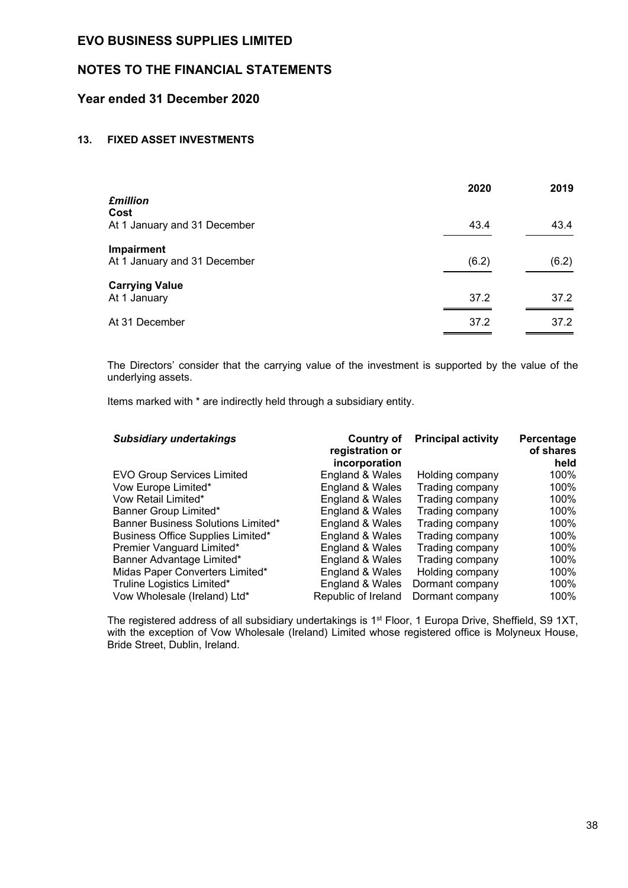# EVO BUSINESS SUPPLIES LIMITED

## NOTES TO THE FINANCIAL STATEMENTS

## Year ended 31 December 2020

### 13. FIXED ASSET INVESTMENTS

| *£million* | 2020 | 2019 |
|---|---|---|
| **Cost** | | |
| At 1 January and 31 December | 43.4 | 43.4 |
| **Impairment** | | |
| At 1 January and 31 December | (6.2) | (6.2) |
| **Carrying Value** | | |
| At 1 January | 37.2 | 37.2 |
| At 31 December | 37.2 | 37.2 |

The Directors' consider that the carrying value of the investment is supported by the value of the underlying assets.

Items marked with * are indirectly held through a subsidiary entity.

| *Subsidiary undertakings* | Country of registration or incorporation | Principal activity | Percentage of shares held |
|---|---|---|---|
| EVO Group Services Limited | England & Wales | Holding company | 100% |
| Vow Europe Limited* | England & Wales | Trading company | 100% |
| Vow Retail Limited* | England & Wales | Trading company | 100% |
| Banner Group Limited* | England & Wales | Trading company | 100% |
| Banner Business Solutions Limited* | England & Wales | Trading company | 100% |
| Business Office Supplies Limited* | England & Wales | Trading company | 100% |
| Premier Vanguard Limited* | England & Wales | Trading company | 100% |
| Banner Advantage Limited* | England & Wales | Trading company | 100% |
| Midas Paper Converters Limited* | England & Wales | Holding company | 100% |
| Truline Logistics Limited* | England & Wales | Dormant company | 100% |
| Vow Wholesale (Ireland) Ltd* | Republic of Ireland | Dormant company | 100% |

The registered address of all subsidiary undertakings is 1st Floor, 1 Europa Drive, Sheffield, S9 1XT, with the exception of Vow Wholesale (Ireland) Limited whose registered office is Molyneux House, Bride Street, Dublin, Ireland.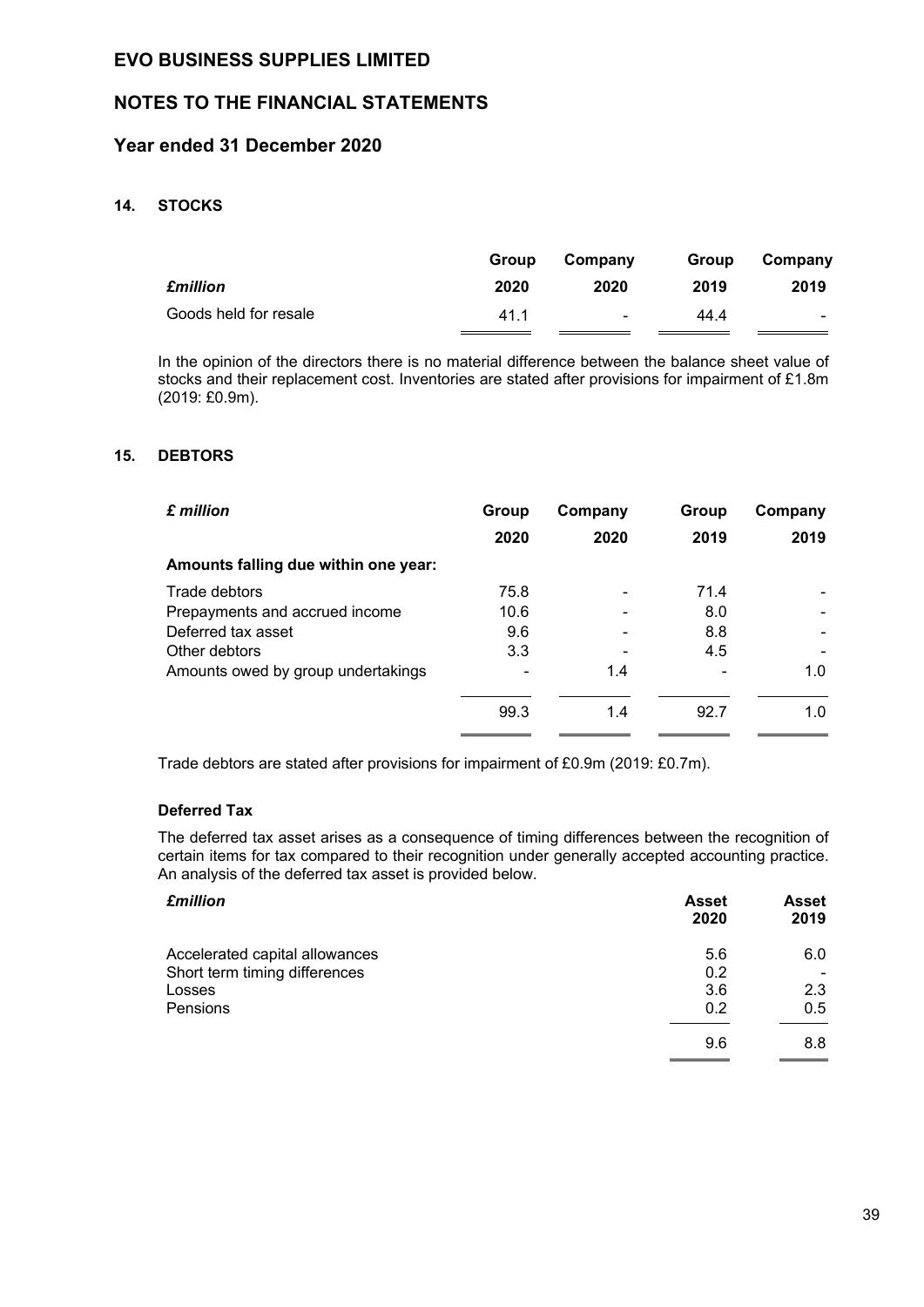## 14. STOCKS

| *£million* | Group 2020 | Company 2020 | Group 2019 | Company 2019 |
|---|---|---|---|---|
| Goods held for resale | 41.1 | - | 44.4 | - |

In the opinion of the directors there is no material difference between the balance sheet value of stocks and their replacement cost. Inventories are stated after provisions for impairment of £1.8m (2019: £0.9m).

## 15. DEBTORS

| *£ million* | Group 2020 | Company 2020 | Group 2019 | Company 2019 |
|---|---|---|---|---|
| **Amounts falling due within one year:** | | | | |
| Trade debtors | 75.8 | - | 71.4 | - |
| Prepayments and accrued income | 10.6 | - | 8.0 | - |
| Deferred tax asset | 9.6 | - | 8.8 | - |
| Other debtors | 3.3 | - | 4.5 | - |
| Amounts owed by group undertakings | - | 1.4 | - | 1.0 |
| | 99.3 | 1.4 | 92.7 | 1.0 |

Trade debtors are stated after provisions for impairment of £0.9m (2019: £0.7m).

### Deferred Tax

The deferred tax asset arises as a consequence of timing differences between the recognition of certain items for tax compared to their recognition under generally accepted accounting practice. An analysis of the deferred tax asset is provided below.

| *£million* | Asset 2020 | Asset 2019 |
|---|---|---|
| Accelerated capital allowances | 5.6 | 6.0 |
| Short term timing differences | 0.2 | - |
| Losses | 3.6 | 2.3 |
| Pensions | 0.2 | 0.5 |
| | 9.6 | 8.8 |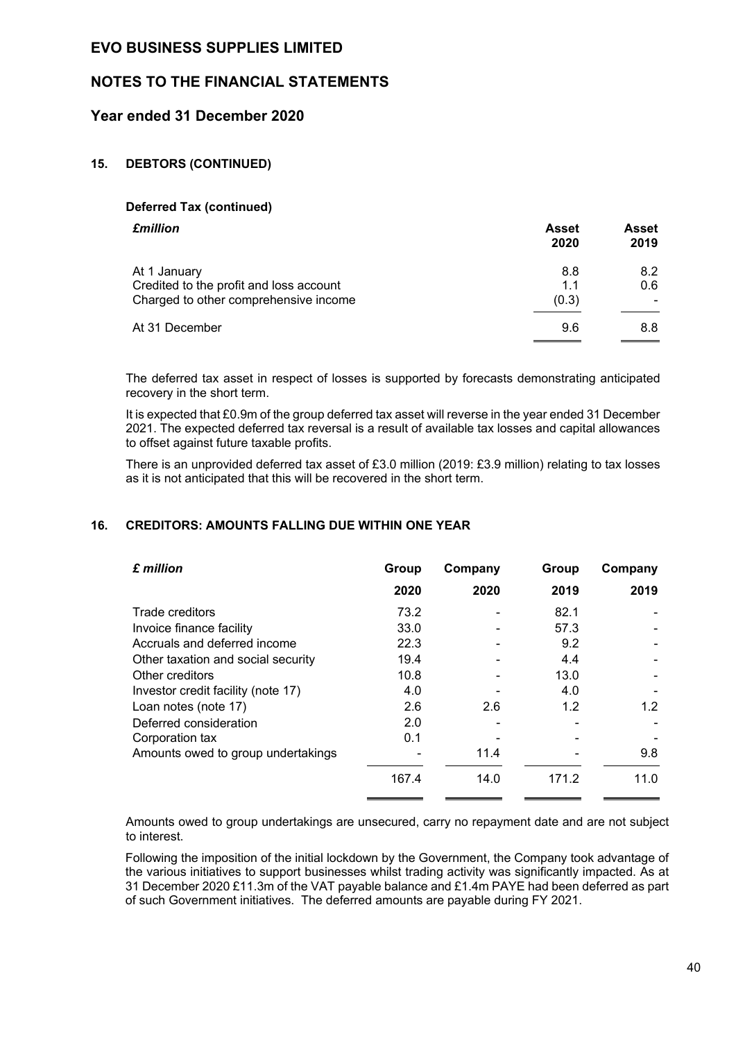# EVO BUSINESS SUPPLIES LIMITED

## NOTES TO THE FINANCIAL STATEMENTS

## Year ended 31 December 2020

### 15. DEBTORS (CONTINUED)

**Deferred Tax (continued)**

| *£million* | **Asset 2020** | **Asset 2019** |
|---|---|---|
| At 1 January | 8.8 | 8.2 |
| Credited to the profit and loss account | 1.1 | 0.6 |
| Charged to other comprehensive income | (0.3) | - |
| At 31 December | 9.6 | 8.8 |

The deferred tax asset in respect of losses is supported by forecasts demonstrating anticipated recovery in the short term.

It is expected that £0.9m of the group deferred tax asset will reverse in the year ended 31 December 2021. The expected deferred tax reversal is a result of available tax losses and capital allowances to offset against future taxable profits.

There is an unprovided deferred tax asset of £3.0 million (2019: £3.9 million) relating to tax losses as it is not anticipated that this will be recovered in the short term.

### 16. CREDITORS: AMOUNTS FALLING DUE WITHIN ONE YEAR

| *£ million* | Group 2020 | Company 2020 | Group 2019 | Company 2019 |
|---|---|---|---|---|
| Trade creditors | 73.2 | - | 82.1 | - |
| Invoice finance facility | 33.0 | - | 57.3 | - |
| Accruals and deferred income | 22.3 | - | 9.2 | - |
| Other taxation and social security | 19.4 | - | 4.4 | - |
| Other creditors | 10.8 | - | 13.0 | - |
| Investor credit facility (note 17) | 4.0 | - | 4.0 | - |
| Loan notes (note 17) | 2.6 | 2.6 | 1.2 | 1.2 |
| Deferred consideration | 2.0 | - | - | - |
| Corporation tax | 0.1 | - | - | - |
| Amounts owed to group undertakings | - | 11.4 | - | 9.8 |
| | 167.4 | 14.0 | 171.2 | 11.0 |

Amounts owed to group undertakings are unsecured, carry no repayment date and are not subject to interest.

Following the imposition of the initial lockdown by the Government, the Company took advantage of the various initiatives to support businesses whilst trading activity was significantly impacted. As at 31 December 2020 £11.3m of the VAT payable balance and £1.4m PAYE had been deferred as part of such Government initiatives. The deferred amounts are payable during FY 2021.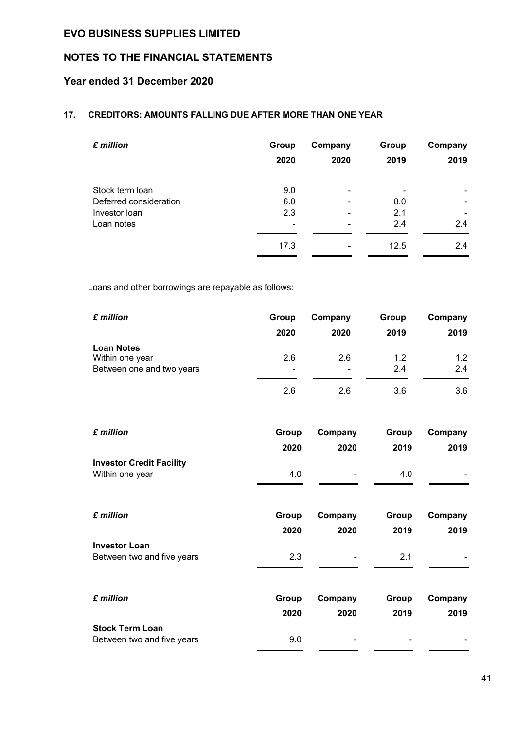# EVO BUSINESS SUPPLIES LIMITED

## NOTES TO THE FINANCIAL STATEMENTS

## Year ended 31 December 2020

### 17. CREDITORS: AMOUNTS FALLING DUE AFTER MORE THAN ONE YEAR

| *£ million* | Group 2020 | Company 2020 | Group 2019 | Company 2019 |
|---|---|---|---|---|
| Stock term loan | 9.0 | - | - | - |
| Deferred consideration | 6.0 | - | 8.0 | - |
| Investor loan | 2.3 | - | 2.1 | - |
| Loan notes | - | - | 2.4 | 2.4 |
| | 17.3 | - | 12.5 | 2.4 |

Loans and other borrowings are repayable as follows:

| *£ million* | Group 2020 | Company 2020 | Group 2019 | Company 2019 |
|---|---|---|---|---|
| **Loan Notes** | | | | |
| Within one year | 2.6 | 2.6 | 1.2 | 1.2 |
| Between one and two years | - | - | 2.4 | 2.4 |
| | 2.6 | 2.6 | 3.6 | 3.6 |

| *£ million* | Group 2020 | Company 2020 | Group 2019 | Company 2019 |
|---|---|---|---|---|
| **Investor Credit Facility** | | | | |
| Within one year | 4.0 | - | 4.0 | - |

| *£ million* | Group 2020 | Company 2020 | Group 2019 | Company 2019 |
|---|---|---|---|---|
| **Investor Loan** | | | | |
| Between two and five years | 2.3 | - | 2.1 | - |

| *£ million* | Group 2020 | Company 2020 | Group 2019 | Company 2019 |
|---|---|---|---|---|
| **Stock Term Loan** | | | | |
| Between two and five years | 9.0 | - | - | - |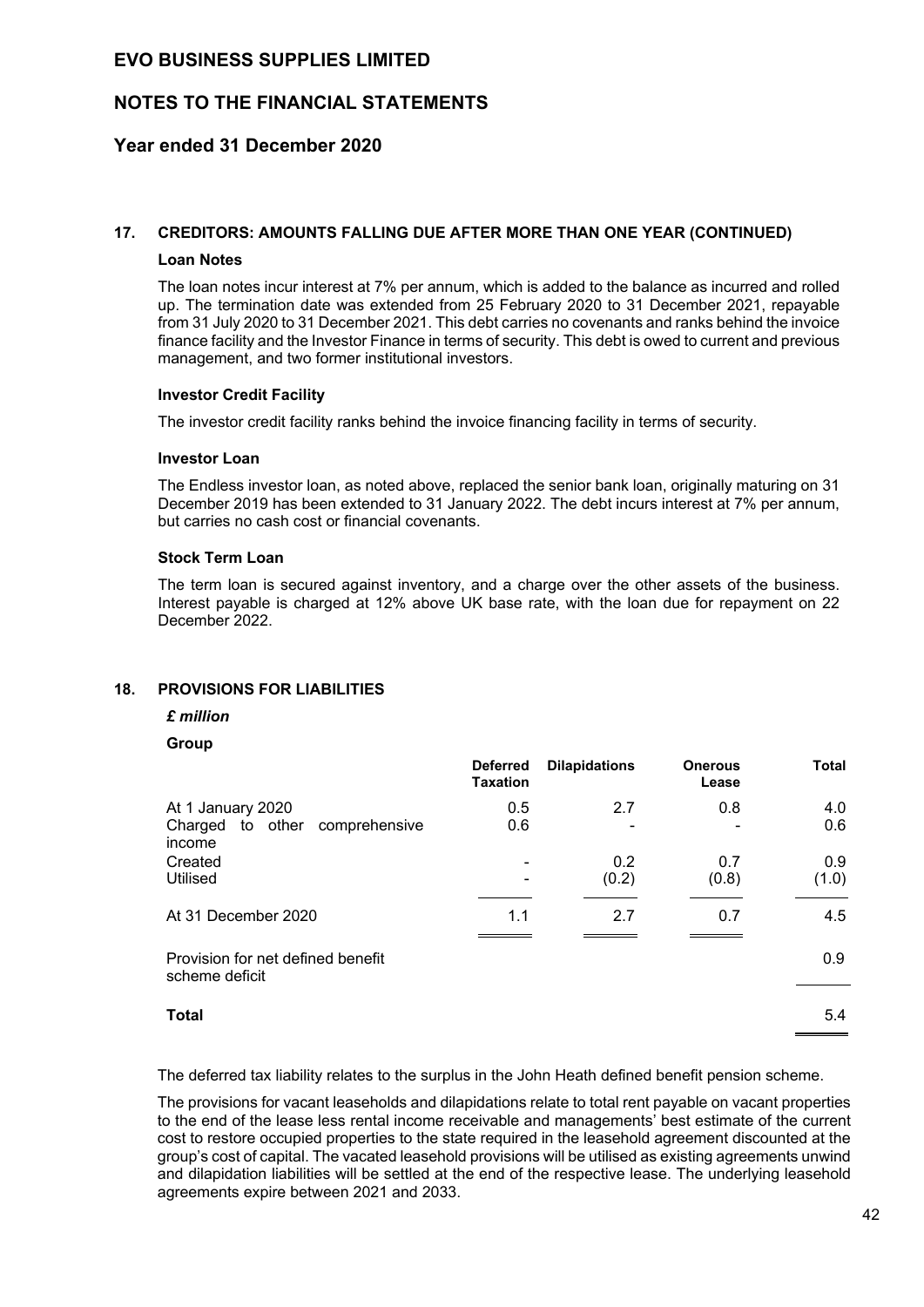# EVO BUSINESS SUPPLIES LIMITED

## NOTES TO THE FINANCIAL STATEMENTS

## Year ended 31 December 2020

### 17. CREDITORS: AMOUNTS FALLING DUE AFTER MORE THAN ONE YEAR (CONTINUED)

**Loan Notes**

The loan notes incur interest at 7% per annum, which is added to the balance as incurred and rolled up. The termination date was extended from 25 February 2020 to 31 December 2021, repayable from 31 July 2020 to 31 December 2021. This debt carries no covenants and ranks behind the invoice finance facility and the Investor Finance in terms of security. This debt is owed to current and previous management, and two former institutional investors.

**Investor Credit Facility**

The investor credit facility ranks behind the invoice financing facility in terms of security.

**Investor Loan**

The Endless investor loan, as noted above, replaced the senior bank loan, originally maturing on 31 December 2019 has been extended to 31 January 2022. The debt incurs interest at 7% per annum, but carries no cash cost or financial covenants.

**Stock Term Loan**

The term loan is secured against inventory, and a charge over the other assets of the business. Interest payable is charged at 12% above UK base rate, with the loan due for repayment on 22 December 2022.

### 18. PROVISIONS FOR LIABILITIES

***£ million***

**Group**

| | Deferred Taxation | Dilapidations | Onerous Lease | Total |
|---|---|---|---|---|
| At 1 January 2020 | 0.5 | 2.7 | 0.8 | 4.0 |
| Charged to other comprehensive income | 0.6 | - | - | 0.6 |
| Created | - | 0.2 | 0.7 | 0.9 |
| Utilised | - | (0.2) | (0.8) | (1.0) |
| At 31 December 2020 | 1.1 | 2.7 | 0.7 | 4.5 |
| Provision for net defined benefit scheme deficit | | | | 0.9 |
| **Total** | | | | 5.4 |

The deferred tax liability relates to the surplus in the John Heath defined benefit pension scheme.

The provisions for vacant leaseholds and dilapidations relate to total rent payable on vacant properties to the end of the lease less rental income receivable and managements' best estimate of the current cost to restore occupied properties to the state required in the leasehold agreement discounted at the group's cost of capital. The vacated leasehold provisions will be utilised as existing agreements unwind and dilapidation liabilities will be settled at the end of the respective lease. The underlying leasehold agreements expire between 2021 and 2033.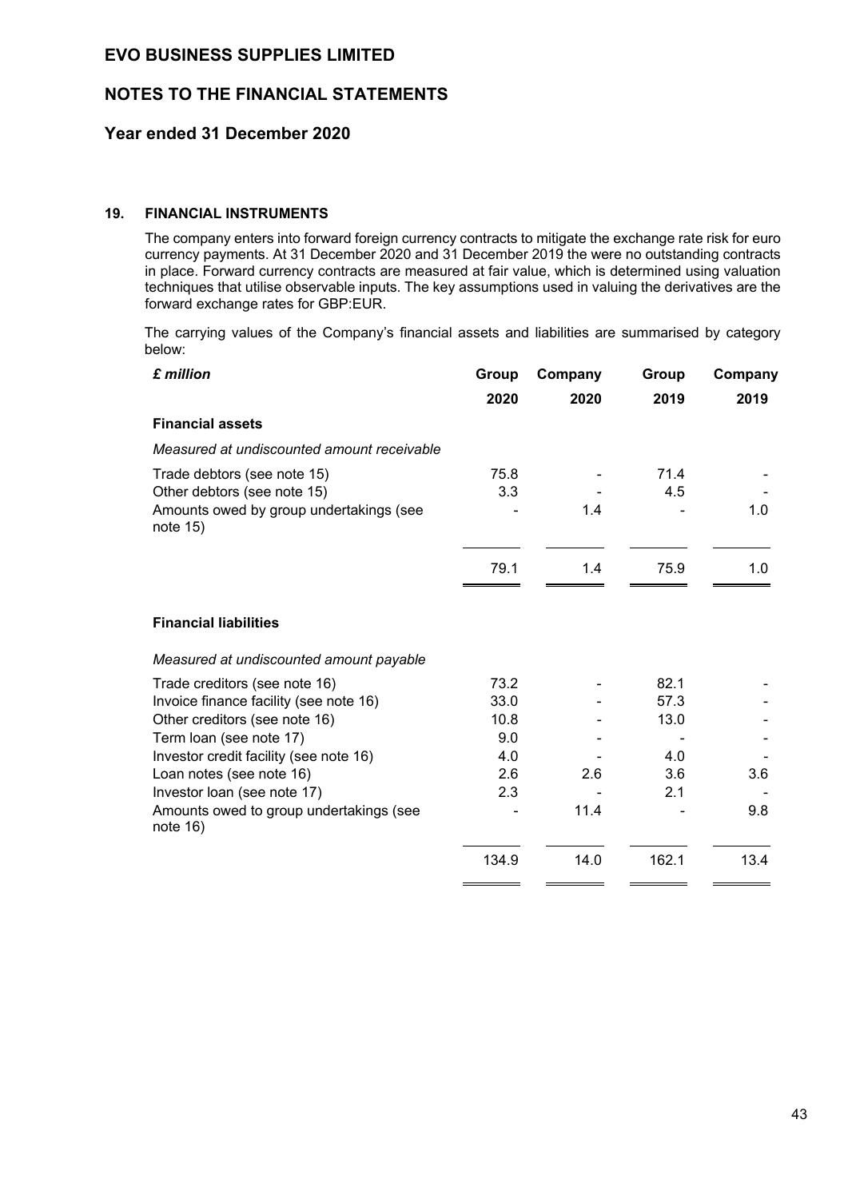## 19. FINANCIAL INSTRUMENTS

The company enters into forward foreign currency contracts to mitigate the exchange rate risk for euro currency payments. At 31 December 2020 and 31 December 2019 the were no outstanding contracts in place. Forward currency contracts are measured at fair value, which is determined using valuation techniques that utilise observable inputs. The key assumptions used in valuing the derivatives are the forward exchange rates for GBP:EUR.

The carrying values of the Company's financial assets and liabilities are summarised by category below:

| *£ million* | Group 2020 | Company 2020 | Group 2019 | Company 2019 |
|---|---|---|---|---|
| **Financial assets** | | | | |
| *Measured at undiscounted amount receivable* | | | | |
| Trade debtors (see note 15) | 75.8 | - | 71.4 | - |
| Other debtors (see note 15) | 3.3 | - | 4.5 | - |
| Amounts owed by group undertakings (see note 15) | - | 1.4 | - | 1.0 |
| | 79.1 | 1.4 | 75.9 | 1.0 |
| **Financial liabilities** | | | | |
| *Measured at undiscounted amount payable* | | | | |
| Trade creditors (see note 16) | 73.2 | - | 82.1 | - |
| Invoice finance facility (see note 16) | 33.0 | - | 57.3 | - |
| Other creditors (see note 16) | 10.8 | - | 13.0 | - |
| Term loan (see note 17) | 9.0 | - | - | - |
| Investor credit facility (see note 16) | 4.0 | - | 4.0 | - |
| Loan notes (see note 16) | 2.6 | 2.6 | 3.6 | 3.6 |
| Investor loan (see note 17) | 2.3 | - | 2.1 | - |
| Amounts owed to group undertakings (see note 16) | - | 11.4 | - | 9.8 |
| | 134.9 | 14.0 | 162.1 | 13.4 |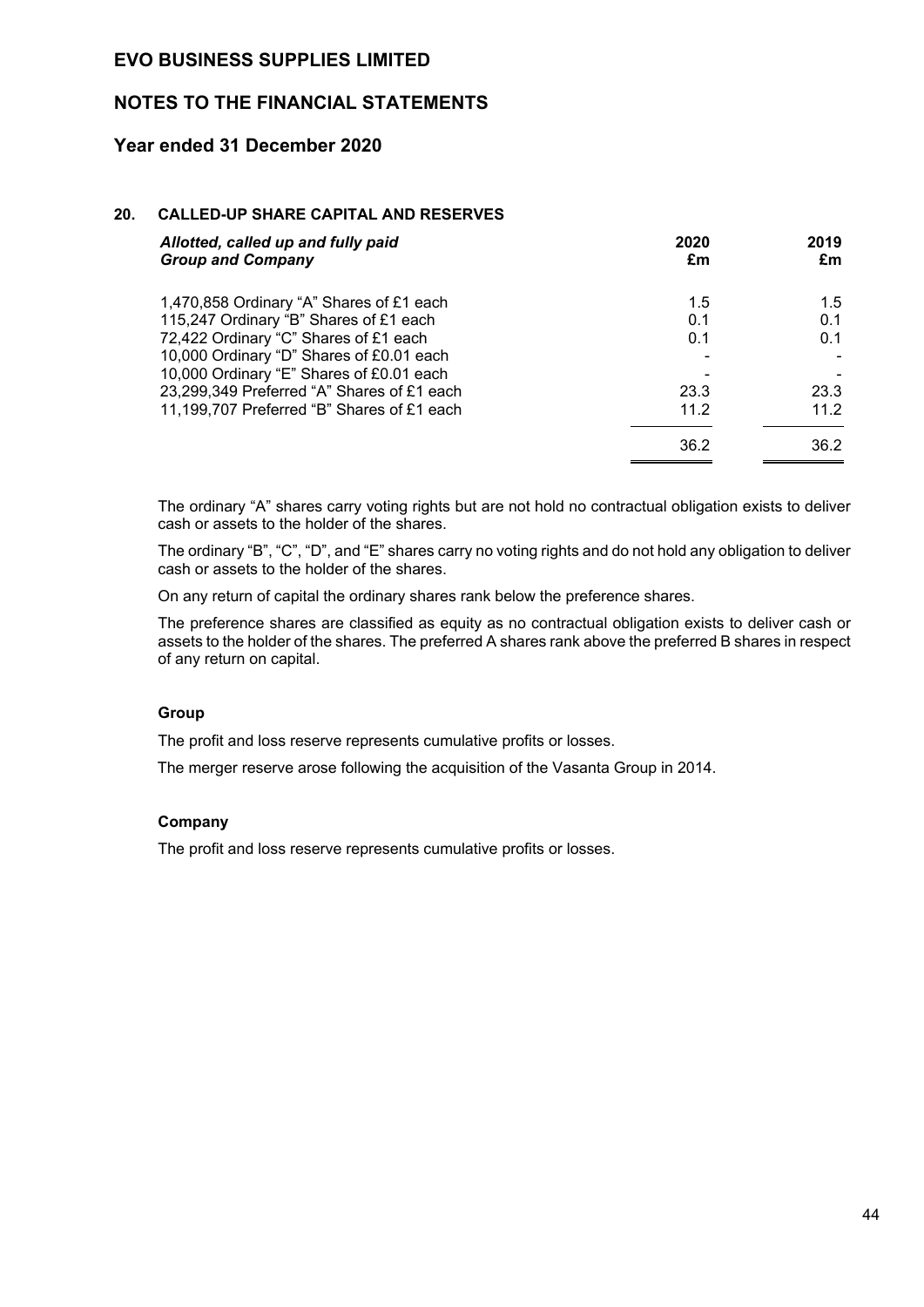# EVO BUSINESS SUPPLIES LIMITED

## NOTES TO THE FINANCIAL STATEMENTS

## Year ended 31 December 2020

### 20. CALLED-UP SHARE CAPITAL AND RESERVES

| *Allotted, called up and fully paid* *Group and Company* | 2020 £m | 2019 £m |
|---|---|---|
| 1,470,858 Ordinary "A" Shares of £1 each | 1.5 | 1.5 |
| 115,247 Ordinary "B" Shares of £1 each | 0.1 | 0.1 |
| 72,422 Ordinary "C" Shares of £1 each | 0.1 | 0.1 |
| 10,000 Ordinary "D" Shares of £0.01 each | - | - |
| 10,000 Ordinary "E" Shares of £0.01 each | - | - |
| 23,299,349 Preferred "A" Shares of £1 each | 23.3 | 23.3 |
| 11,199,707 Preferred "B" Shares of £1 each | 11.2 | 11.2 |
| | 36.2 | 36.2 |

The ordinary "A" shares carry voting rights but are not hold no contractual obligation exists to deliver cash or assets to the holder of the shares.

The ordinary "B", "C", "D", and "E" shares carry no voting rights and do not hold any obligation to deliver cash or assets to the holder of the shares.

On any return of capital the ordinary shares rank below the preference shares.

The preference shares are classified as equity as no contractual obligation exists to deliver cash or assets to the holder of the shares. The preferred A shares rank above the preferred B shares in respect of any return on capital.

**Group**

The profit and loss reserve represents cumulative profits or losses.

The merger reserve arose following the acquisition of the Vasanta Group in 2014.

**Company**

The profit and loss reserve represents cumulative profits or losses.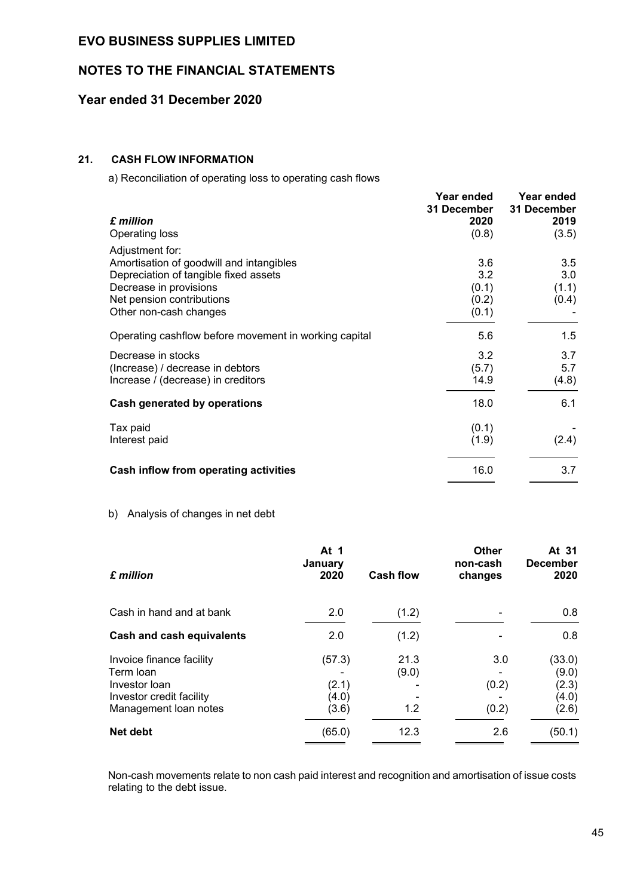# EVO BUSINESS SUPPLIES LIMITED

## NOTES TO THE FINANCIAL STATEMENTS

## Year ended 31 December 2020

### 21. CASH FLOW INFORMATION

a) Reconciliation of operating loss to operating cash flows

| *£ million* | Year ended 31 December 2020 | Year ended 31 December 2019 |
|---|---|---|
| Operating loss | (0.8) | (3.5) |
| Adjustment for: | | |
| Amortisation of goodwill and intangibles | 3.6 | 3.5 |
| Depreciation of tangible fixed assets | 3.2 | 3.0 |
| Decrease in provisions | (0.1) | (1.1) |
| Net pension contributions | (0.2) | (0.4) |
| Other non-cash changes | (0.1) | - |
| Operating cashflow before movement in working capital | 5.6 | 1.5 |
| Decrease in stocks | 3.2 | 3.7 |
| (Increase) / decrease in debtors | (5.7) | 5.7 |
| Increase / (decrease) in creditors | 14.9 | (4.8) |
| **Cash generated by operations** | 18.0 | 6.1 |
| Tax paid | (0.1) | - |
| Interest paid | (1.9) | (2.4) |
| **Cash inflow from operating activities** | 16.0 | 3.7 |

b) Analysis of changes in net debt

| *£ million* | At 1 January 2020 | Cash flow | Other non-cash changes | At 31 December 2020 |
|---|---|---|---|---|
| Cash in hand and at bank | 2.0 | (1.2) | - | 0.8 |
| **Cash and cash equivalents** | 2.0 | (1.2) | - | 0.8 |
| Invoice finance facility | (57.3) | 21.3 | 3.0 | (33.0) |
| Term loan | - | (9.0) | - | (9.0) |
| Investor loan | (2.1) | - | (0.2) | (2.3) |
| Investor credit facility | (4.0) | - | - | (4.0) |
| Management loan notes | (3.6) | 1.2 | (0.2) | (2.6) |
| **Net debt** | (65.0) | 12.3 | 2.6 | (50.1) |

Non-cash movements relate to non cash paid interest and recognition and amortisation of issue costs relating to the debt issue.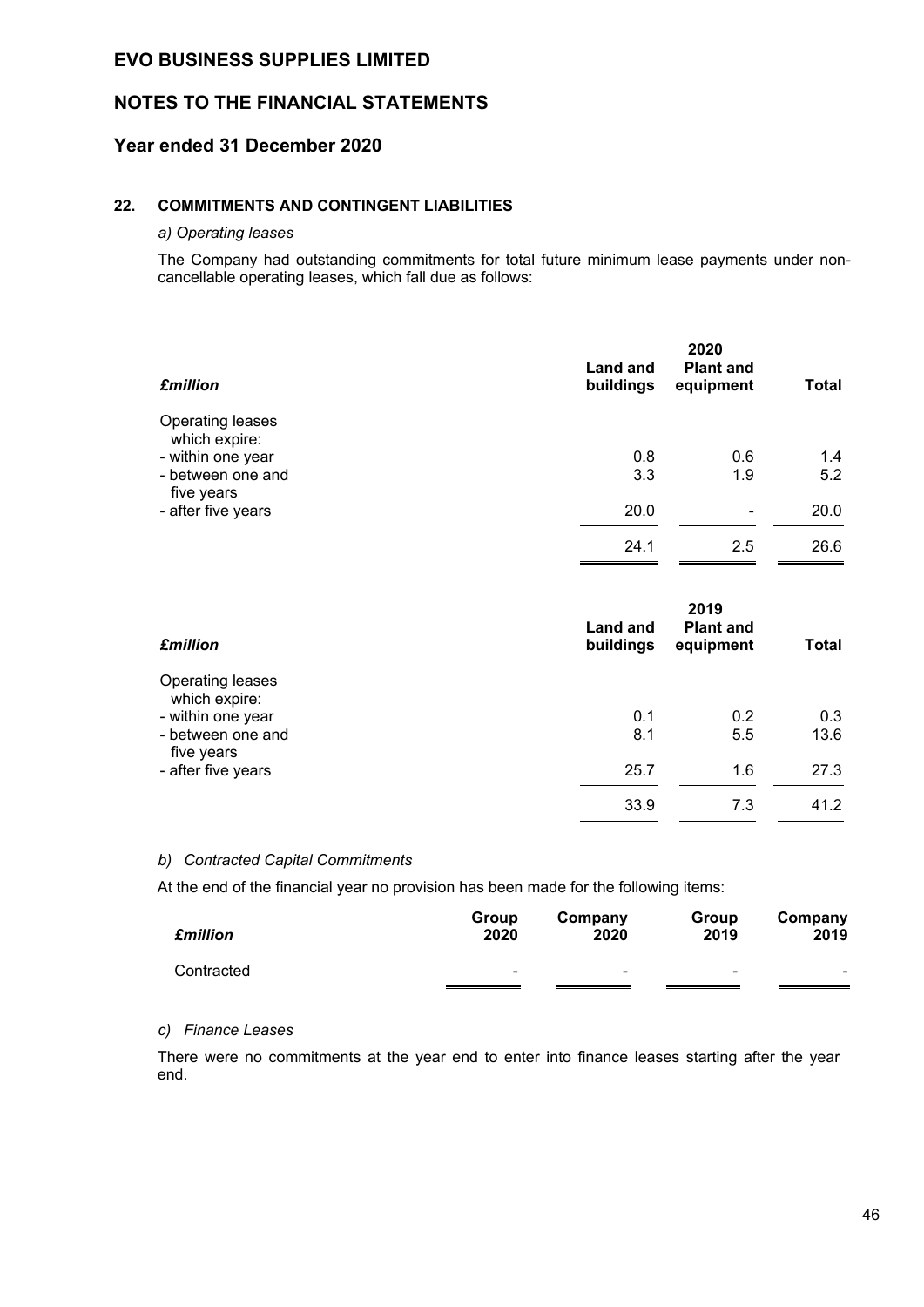# EVO BUSINESS SUPPLIES LIMITED

## NOTES TO THE FINANCIAL STATEMENTS

## Year ended 31 December 2020

### 22. COMMITMENTS AND CONTINGENT LIABILITIES

*a) Operating leases*

The Company had outstanding commitments for total future minimum lease payments under non-cancellable operating leases, which fall due as follows:

| ***£million*** | | **2020** | |
|---|---|---|---|
| | **Land and buildings** | **Plant and equipment** | **Total** |
| Operating leases which expire: | | | |
| - within one year | 0.8 | 0.6 | 1.4 |
| - between one and five years | 3.3 | 1.9 | 5.2 |
| - after five years | 20.0 | - | 20.0 |
| | 24.1 | 2.5 | 26.6 |

| ***£million*** | | **2019** | |
|---|---|---|---|
| | **Land and buildings** | **Plant and equipment** | **Total** |
| Operating leases which expire: | | | |
| - within one year | 0.1 | 0.2 | 0.3 |
| - between one and five years | 8.1 | 5.5 | 13.6 |
| - after five years | 25.7 | 1.6 | 27.3 |
| | 33.9 | 7.3 | 41.2 |

*b) Contracted Capital Commitments*

At the end of the financial year no provision has been made for the following items:

| ***£million*** | **Group 2020** | **Company 2020** | **Group 2019** | **Company 2019** |
|---|---|---|---|---|
| Contracted | - | - | - | - |

*c) Finance Leases*

There were no commitments at the year end to enter into finance leases starting after the year end.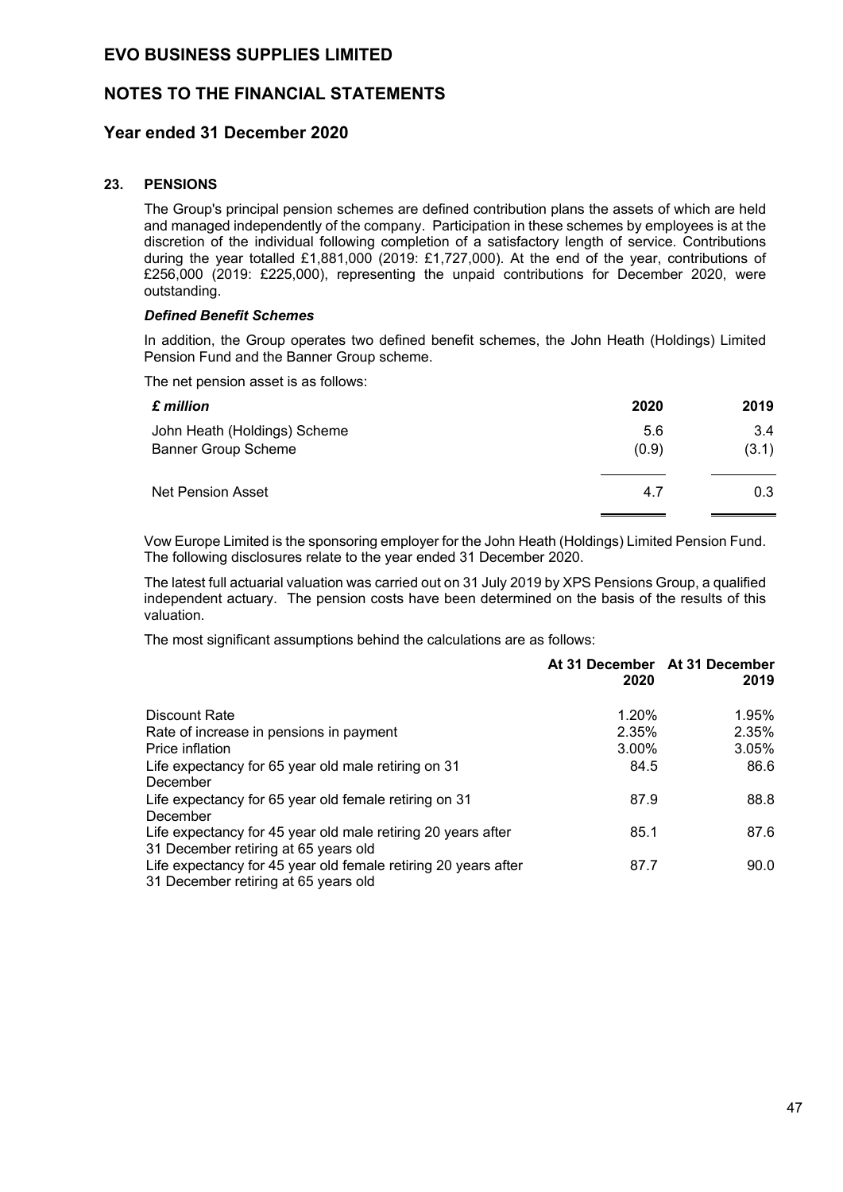## 23. PENSIONS

The Group's principal pension schemes are defined contribution plans the assets of which are held and managed independently of the company. Participation in these schemes by employees is at the discretion of the individual following completion of a satisfactory length of service. Contributions during the year totalled £1,881,000 (2019: £1,727,000). At the end of the year, contributions of £256,000 (2019: £225,000), representing the unpaid contributions for December 2020, were outstanding.

### *Defined Benefit Schemes*

In addition, the Group operates two defined benefit schemes, the John Heath (Holdings) Limited Pension Fund and the Banner Group scheme.

The net pension asset is as follows:

| *£ million* | 2020 | 2019 |
|---|---|---|
| John Heath (Holdings) Scheme | 5.6 | 3.4 |
| Banner Group Scheme | (0.9) | (3.1) |
| Net Pension Asset | 4.7 | 0.3 |

Vow Europe Limited is the sponsoring employer for the John Heath (Holdings) Limited Pension Fund. The following disclosures relate to the year ended 31 December 2020.

The latest full actuarial valuation was carried out on 31 July 2019 by XPS Pensions Group, a qualified independent actuary. The pension costs have been determined on the basis of the results of this valuation.

The most significant assumptions behind the calculations are as follows:

| | At 31 December 2020 | At 31 December 2019 |
|---|---|---|
| Discount Rate | 1.20% | 1.95% |
| Rate of increase in pensions in payment | 2.35% | 2.35% |
| Price inflation | 3.00% | 3.05% |
| Life expectancy for 65 year old male retiring on 31 December | 84.5 | 86.6 |
| Life expectancy for 65 year old female retiring on 31 December | 87.9 | 88.8 |
| Life expectancy for 45 year old male retiring 20 years after 31 December retiring at 65 years old | 85.1 | 87.6 |
| Life expectancy for 45 year old female retiring 20 years after 31 December retiring at 65 years old | 87.7 | 90.0 |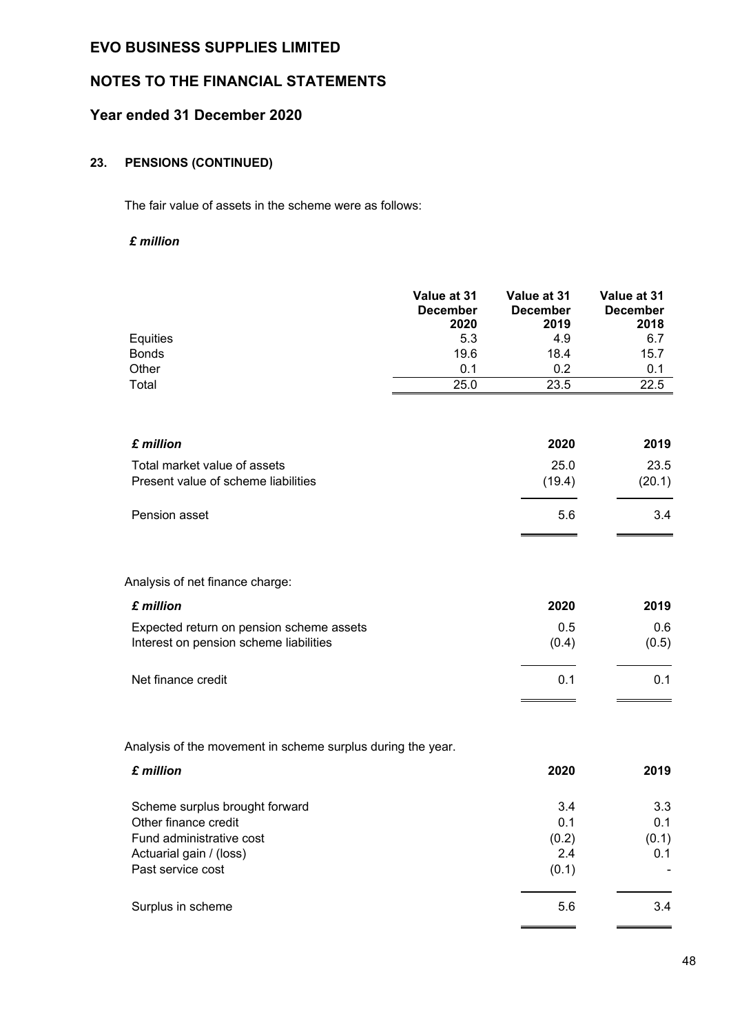# EVO BUSINESS SUPPLIES LIMITED

## NOTES TO THE FINANCIAL STATEMENTS

## Year ended 31 December 2020

### 23. PENSIONS (CONTINUED)

The fair value of assets in the scheme were as follows:

***£ million***

| | Value at 31 December 2020 | Value at 31 December 2019 | Value at 31 December 2018 |
|---|---|---|---|
| Equities | 5.3 | 4.9 | 6.7 |
| Bonds | 19.6 | 18.4 | 15.7 |
| Other | 0.1 | 0.2 | 0.1 |
| Total | 25.0 | 23.5 | 22.5 |

| ***£ million*** | **2020** | **2019** |
|---|---|---|
| Total market value of assets | 25.0 | 23.5 |
| Present value of scheme liabilities | (19.4) | (20.1) |
| Pension asset | 5.6 | 3.4 |

Analysis of net finance charge:

| ***£ million*** | **2020** | **2019** |
|---|---|---|
| Expected return on pension scheme assets | 0.5 | 0.6 |
| Interest on pension scheme liabilities | (0.4) | (0.5) |
| Net finance credit | 0.1 | 0.1 |

Analysis of the movement in scheme surplus during the year.

| ***£ million*** | **2020** | **2019** |
|---|---|---|
| Scheme surplus brought forward | 3.4 | 3.3 |
| Other finance credit | 0.1 | 0.1 |
| Fund administrative cost | (0.2) | (0.1) |
| Actuarial gain / (loss) | 2.4 | 0.1 |
| Past service cost | (0.1) | - |
| Surplus in scheme | 5.6 | 3.4 |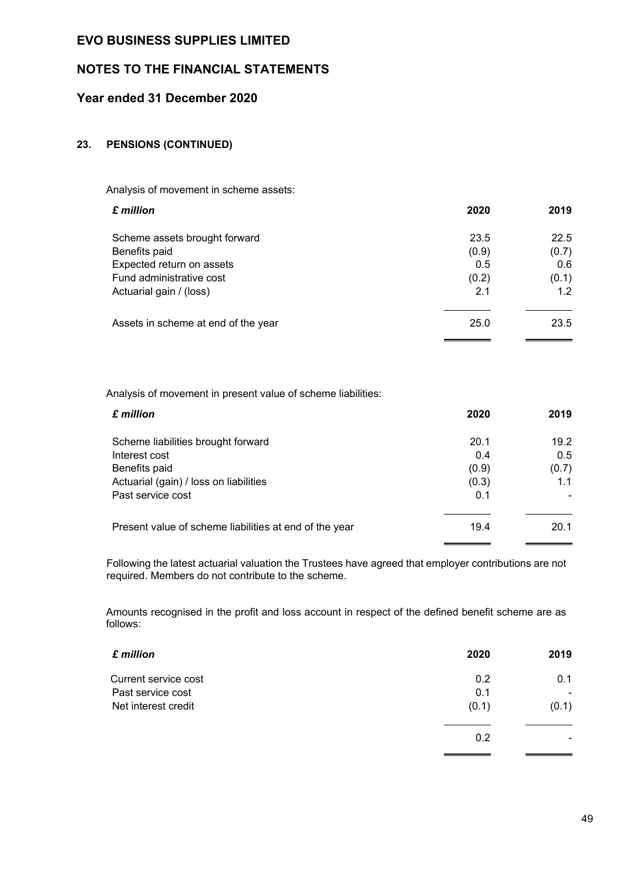# EVO BUSINESS SUPPLIES LIMITED

## NOTES TO THE FINANCIAL STATEMENTS

## Year ended 31 December 2020

### 23. PENSIONS (CONTINUED)

Analysis of movement in scheme assets:

| *£ million* | 2020 | 2019 |
|---|---|---|
| Scheme assets brought forward | 23.5 | 22.5 |
| Benefits paid | (0.9) | (0.7) |
| Expected return on assets | 0.5 | 0.6 |
| Fund administrative cost | (0.2) | (0.1) |
| Actuarial gain / (loss) | 2.1 | 1.2 |
| Assets in scheme at end of the year | 25.0 | 23.5 |

Analysis of movement in present value of scheme liabilities:

| *£ million* | 2020 | 2019 |
|---|---|---|
| Scheme liabilities brought forward | 20.1 | 19.2 |
| Interest cost | 0.4 | 0.5 |
| Benefits paid | (0.9) | (0.7) |
| Actuarial (gain) / loss on liabilities | (0.3) | 1.1 |
| Past service cost | 0.1 | - |
| Present value of scheme liabilities at end of the year | 19.4 | 20.1 |

Following the latest actuarial valuation the Trustees have agreed that employer contributions are not required. Members do not contribute to the scheme.

Amounts recognised in the profit and loss account in respect of the defined benefit scheme are as follows:

| *£ million* | 2020 | 2019 |
|---|---|---|
| Current service cost | 0.2 | 0.1 |
| Past service cost | 0.1 | - |
| Net interest credit | (0.1) | (0.1) |
| | 0.2 | - |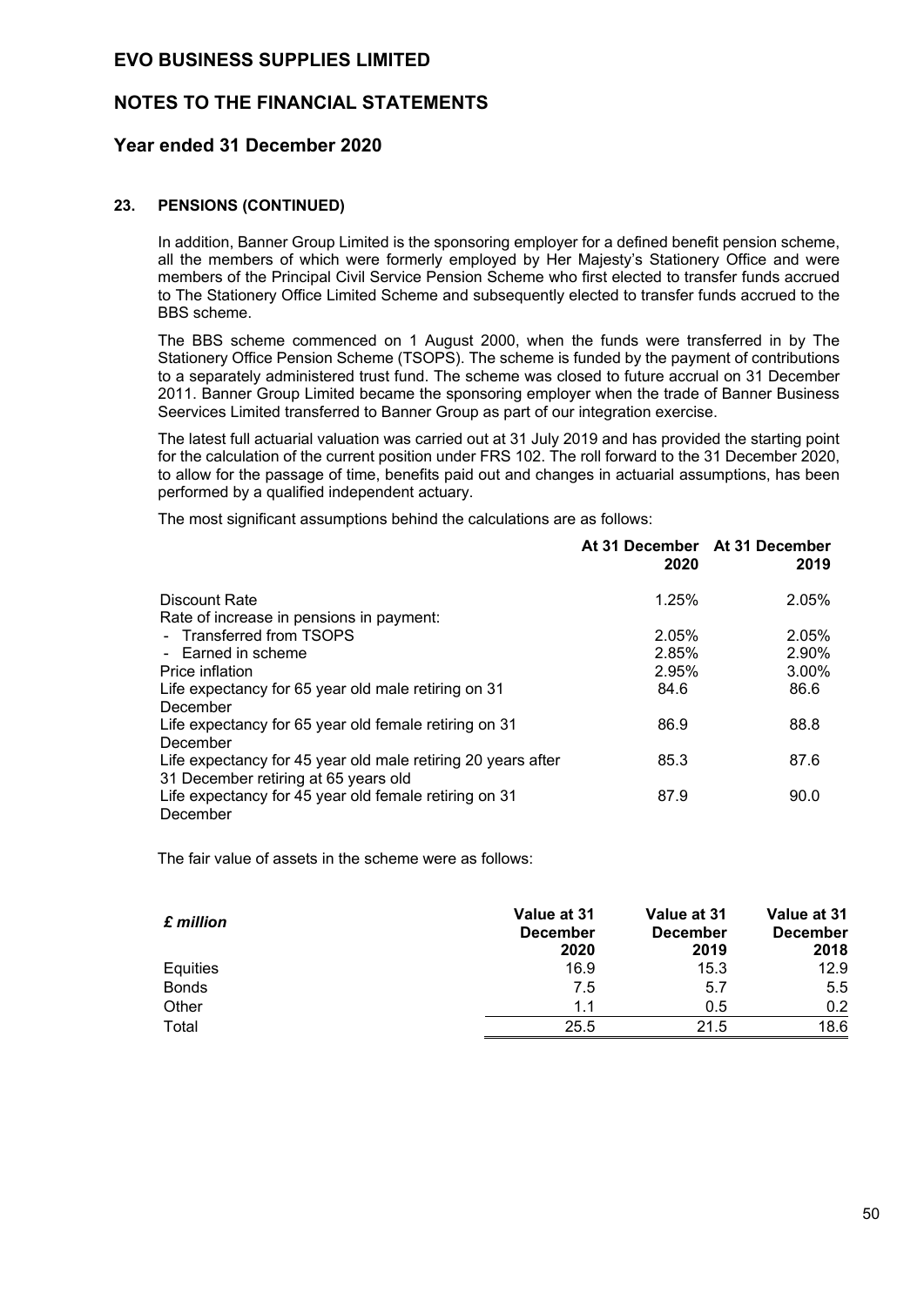# EVO BUSINESS SUPPLIES LIMITED

## NOTES TO THE FINANCIAL STATEMENTS

### Year ended 31 December 2020

#### 23. PENSIONS (CONTINUED)

In addition, Banner Group Limited is the sponsoring employer for a defined benefit pension scheme, all the members of which were formerly employed by Her Majesty's Stationery Office and were members of the Principal Civil Service Pension Scheme who first elected to transfer funds accrued to The Stationery Office Limited Scheme and subsequently elected to transfer funds accrued to the BBS scheme.

The BBS scheme commenced on 1 August 2000, when the funds were transferred in by The Stationery Office Pension Scheme (TSOPS). The scheme is funded by the payment of contributions to a separately administered trust fund. The scheme was closed to future accrual on 31 December 2011. Banner Group Limited became the sponsoring employer when the trade of Banner Business Seervices Limited transferred to Banner Group as part of our integration exercise.

The latest full actuarial valuation was carried out at 31 July 2019 and has provided the starting point for the calculation of the current position under FRS 102. The roll forward to the 31 December 2020, to allow for the passage of time, benefits paid out and changes in actuarial assumptions, has been performed by a qualified independent actuary.

The most significant assumptions behind the calculations are as follows:

| | At 31 December 2020 | At 31 December 2019 |
|---|---|---|
| Discount Rate | 1.25% | 2.05% |
| Rate of increase in pensions in payment: | | |
| - Transferred from TSOPS | 2.05% | 2.05% |
| - Earned in scheme | 2.85% | 2.90% |
| Price inflation | 2.95% | 3.00% |
| Life expectancy for 65 year old male retiring on 31 December | 84.6 | 86.6 |
| Life expectancy for 65 year old female retiring on 31 December | 86.9 | 88.8 |
| Life expectancy for 45 year old male retiring 20 years after 31 December retiring at 65 years old | 85.3 | 87.6 |
| Life expectancy for 45 year old female retiring on 31 December | 87.9 | 90.0 |

The fair value of assets in the scheme were as follows:

| *£ million* | Value at 31 December 2020 | Value at 31 December 2019 | Value at 31 December 2018 |
|---|---|---|---|
| Equities | 16.9 | 15.3 | 12.9 |
| Bonds | 7.5 | 5.7 | 5.5 |
| Other | 1.1 | 0.5 | 0.2 |
| Total | 25.5 | 21.5 | 18.6 |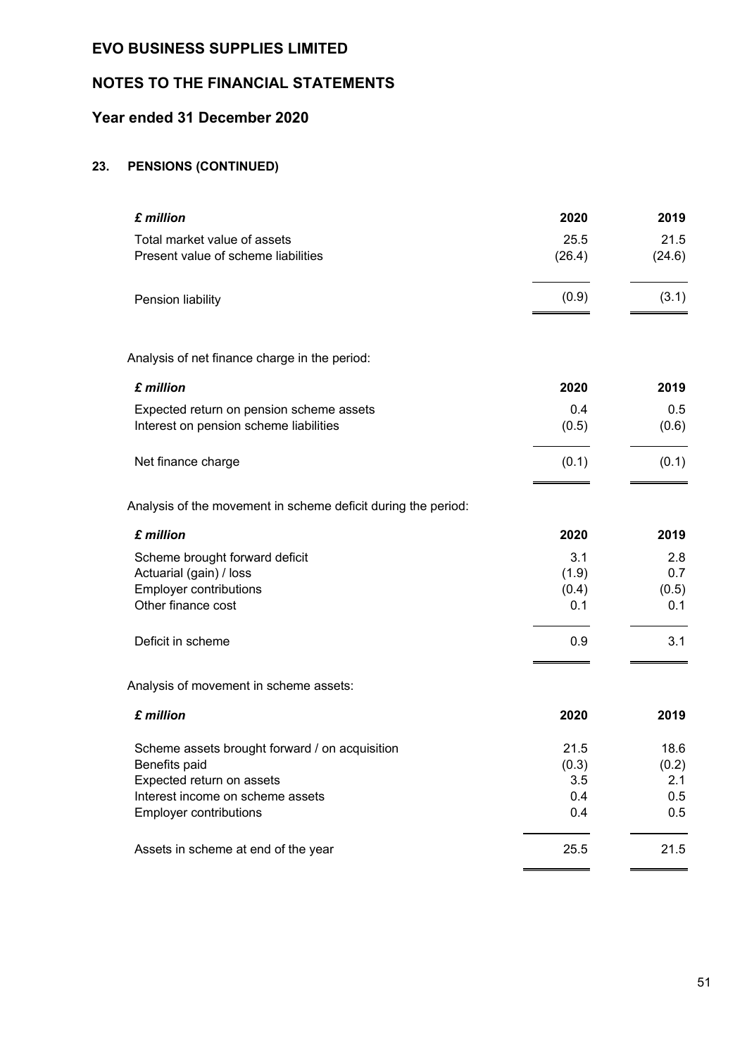# EVO BUSINESS SUPPLIES LIMITED

## NOTES TO THE FINANCIAL STATEMENTS

## Year ended 31 December 2020

### 23. PENSIONS (CONTINUED)

| *£ million* | 2020 | 2019 |
|---|---|---|
| Total market value of assets | 25.5 | 21.5 |
| Present value of scheme liabilities | (26.4) | (24.6) |
| Pension liability | (0.9) | (3.1) |

Analysis of net finance charge in the period:

| *£ million* | 2020 | 2019 |
|---|---|---|
| Expected return on pension scheme assets | 0.4 | 0.5 |
| Interest on pension scheme liabilities | (0.5) | (0.6) |
| Net finance charge | (0.1) | (0.1) |

Analysis of the movement in scheme deficit during the period:

| *£ million* | 2020 | 2019 |
|---|---|---|
| Scheme brought forward deficit | 3.1 | 2.8 |
| Actuarial (gain) / loss | (1.9) | 0.7 |
| Employer contributions | (0.4) | (0.5) |
| Other finance cost | 0.1 | 0.1 |
| Deficit in scheme | 0.9 | 3.1 |

Analysis of movement in scheme assets:

| *£ million* | 2020 | 2019 |
|---|---|---|
| Scheme assets brought forward / on acquisition | 21.5 | 18.6 |
| Benefits paid | (0.3) | (0.2) |
| Expected return on assets | 3.5 | 2.1 |
| Interest income on scheme assets | 0.4 | 0.5 |
| Employer contributions | 0.4 | 0.5 |
| Assets in scheme at end of the year | 25.5 | 21.5 |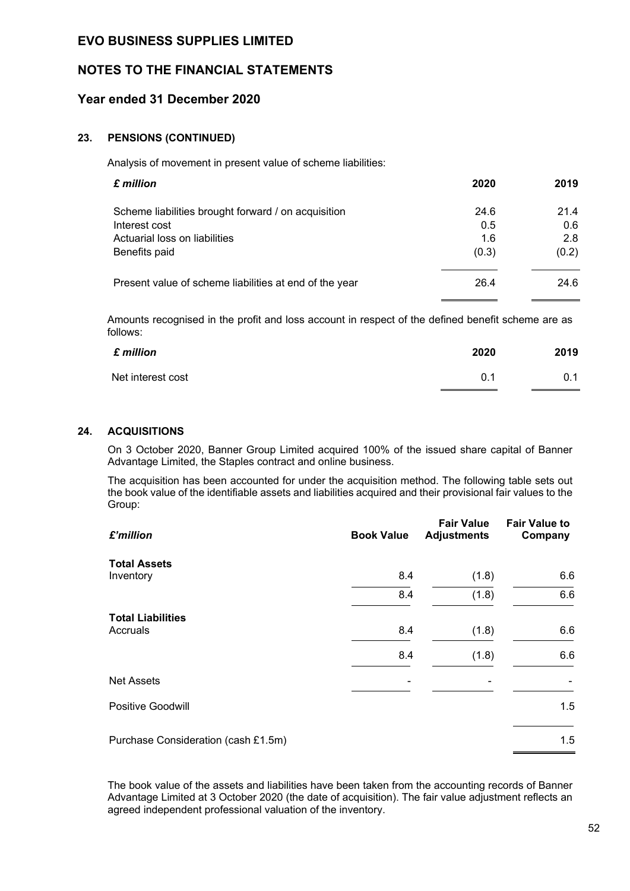# EVO BUSINESS SUPPLIES LIMITED

## NOTES TO THE FINANCIAL STATEMENTS

## Year ended 31 December 2020

### 23. PENSIONS (CONTINUED)

Analysis of movement in present value of scheme liabilities:

| *£ million* | 2020 | 2019 |
|---|---|---|
| Scheme liabilities brought forward / on acquisition | 24.6 | 21.4 |
| Interest cost | 0.5 | 0.6 |
| Actuarial loss on liabilities | 1.6 | 2.8 |
| Benefits paid | (0.3) | (0.2) |
| Present value of scheme liabilities at end of the year | 26.4 | 24.6 |

Amounts recognised in the profit and loss account in respect of the defined benefit scheme are as follows:

| *£ million* | 2020 | 2019 |
|---|---|---|
| Net interest cost | 0.1 | 0.1 |

### 24. ACQUISITIONS

On 3 October 2020, Banner Group Limited acquired 100% of the issued share capital of Banner Advantage Limited, the Staples contract and online business.

The acquisition has been accounted for under the acquisition method. The following table sets out the book value of the identifiable assets and liabilities acquired and their provisional fair values to the Group:

| *£'million* | Book Value | Fair Value Adjustments | Fair Value to Company |
|---|---|---|---|
| **Total Assets** | | | |
| Inventory | 8.4 | (1.8) | 6.6 |
| | 8.4 | (1.8) | 6.6 |
| **Total Liabilities** | | | |
| Accruals | 8.4 | (1.8) | 6.6 |
| | 8.4 | (1.8) | 6.6 |
| Net Assets | - | - | - |
| Positive Goodwill | | | 1.5 |
| Purchase Consideration (cash £1.5m) | | | 1.5 |

The book value of the assets and liabilities have been taken from the accounting records of Banner Advantage Limited at 3 October 2020 (the date of acquisition). The fair value adjustment reflects an agreed independent professional valuation of the inventory.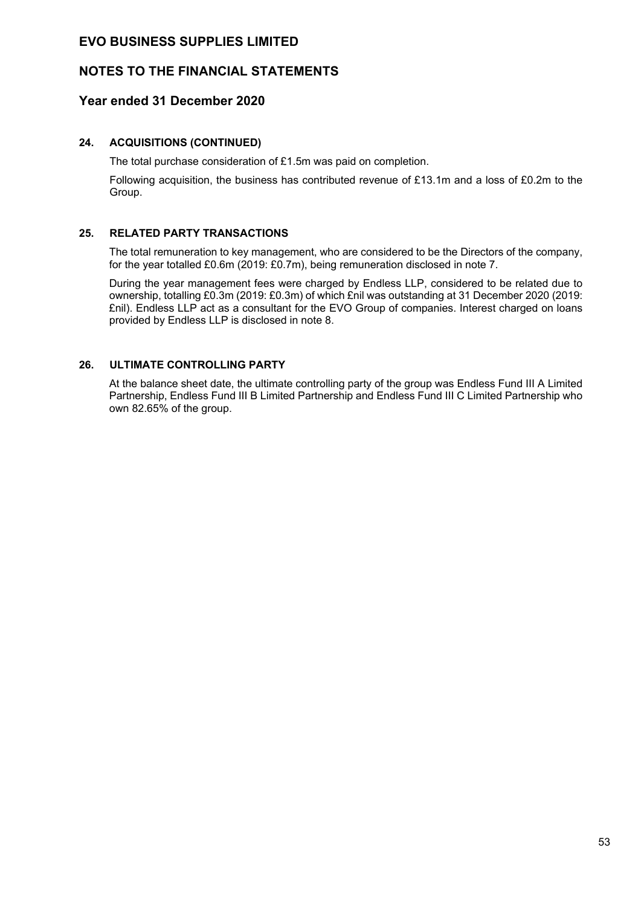# EVO BUSINESS SUPPLIES LIMITED

## NOTES TO THE FINANCIAL STATEMENTS

### Year ended 31 December 2020

#### 24. ACQUISITIONS (CONTINUED)

The total purchase consideration of £1.5m was paid on completion.

Following acquisition, the business has contributed revenue of £13.1m and a loss of £0.2m to the Group.

#### 25. RELATED PARTY TRANSACTIONS

The total remuneration to key management, who are considered to be the Directors of the company, for the year totalled £0.6m (2019: £0.7m), being remuneration disclosed in note 7.

During the year management fees were charged by Endless LLP, considered to be related due to ownership, totalling £0.3m (2019: £0.3m) of which £nil was outstanding at 31 December 2020 (2019: £nil). Endless LLP act as a consultant for the EVO Group of companies. Interest charged on loans provided by Endless LLP is disclosed in note 8.

#### 26. ULTIMATE CONTROLLING PARTY

At the balance sheet date, the ultimate controlling party of the group was Endless Fund III A Limited Partnership, Endless Fund III B Limited Partnership and Endless Fund III C Limited Partnership who own 82.65% of the group.